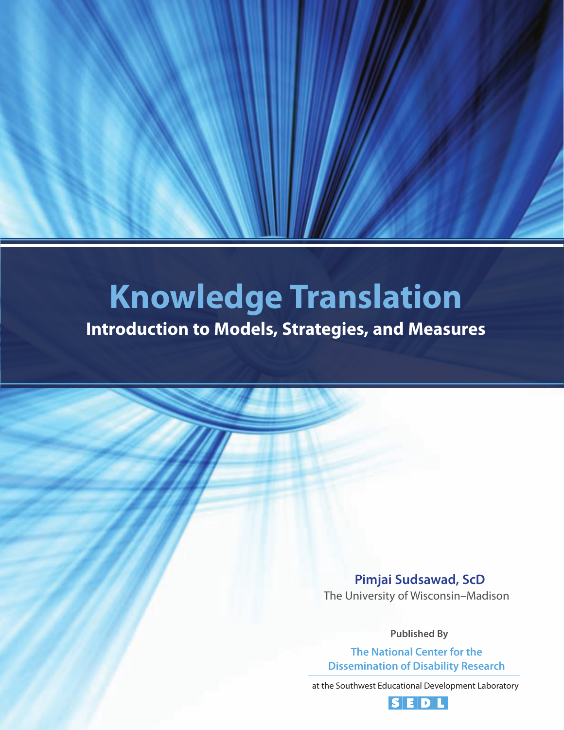# Knowledge Translation

## Introduction to Models, Strategies, and Measures

**Pimjai Sudsawad, ScD**

The University of Wisconsin–Madison

**Published By**

**The National Center for the Dissemination of Disability Research**

at the Southwest Educational Development Laboratory

SEDL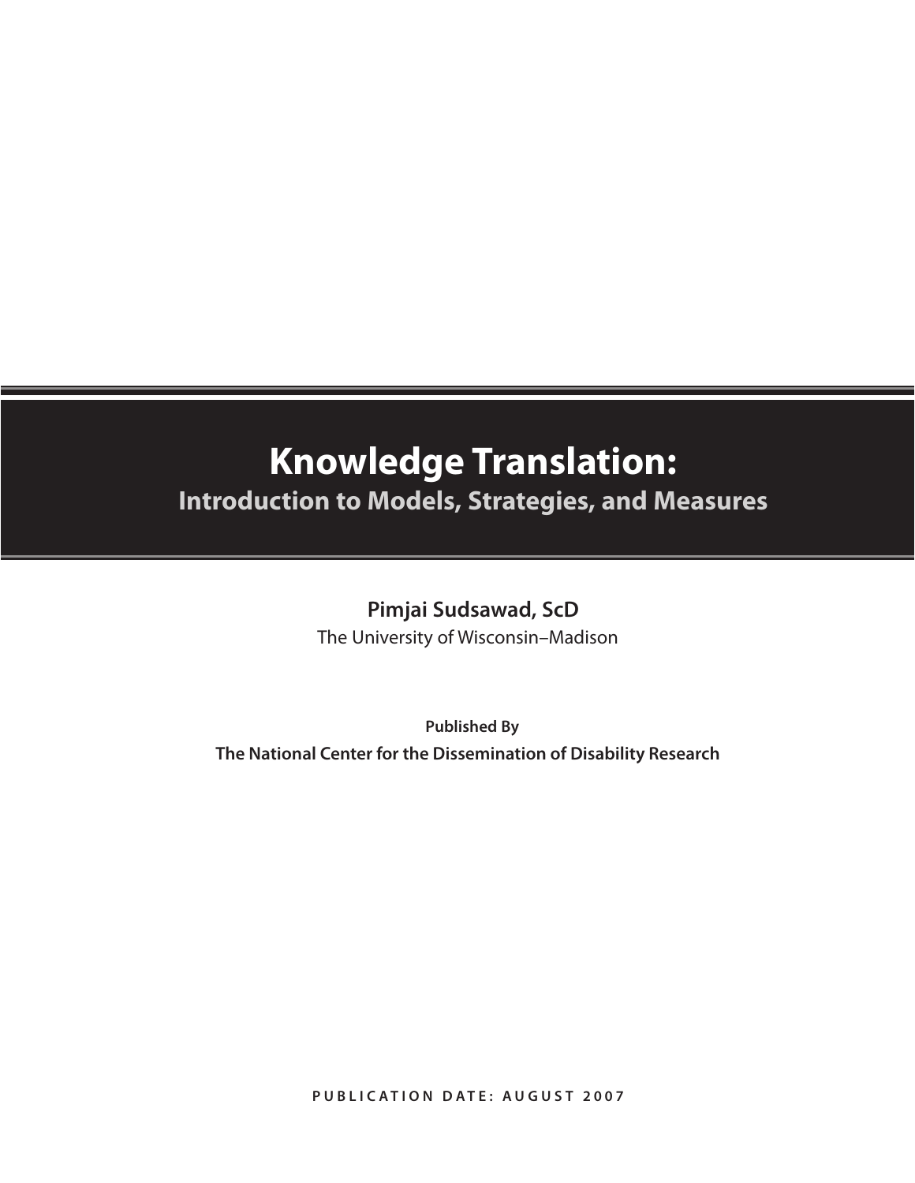# Knowledge Translation:

## Introduction to Models, Strategies, and Measures

**Pimjai Sudsawad, ScD**

The University of Wisconsin–Madison

**Published By**

**The National Center for the Dissemination of Disability Research**

**PUBLICATION DATE: AUGUST 2007**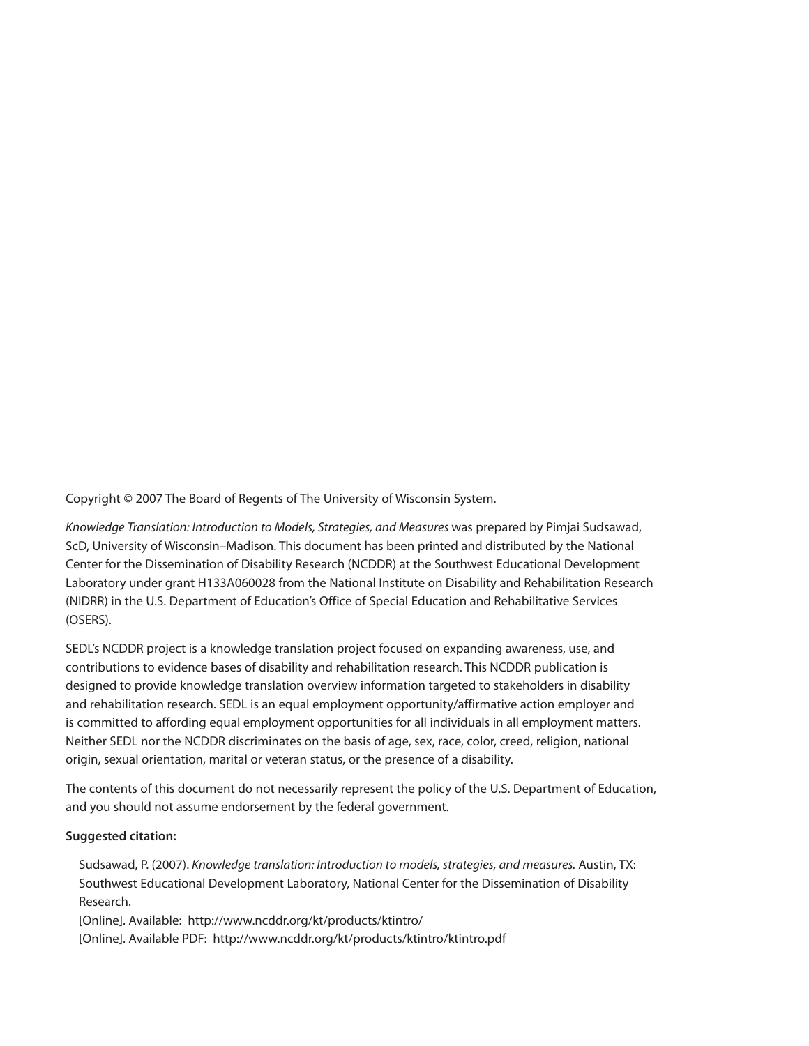Copyright © 2007 The Board of Regents of The University of Wisconsin System.

*Knowledge Translation: Introduction to Models, Strategies, and Measures* was prepared by Pimjai Sudsawad, ScD, University of Wisconsin–Madison. This document has been printed and distributed by the National Center for the Dissemination of Disability Research (NCDDR) at the Southwest Educational Development Laboratory under grant H133A060028 from the National Institute on Disability and Rehabilitation Research (NIDRR) in the U.S. Department of Education's Office of Special Education and Rehabilitative Services (OSERS).

SEDL's NCDDR project is a knowledge translation project focused on expanding awareness, use, and contributions to evidence bases of disability and rehabilitation research. This NCDDR publication is designed to provide knowledge translation overview information targeted to stakeholders in disability and rehabilitation research. SEDL is an equal employment opportunity/affirmative action employer and is committed to affording equal employment opportunities for all individuals in all employment matters. Neither SEDL nor the NCDDR discriminates on the basis of age, sex, race, color, creed, religion, national origin, sexual orientation, marital or veteran status, or the presence of a disability.

The contents of this document do not necessarily represent the policy of the U.S. Department of Education, and you should not assume endorsement by the federal government.

**Suggested citation:**

Sudsawad, P. (2007). *Knowledge translation: Introduction to models, strategies, and measures.* Austin, TX: Southwest Educational Development Laboratory, National Center for the Dissemination of Disability Research.
[Online]. Available: http://www.ncddr.org/kt/products/ktintro/
[Online]. Available PDF: http://www.ncddr.org/kt/products/ktintro/ktintro.pdf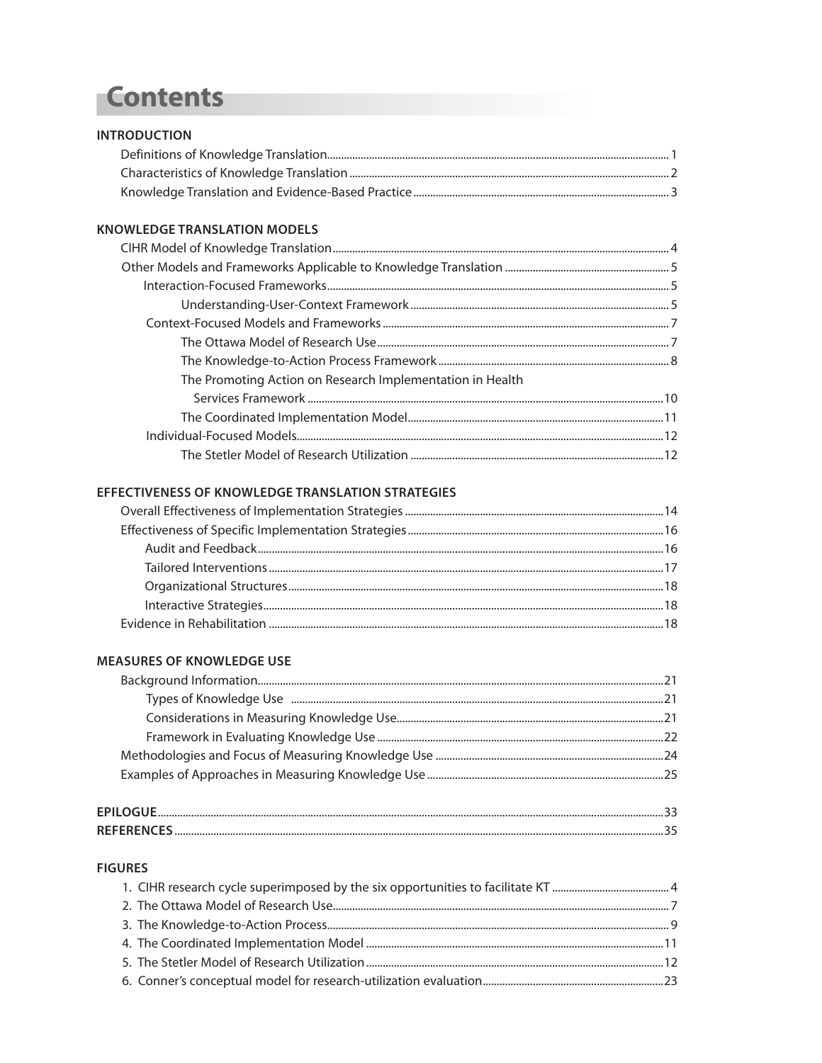# Contents

**INTRODUCTION**

- Definitions of Knowledge Translation .......... 1
- Characteristics of Knowledge Translation .......... 2
- Knowledge Translation and Evidence-Based Practice .......... 3

**KNOWLEDGE TRANSLATION MODELS**

- CIHR Model of Knowledge Translation .......... 4
- Other Models and Frameworks Applicable to Knowledge Translation .......... 5
  - Interaction-Focused Frameworks .......... 5
    - Understanding-User-Context Framework .......... 5
  - Context-Focused Models and Frameworks .......... 7
    - The Ottawa Model of Research Use .......... 7
    - The Knowledge-to-Action Process Framework .......... 8
    - The Promoting Action on Research Implementation in Health Services Framework .......... 10
    - The Coordinated Implementation Model .......... 11
  - Individual-Focused Models .......... 12
    - The Stetler Model of Research Utilization .......... 12

**EFFECTIVENESS OF KNOWLEDGE TRANSLATION STRATEGIES**

- Overall Effectiveness of Implementation Strategies .......... 14
- Effectiveness of Specific Implementation Strategies .......... 16
  - Audit and Feedback .......... 16
  - Tailored Interventions .......... 17
  - Organizational Structures .......... 18
  - Interactive Strategies .......... 18
- Evidence in Rehabilitation .......... 18

**MEASURES OF KNOWLEDGE USE**

- Background Information .......... 21
  - Types of Knowledge Use .......... 21
  - Considerations in Measuring Knowledge Use .......... 21
  - Framework in Evaluating Knowledge Use .......... 22
- Methodologies and Focus of Measuring Knowledge Use .......... 24
- Examples of Approaches in Measuring Knowledge Use .......... 25

**EPILOGUE** .......... 33

**REFERENCES** .......... 35

**FIGURES**

1. CIHR research cycle superimposed by the six opportunities to facilitate KT .......... 4
2. The Ottawa Model of Research Use .......... 7
3. The Knowledge-to-Action Process .......... 9
4. The Coordinated Implementation Model .......... 11
5. The Stetler Model of Research Utilization .......... 12
6. Conner's conceptual model for research-utilization evaluation .......... 23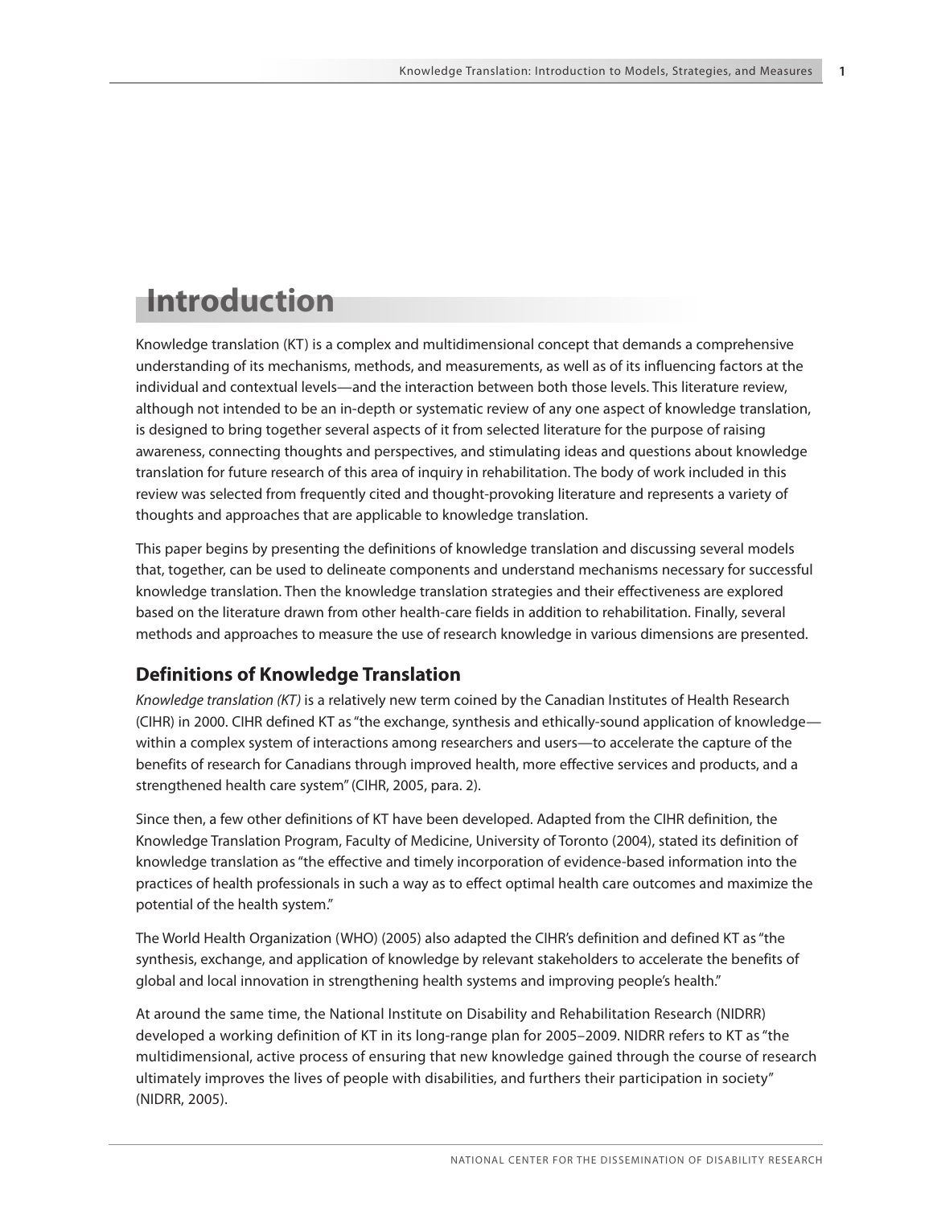# Introduction

Knowledge translation (KT) is a complex and multidimensional concept that demands a comprehensive understanding of its mechanisms, methods, and measurements, as well as of its influencing factors at the individual and contextual levels—and the interaction between both those levels. This literature review, although not intended to be an in-depth or systematic review of any one aspect of knowledge translation, is designed to bring together several aspects of it from selected literature for the purpose of raising awareness, connecting thoughts and perspectives, and stimulating ideas and questions about knowledge translation for future research of this area of inquiry in rehabilitation. The body of work included in this review was selected from frequently cited and thought-provoking literature and represents a variety of thoughts and approaches that are applicable to knowledge translation.

This paper begins by presenting the definitions of knowledge translation and discussing several models that, together, can be used to delineate components and understand mechanisms necessary for successful knowledge translation. Then the knowledge translation strategies and their effectiveness are explored based on the literature drawn from other health-care fields in addition to rehabilitation. Finally, several methods and approaches to measure the use of research knowledge in various dimensions are presented.

## Definitions of Knowledge Translation

*Knowledge translation (KT)* is a relatively new term coined by the Canadian Institutes of Health Research (CIHR) in 2000. CIHR defined KT as "the exchange, synthesis and ethically-sound application of knowledge—within a complex system of interactions among researchers and users—to accelerate the capture of the benefits of research for Canadians through improved health, more effective services and products, and a strengthened health care system" (CIHR, 2005, para. 2).

Since then, a few other definitions of KT have been developed. Adapted from the CIHR definition, the Knowledge Translation Program, Faculty of Medicine, University of Toronto (2004), stated its definition of knowledge translation as "the effective and timely incorporation of evidence-based information into the practices of health professionals in such a way as to effect optimal health care outcomes and maximize the potential of the health system."

The World Health Organization (WHO) (2005) also adapted the CIHR's definition and defined KT as "the synthesis, exchange, and application of knowledge by relevant stakeholders to accelerate the benefits of global and local innovation in strengthening health systems and improving people's health."

At around the same time, the National Institute on Disability and Rehabilitation Research (NIDRR) developed a working definition of KT in its long-range plan for 2005–2009. NIDRR refers to KT as "the multidimensional, active process of ensuring that new knowledge gained through the course of research ultimately improves the lives of people with disabilities, and furthers their participation in society" (NIDRR, 2005).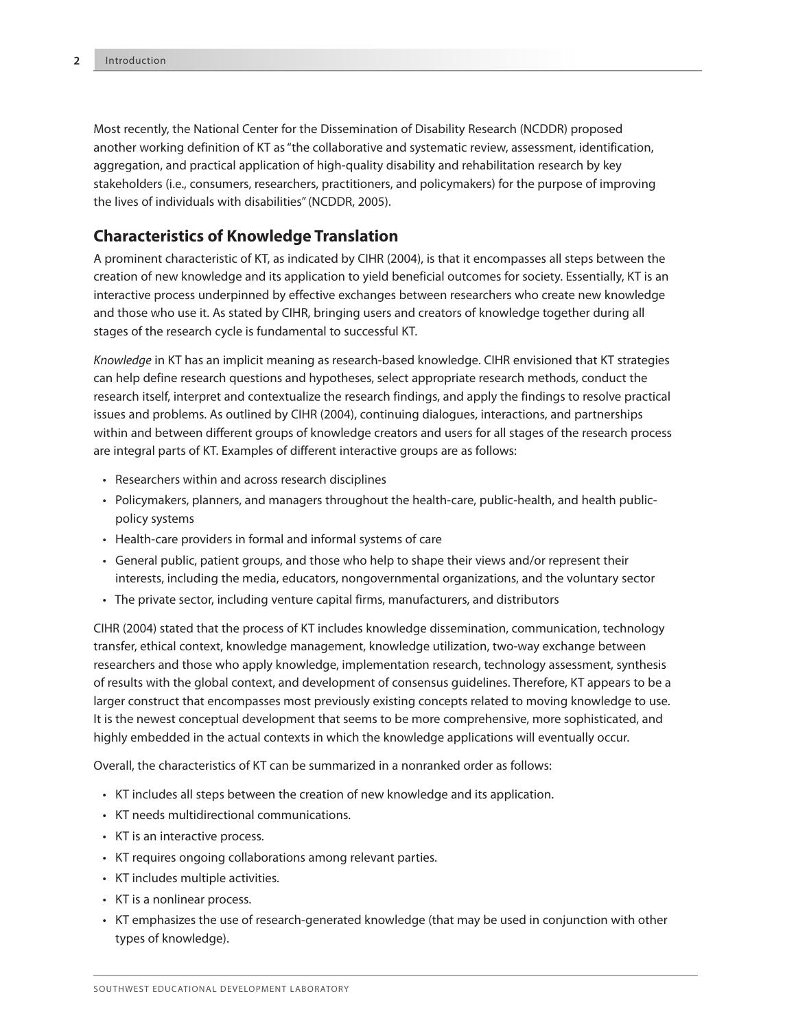Most recently, the National Center for the Dissemination of Disability Research (NCDDR) proposed another working definition of KT as "the collaborative and systematic review, assessment, identification, aggregation, and practical application of high-quality disability and rehabilitation research by key stakeholders (i.e., consumers, researchers, practitioners, and policymakers) for the purpose of improving the lives of individuals with disabilities" (NCDDR, 2005).

## Characteristics of Knowledge Translation

A prominent characteristic of KT, as indicated by CIHR (2004), is that it encompasses all steps between the creation of new knowledge and its application to yield beneficial outcomes for society. Essentially, KT is an interactive process underpinned by effective exchanges between researchers who create new knowledge and those who use it. As stated by CIHR, bringing users and creators of knowledge together during all stages of the research cycle is fundamental to successful KT.

*Knowledge* in KT has an implicit meaning as research-based knowledge. CIHR envisioned that KT strategies can help define research questions and hypotheses, select appropriate research methods, conduct the research itself, interpret and contextualize the research findings, and apply the findings to resolve practical issues and problems. As outlined by CIHR (2004), continuing dialogues, interactions, and partnerships within and between different groups of knowledge creators and users for all stages of the research process are integral parts of KT. Examples of different interactive groups are as follows:

- Researchers within and across research disciplines
- Policymakers, planners, and managers throughout the health-care, public-health, and health public-policy systems
- Health-care providers in formal and informal systems of care
- General public, patient groups, and those who help to shape their views and/or represent their interests, including the media, educators, nongovernmental organizations, and the voluntary sector
- The private sector, including venture capital firms, manufacturers, and distributors

CIHR (2004) stated that the process of KT includes knowledge dissemination, communication, technology transfer, ethical context, knowledge management, knowledge utilization, two-way exchange between researchers and those who apply knowledge, implementation research, technology assessment, synthesis of results with the global context, and development of consensus guidelines. Therefore, KT appears to be a larger construct that encompasses most previously existing concepts related to moving knowledge to use. It is the newest conceptual development that seems to be more comprehensive, more sophisticated, and highly embedded in the actual contexts in which the knowledge applications will eventually occur.

Overall, the characteristics of KT can be summarized in a nonranked order as follows:

- KT includes all steps between the creation of new knowledge and its application.
- KT needs multidirectional communications.
- KT is an interactive process.
- KT requires ongoing collaborations among relevant parties.
- KT includes multiple activities.
- KT is a nonlinear process.
- KT emphasizes the use of research-generated knowledge (that may be used in conjunction with other types of knowledge).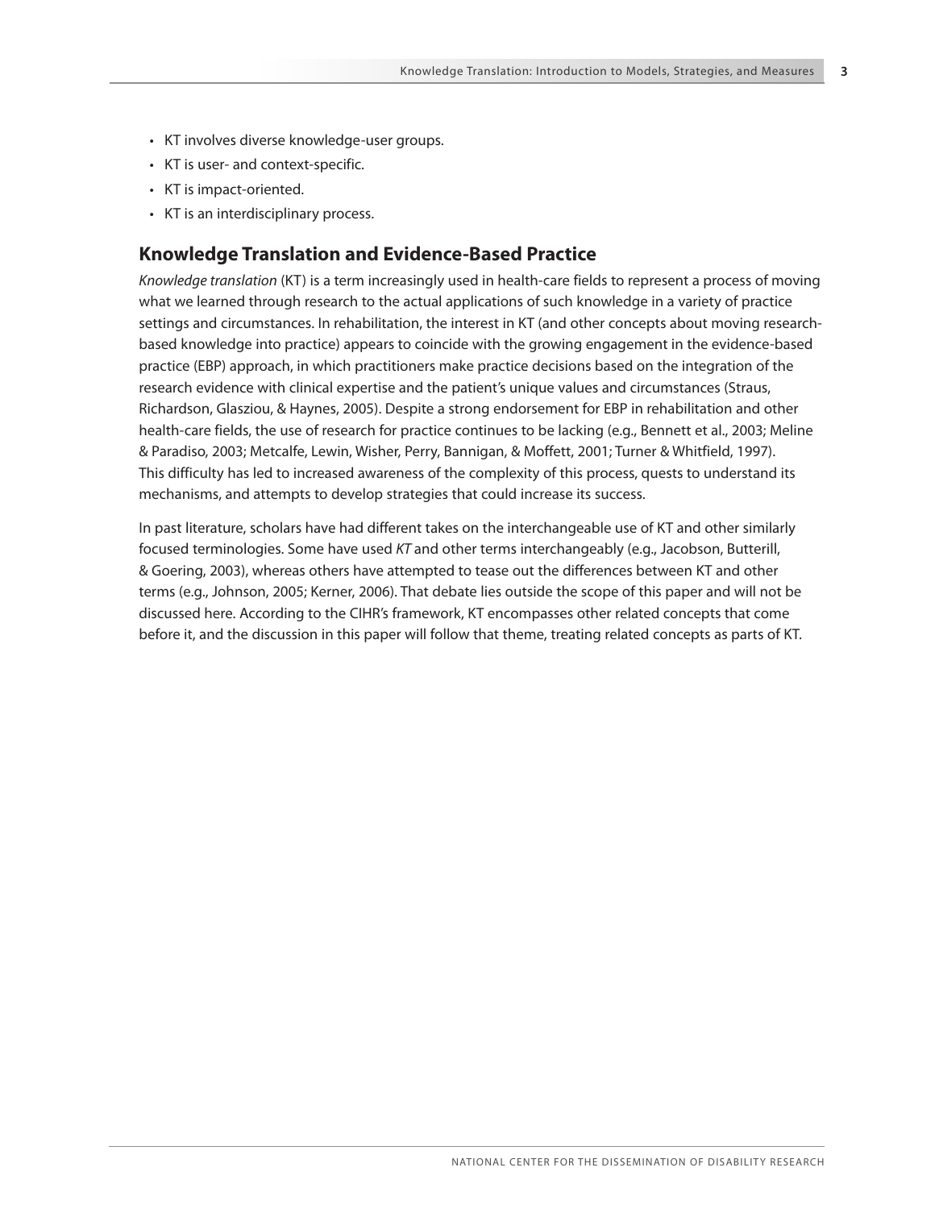- KT involves diverse knowledge-user groups.
- KT is user- and context-specific.
- KT is impact-oriented.
- KT is an interdisciplinary process.

## Knowledge Translation and Evidence-Based Practice

*Knowledge translation* (KT) is a term increasingly used in health-care fields to represent a process of moving what we learned through research to the actual applications of such knowledge in a variety of practice settings and circumstances. In rehabilitation, the interest in KT (and other concepts about moving research-based knowledge into practice) appears to coincide with the growing engagement in the evidence-based practice (EBP) approach, in which practitioners make practice decisions based on the integration of the research evidence with clinical expertise and the patient's unique values and circumstances (Straus, Richardson, Glasziou, & Haynes, 2005). Despite a strong endorsement for EBP in rehabilitation and other health-care fields, the use of research for practice continues to be lacking (e.g., Bennett et al., 2003; Meline & Paradiso, 2003; Metcalfe, Lewin, Wisher, Perry, Bannigan, & Moffett, 2001; Turner & Whitfield, 1997). This difficulty has led to increased awareness of the complexity of this process, quests to understand its mechanisms, and attempts to develop strategies that could increase its success.

In past literature, scholars have had different takes on the interchangeable use of KT and other similarly focused terminologies. Some have used *KT* and other terms interchangeably (e.g., Jacobson, Butterill, & Goering, 2003), whereas others have attempted to tease out the differences between KT and other terms (e.g., Johnson, 2005; Kerner, 2006). That debate lies outside the scope of this paper and will not be discussed here. According to the CIHR's framework, KT encompasses other related concepts that come before it, and the discussion in this paper will follow that theme, treating related concepts as parts of KT.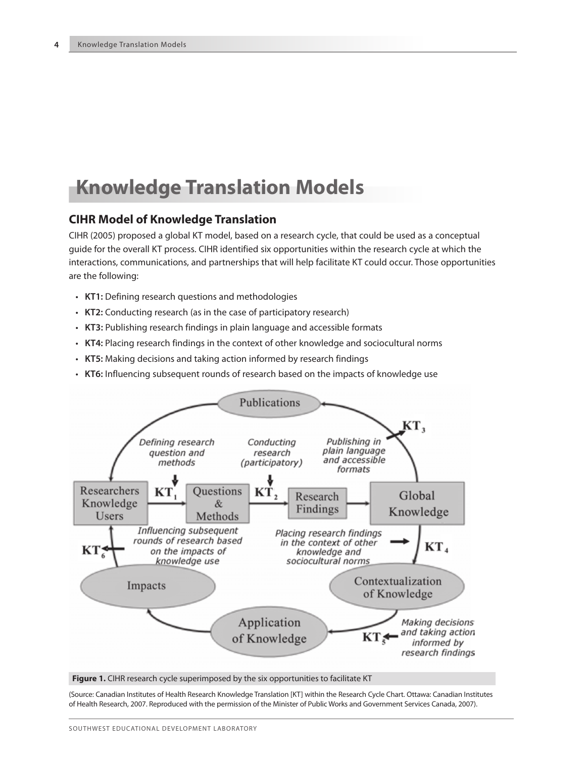# Knowledge Translation Models

## CIHR Model of Knowledge Translation

CIHR (2005) proposed a global KT model, based on a research cycle, that could be used as a conceptual guide for the overall KT process. CIHR identified six opportunities within the research cycle at which the interactions, communications, and partnerships that will help facilitate KT could occur. Those opportunities are the following:

- **KT1:** Defining research questions and methodologies
- **KT2:** Conducting research (as in the case of participatory research)
- **KT3:** Publishing research findings in plain language and accessible formats
- **KT4:** Placing research findings in the context of other knowledge and sociocultural norms
- **KT5:** Making decisions and taking action informed by research findings
- **KT6:** Influencing subsequent rounds of research based on the impacts of knowledge use

**Figure 1.** CIHR research cycle superimposed by the six opportunities to facilitate KT

(Source: Canadian Institutes of Health Research Knowledge Translation [KT] within the Research Cycle Chart. Ottawa: Canadian Institutes of Health Research, 2007. Reproduced with the permission of the Minister of Public Works and Government Services Canada, 2007).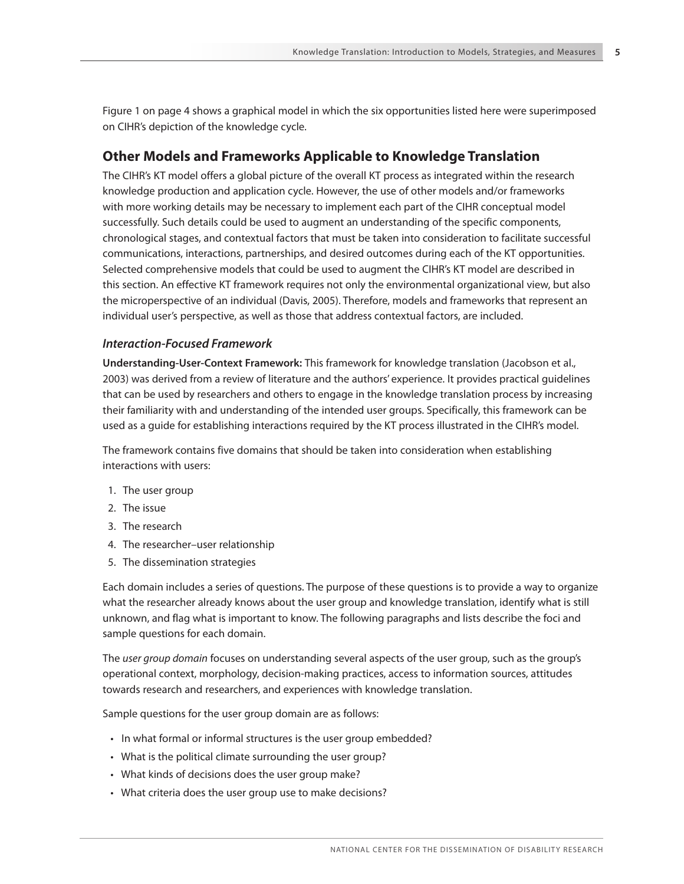Figure 1 on page 4 shows a graphical model in which the six opportunities listed here were superimposed on CIHR's depiction of the knowledge cycle.

## Other Models and Frameworks Applicable to Knowledge Translation

The CIHR's KT model offers a global picture of the overall KT process as integrated within the research knowledge production and application cycle. However, the use of other models and/or frameworks with more working details may be necessary to implement each part of the CIHR conceptual model successfully. Such details could be used to augment an understanding of the specific components, chronological stages, and contextual factors that must be taken into consideration to facilitate successful communications, interactions, partnerships, and desired outcomes during each of the KT opportunities. Selected comprehensive models that could be used to augment the CIHR's KT model are described in this section. An effective KT framework requires not only the environmental organizational view, but also the microperspective of an individual (Davis, 2005). Therefore, models and frameworks that represent an individual user's perspective, as well as those that address contextual factors, are included.

### *Interaction-Focused Framework*

**Understanding-User-Context Framework:** This framework for knowledge translation (Jacobson et al., 2003) was derived from a review of literature and the authors' experience. It provides practical guidelines that can be used by researchers and others to engage in the knowledge translation process by increasing their familiarity with and understanding of the intended user groups. Specifically, this framework can be used as a guide for establishing interactions required by the KT process illustrated in the CIHR's model.

The framework contains five domains that should be taken into consideration when establishing interactions with users:

1. The user group
2. The issue
3. The research
4. The researcher–user relationship
5. The dissemination strategies

Each domain includes a series of questions. The purpose of these questions is to provide a way to organize what the researcher already knows about the user group and knowledge translation, identify what is still unknown, and flag what is important to know. The following paragraphs and lists describe the foci and sample questions for each domain.

The *user group domain* focuses on understanding several aspects of the user group, such as the group's operational context, morphology, decision-making practices, access to information sources, attitudes towards research and researchers, and experiences with knowledge translation.

Sample questions for the user group domain are as follows:

- In what formal or informal structures is the user group embedded?
- What is the political climate surrounding the user group?
- What kinds of decisions does the user group make?
- What criteria does the user group use to make decisions?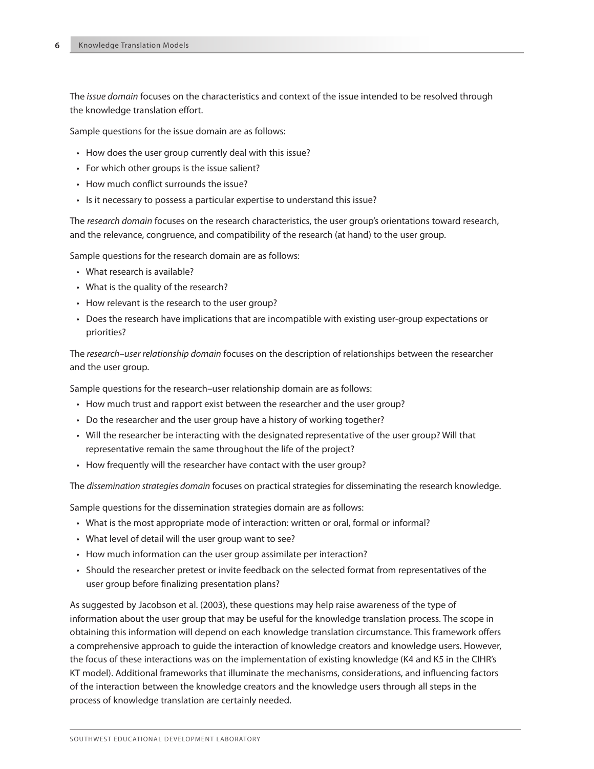The *issue domain* focuses on the characteristics and context of the issue intended to be resolved through the knowledge translation effort.

Sample questions for the issue domain are as follows:

- How does the user group currently deal with this issue?
- For which other groups is the issue salient?
- How much conflict surrounds the issue?
- Is it necessary to possess a particular expertise to understand this issue?

The *research domain* focuses on the research characteristics, the user group's orientations toward research, and the relevance, congruence, and compatibility of the research (at hand) to the user group.

Sample questions for the research domain are as follows:

- What research is available?
- What is the quality of the research?
- How relevant is the research to the user group?
- Does the research have implications that are incompatible with existing user-group expectations or priorities?

The *research–user relationship domain* focuses on the description of relationships between the researcher and the user group.

Sample questions for the research–user relationship domain are as follows:

- How much trust and rapport exist between the researcher and the user group?
- Do the researcher and the user group have a history of working together?
- Will the researcher be interacting with the designated representative of the user group? Will that representative remain the same throughout the life of the project?
- How frequently will the researcher have contact with the user group?

The *dissemination strategies domain* focuses on practical strategies for disseminating the research knowledge.

Sample questions for the dissemination strategies domain are as follows:

- What is the most appropriate mode of interaction: written or oral, formal or informal?
- What level of detail will the user group want to see?
- How much information can the user group assimilate per interaction?
- Should the researcher pretest or invite feedback on the selected format from representatives of the user group before finalizing presentation plans?

As suggested by Jacobson et al. (2003), these questions may help raise awareness of the type of information about the user group that may be useful for the knowledge translation process. The scope in obtaining this information will depend on each knowledge translation circumstance. This framework offers a comprehensive approach to guide the interaction of knowledge creators and knowledge users. However, the focus of these interactions was on the implementation of existing knowledge (K4 and K5 in the CIHR's KT model). Additional frameworks that illuminate the mechanisms, considerations, and influencing factors of the interaction between the knowledge creators and the knowledge users through all steps in the process of knowledge translation are certainly needed.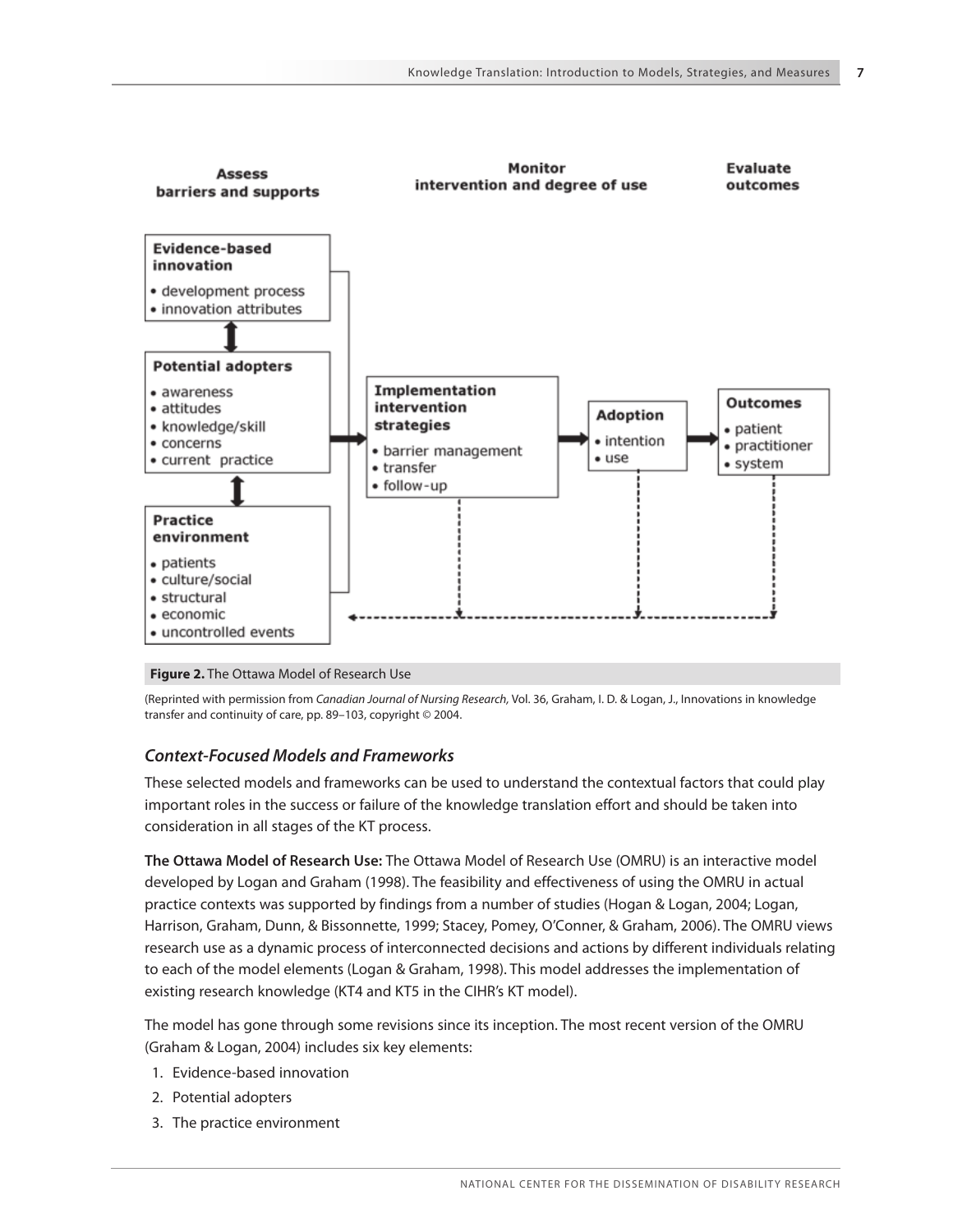**Assess barriers and supports** | **Monitor intervention and degree of use** | **Evaluate outcomes**

**Evidence-based innovation**
- development process
- innovation attributes

**Potential adopters**
- awareness
- attitudes
- knowledge/skill
- concerns
- current practice

**Practice environment**
- patients
- culture/social
- structural
- economic
- uncontrolled events

**Implementation intervention strategies**
- barrier management
- transfer
- follow-up

**Adoption**
- intention
- use

**Outcomes**
- patient
- practitioner
- system

**Figure 2.** The Ottawa Model of Research Use

(Reprinted with permission from *Canadian Journal of Nursing Research,* Vol. 36, Graham, I. D. & Logan, J., Innovations in knowledge transfer and continuity of care, pp. 89–103, copyright © 2004.

### *Context-Focused Models and Frameworks*

These selected models and frameworks can be used to understand the contextual factors that could play important roles in the success or failure of the knowledge translation effort and should be taken into consideration in all stages of the KT process.

**The Ottawa Model of Research Use:** The Ottawa Model of Research Use (OMRU) is an interactive model developed by Logan and Graham (1998). The feasibility and effectiveness of using the OMRU in actual practice contexts was supported by findings from a number of studies (Hogan & Logan, 2004; Logan, Harrison, Graham, Dunn, & Bissonnette, 1999; Stacey, Pomey, O'Conner, & Graham, 2006). The OMRU views research use as a dynamic process of interconnected decisions and actions by different individuals relating to each of the model elements (Logan & Graham, 1998). This model addresses the implementation of existing research knowledge (KT4 and KT5 in the CIHR's KT model).

The model has gone through some revisions since its inception. The most recent version of the OMRU (Graham & Logan, 2004) includes six key elements:

1. Evidence-based innovation
2. Potential adopters
3. The practice environment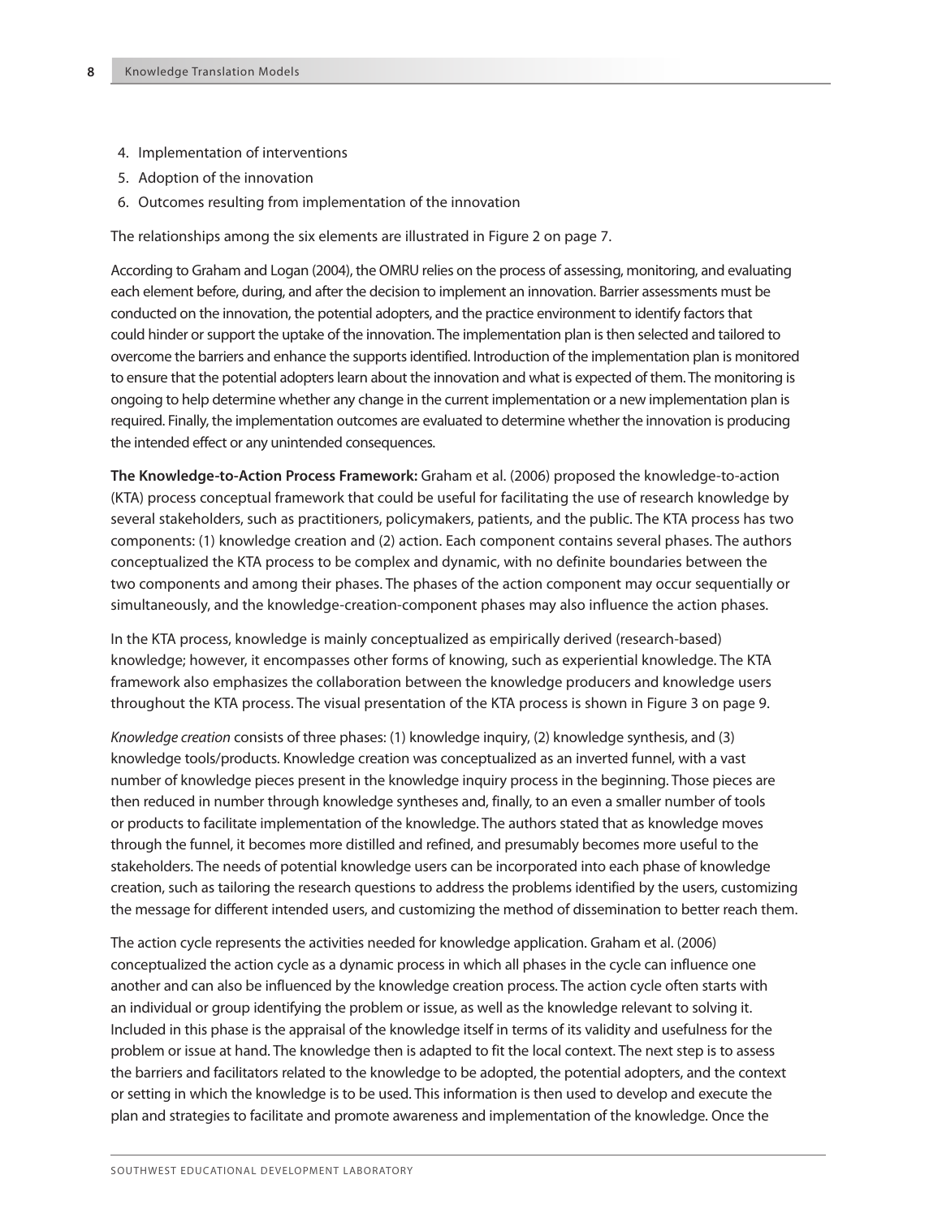4. Implementation of interventions
5. Adoption of the innovation
6. Outcomes resulting from implementation of the innovation

The relationships among the six elements are illustrated in Figure 2 on page 7.

According to Graham and Logan (2004), the OMRU relies on the process of assessing, monitoring, and evaluating each element before, during, and after the decision to implement an innovation. Barrier assessments must be conducted on the innovation, the potential adopters, and the practice environment to identify factors that could hinder or support the uptake of the innovation. The implementation plan is then selected and tailored to overcome the barriers and enhance the supports identified. Introduction of the implementation plan is monitored to ensure that the potential adopters learn about the innovation and what is expected of them. The monitoring is ongoing to help determine whether any change in the current implementation or a new implementation plan is required. Finally, the implementation outcomes are evaluated to determine whether the innovation is producing the intended effect or any unintended consequences.

**The Knowledge-to-Action Process Framework:** Graham et al. (2006) proposed the knowledge-to-action (KTA) process conceptual framework that could be useful for facilitating the use of research knowledge by several stakeholders, such as practitioners, policymakers, patients, and the public. The KTA process has two components: (1) knowledge creation and (2) action. Each component contains several phases. The authors conceptualized the KTA process to be complex and dynamic, with no definite boundaries between the two components and among their phases. The phases of the action component may occur sequentially or simultaneously, and the knowledge-creation-component phases may also influence the action phases.

In the KTA process, knowledge is mainly conceptualized as empirically derived (research-based) knowledge; however, it encompasses other forms of knowing, such as experiential knowledge. The KTA framework also emphasizes the collaboration between the knowledge producers and knowledge users throughout the KTA process. The visual presentation of the KTA process is shown in Figure 3 on page 9.

*Knowledge creation* consists of three phases: (1) knowledge inquiry, (2) knowledge synthesis, and (3) knowledge tools/products. Knowledge creation was conceptualized as an inverted funnel, with a vast number of knowledge pieces present in the knowledge inquiry process in the beginning. Those pieces are then reduced in number through knowledge syntheses and, finally, to an even a smaller number of tools or products to facilitate implementation of the knowledge. The authors stated that as knowledge moves through the funnel, it becomes more distilled and refined, and presumably becomes more useful to the stakeholders. The needs of potential knowledge users can be incorporated into each phase of knowledge creation, such as tailoring the research questions to address the problems identified by the users, customizing the message for different intended users, and customizing the method of dissemination to better reach them.

The action cycle represents the activities needed for knowledge application. Graham et al. (2006) conceptualized the action cycle as a dynamic process in which all phases in the cycle can influence one another and can also be influenced by the knowledge creation process. The action cycle often starts with an individual or group identifying the problem or issue, as well as the knowledge relevant to solving it. Included in this phase is the appraisal of the knowledge itself in terms of its validity and usefulness for the problem or issue at hand. The knowledge then is adapted to fit the local context. The next step is to assess the barriers and facilitators related to the knowledge to be adopted, the potential adopters, and the context or setting in which the knowledge is to be used. This information is then used to develop and execute the plan and strategies to facilitate and promote awareness and implementation of the knowledge. Once the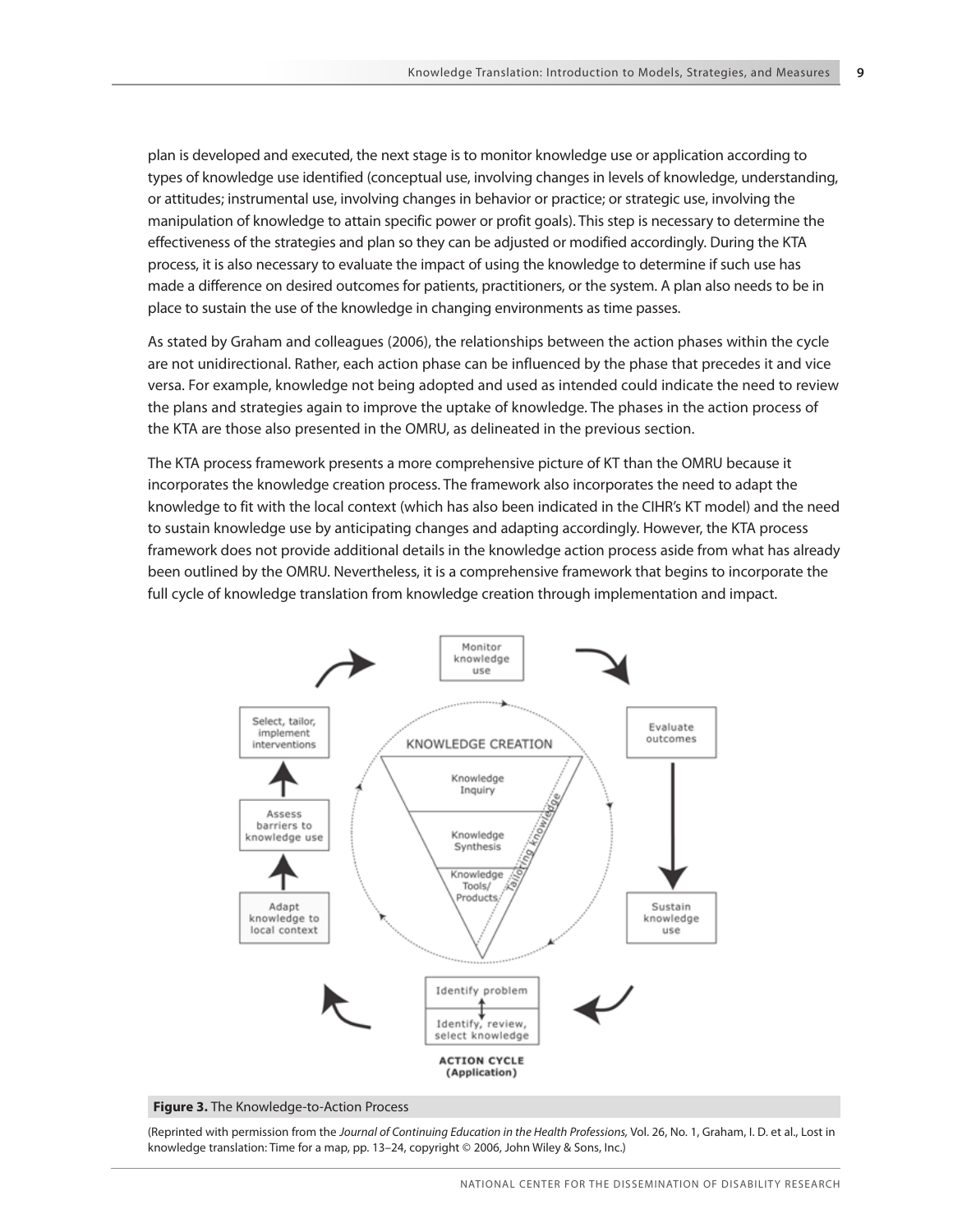plan is developed and executed, the next stage is to monitor knowledge use or application according to types of knowledge use identified (conceptual use, involving changes in levels of knowledge, understanding, or attitudes; instrumental use, involving changes in behavior or practice; or strategic use, involving the manipulation of knowledge to attain specific power or profit goals). This step is necessary to determine the effectiveness of the strategies and plan so they can be adjusted or modified accordingly. During the KTA process, it is also necessary to evaluate the impact of using the knowledge to determine if such use has made a difference on desired outcomes for patients, practitioners, or the system. A plan also needs to be in place to sustain the use of the knowledge in changing environments as time passes.

As stated by Graham and colleagues (2006), the relationships between the action phases within the cycle are not unidirectional. Rather, each action phase can be influenced by the phase that precedes it and vice versa. For example, knowledge not being adopted and used as intended could indicate the need to review the plans and strategies again to improve the uptake of knowledge. The phases in the action process of the KTA are those also presented in the OMRU, as delineated in the previous section.

The KTA process framework presents a more comprehensive picture of KT than the OMRU because it incorporates the knowledge creation process. The framework also incorporates the need to adapt the knowledge to fit with the local context (which has also been indicated in the CIHR's KT model) and the need to sustain knowledge use by anticipating changes and adapting accordingly. However, the KTA process framework does not provide additional details in the knowledge action process aside from what has already been outlined by the OMRU. Nevertheless, it is a comprehensive framework that begins to incorporate the full cycle of knowledge translation from knowledge creation through implementation and impact.

Monitor knowledge use

Evaluate outcomes

Sustain knowledge use

Identify problem

Identify, review, select knowledge

ACTION CYCLE (Application)

Adapt knowledge to local context

Assess barriers to knowledge use

Select, tailor, implement interventions

KNOWLEDGE CREATION

Knowledge Inquiry

Knowledge Synthesis

Knowledge Tools/ Products

Tailoring knowledge

**Figure 3.** The Knowledge-to-Action Process

(Reprinted with permission from the *Journal of Continuing Education in the Health Professions,* Vol. 26, No. 1, Graham, I. D. et al., Lost in knowledge translation: Time for a map, pp. 13–24, copyright © 2006, John Wiley & Sons, Inc.)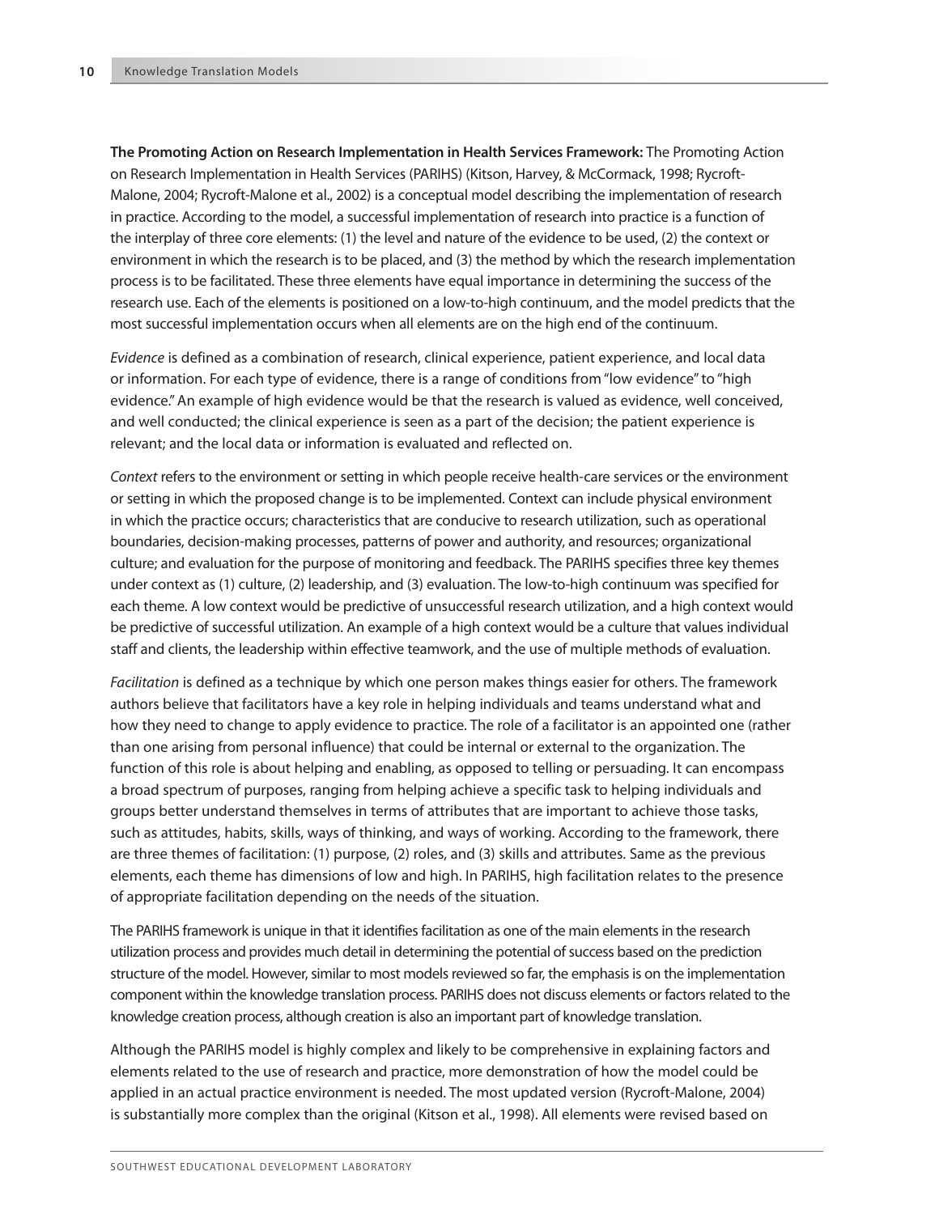**The Promoting Action on Research Implementation in Health Services Framework:** The Promoting Action on Research Implementation in Health Services (PARIHS) (Kitson, Harvey, & McCormack, 1998; Rycroft-Malone, 2004; Rycroft-Malone et al., 2002) is a conceptual model describing the implementation of research in practice. According to the model, a successful implementation of research into practice is a function of the interplay of three core elements: (1) the level and nature of the evidence to be used, (2) the context or environment in which the research is to be placed, and (3) the method by which the research implementation process is to be facilitated. These three elements have equal importance in determining the success of the research use. Each of the elements is positioned on a low-to-high continuum, and the model predicts that the most successful implementation occurs when all elements are on the high end of the continuum.

*Evidence* is defined as a combination of research, clinical experience, patient experience, and local data or information. For each type of evidence, there is a range of conditions from "low evidence" to "high evidence." An example of high evidence would be that the research is valued as evidence, well conceived, and well conducted; the clinical experience is seen as a part of the decision; the patient experience is relevant; and the local data or information is evaluated and reflected on.

*Context* refers to the environment or setting in which people receive health-care services or the environment or setting in which the proposed change is to be implemented. Context can include physical environment in which the practice occurs; characteristics that are conducive to research utilization, such as operational boundaries, decision-making processes, patterns of power and authority, and resources; organizational culture; and evaluation for the purpose of monitoring and feedback. The PARIHS specifies three key themes under context as (1) culture, (2) leadership, and (3) evaluation. The low-to-high continuum was specified for each theme. A low context would be predictive of unsuccessful research utilization, and a high context would be predictive of successful utilization. An example of a high context would be a culture that values individual staff and clients, the leadership within effective teamwork, and the use of multiple methods of evaluation.

*Facilitation* is defined as a technique by which one person makes things easier for others. The framework authors believe that facilitators have a key role in helping individuals and teams understand what and how they need to change to apply evidence to practice. The role of a facilitator is an appointed one (rather than one arising from personal influence) that could be internal or external to the organization. The function of this role is about helping and enabling, as opposed to telling or persuading. It can encompass a broad spectrum of purposes, ranging from helping achieve a specific task to helping individuals and groups better understand themselves in terms of attributes that are important to achieve those tasks, such as attitudes, habits, skills, ways of thinking, and ways of working. According to the framework, there are three themes of facilitation: (1) purpose, (2) roles, and (3) skills and attributes. Same as the previous elements, each theme has dimensions of low and high. In PARIHS, high facilitation relates to the presence of appropriate facilitation depending on the needs of the situation.

The PARIHS framework is unique in that it identifies facilitation as one of the main elements in the research utilization process and provides much detail in determining the potential of success based on the prediction structure of the model. However, similar to most models reviewed so far, the emphasis is on the implementation component within the knowledge translation process. PARIHS does not discuss elements or factors related to the knowledge creation process, although creation is also an important part of knowledge translation.

Although the PARIHS model is highly complex and likely to be comprehensive in explaining factors and elements related to the use of research and practice, more demonstration of how the model could be applied in an actual practice environment is needed. The most updated version (Rycroft-Malone, 2004) is substantially more complex than the original (Kitson et al., 1998). All elements were revised based on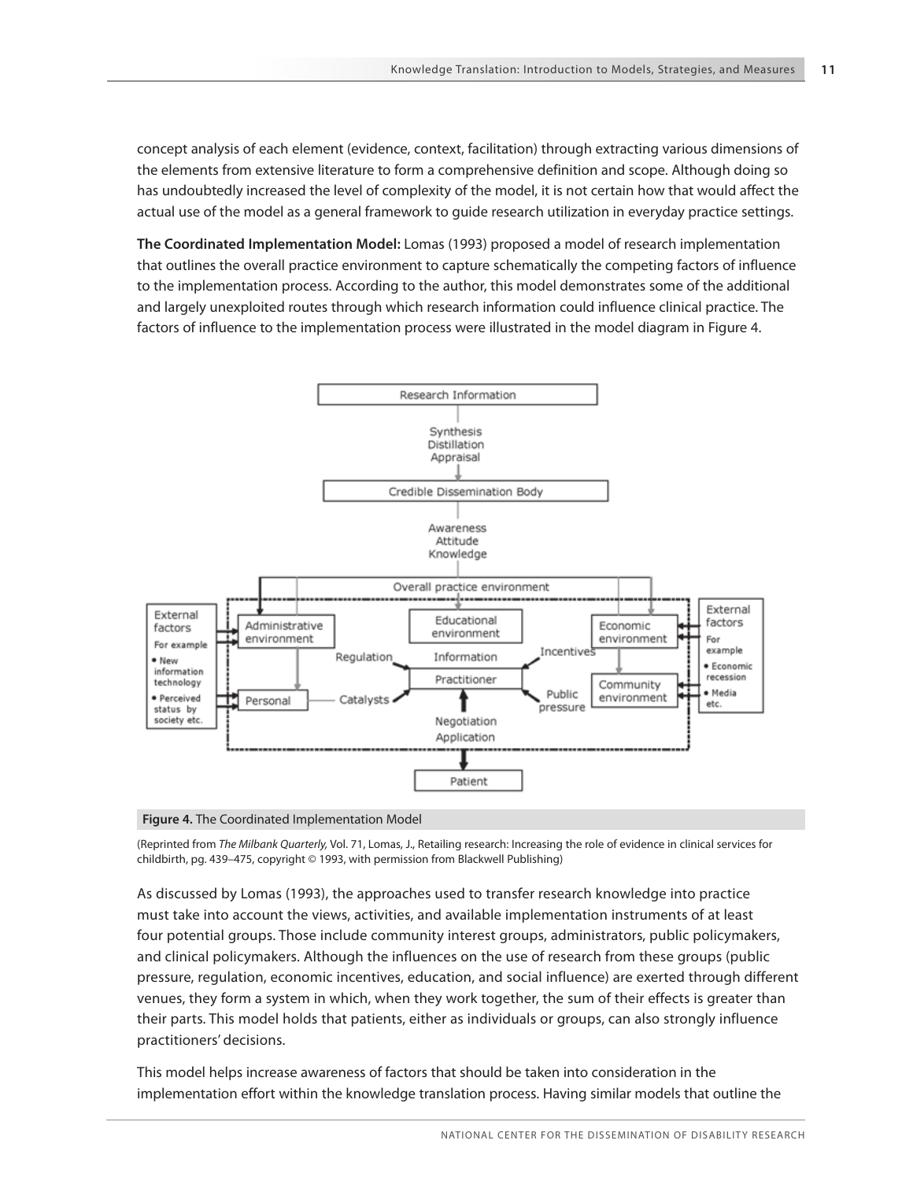concept analysis of each element (evidence, context, facilitation) through extracting various dimensions of the elements from extensive literature to form a comprehensive definition and scope. Although doing so has undoubtedly increased the level of complexity of the model, it is not certain how that would affect the actual use of the model as a general framework to guide research utilization in everyday practice settings.

**The Coordinated Implementation Model:** Lomas (1993) proposed a model of research implementation that outlines the overall practice environment to capture schematically the competing factors of influence to the implementation process. According to the author, this model demonstrates some of the additional and largely unexploited routes through which research information could influence clinical practice. The factors of influence to the implementation process were illustrated in the model diagram in Figure 4.

**Figure 4.** The Coordinated Implementation Model

(Reprinted from *The Milbank Quarterly,* Vol. 71, Lomas, J., Retailing research: Increasing the role of evidence in clinical services for childbirth, pg. 439–475, copyright © 1993, with permission from Blackwell Publishing)

As discussed by Lomas (1993), the approaches used to transfer research knowledge into practice must take into account the views, activities, and available implementation instruments of at least four potential groups. Those include community interest groups, administrators, public policymakers, and clinical policymakers. Although the influences on the use of research from these groups (public pressure, regulation, economic incentives, education, and social influence) are exerted through different venues, they form a system in which, when they work together, the sum of their effects is greater than their parts. This model holds that patients, either as individuals or groups, can also strongly influence practitioners' decisions.

This model helps increase awareness of factors that should be taken into consideration in the implementation effort within the knowledge translation process. Having similar models that outline the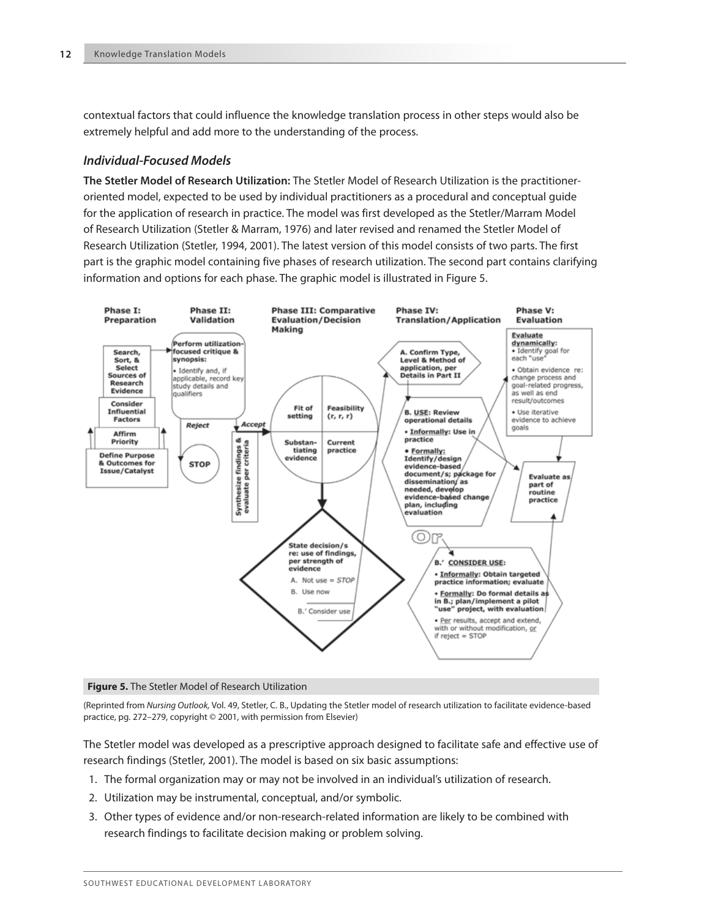contextual factors that could influence the knowledge translation process in other steps would also be extremely helpful and add more to the understanding of the process.

### *Individual-Focused Models*

**The Stetler Model of Research Utilization:** The Stetler Model of Research Utilization is the practitioner-oriented model, expected to be used by individual practitioners as a procedural and conceptual guide for the application of research in practice. The model was first developed as the Stetler/Marram Model of Research Utilization (Stetler & Marram, 1976) and later revised and renamed the Stetler Model of Research Utilization (Stetler, 1994, 2001). The latest version of this model consists of two parts. The first part is the graphic model containing five phases of research utilization. The second part contains clarifying information and options for each phase. The graphic model is illustrated in Figure 5.

**Phase I: Preparation**
- Search, Sort, & Select Sources of Research Evidence
- Consider Influential Factors
- Affirm Priority
- Define Purpose & Outcomes for Issue/Catalyst

**Phase II: Validation**
- Perform utilization-focused critique & synopsis:
  - Identify and, if applicable, record key study details and qualifiers
- Reject → STOP
- Accept → Synthesize findings & evaluate per criteria

**Phase III: Comparative Evaluation/Decision Making**
- Fit of setting
- Feasibility (r, r, r)
- Substantiating evidence
- Current practice
- State decision/s re: use of findings, per strength of evidence
  - A. Not use = STOP
  - B. Use now
  - B.' Consider use

**Phase IV: Translation/Application**
- A. Confirm Type, Level & Method of application, per Details in Part II
- B. USE: Review operational details
  - Informally: Use in practice
  - Formally: Identify/design evidence-based document/s; package for dissemination, as needed, develop evidence-based change plan, including evaluation
- Or
- B.' CONSIDER USE:
  - Informally: Obtain targeted practice information; evaluate
  - Formally: Do formal details as in B.; plan/implement a pilot "use" project, with evaluation
  - Per results, accept and extend, with or without modification, or if reject = STOP

**Phase V: Evaluation**
- Evaluate dynamically:
  - Identify goal for each "use"
  - Obtain evidence re: change process and goal-related progress, as well as end result/outcomes
  - Use iterative evidence to achieve goals
- Evaluate as part of routine practice

**Figure 5.** The Stetler Model of Research Utilization

(Reprinted from *Nursing Outlook*, Vol. 49, Stetler, C. B., Updating the Stetler model of research utilization to facilitate evidence-based practice, pg. 272–279, copyright © 2001, with permission from Elsevier)

The Stetler model was developed as a prescriptive approach designed to facilitate safe and effective use of research findings (Stetler, 2001). The model is based on six basic assumptions:

1. The formal organization may or may not be involved in an individual's utilization of research.
2. Utilization may be instrumental, conceptual, and/or symbolic.
3. Other types of evidence and/or non-research-related information are likely to be combined with research findings to facilitate decision making or problem solving.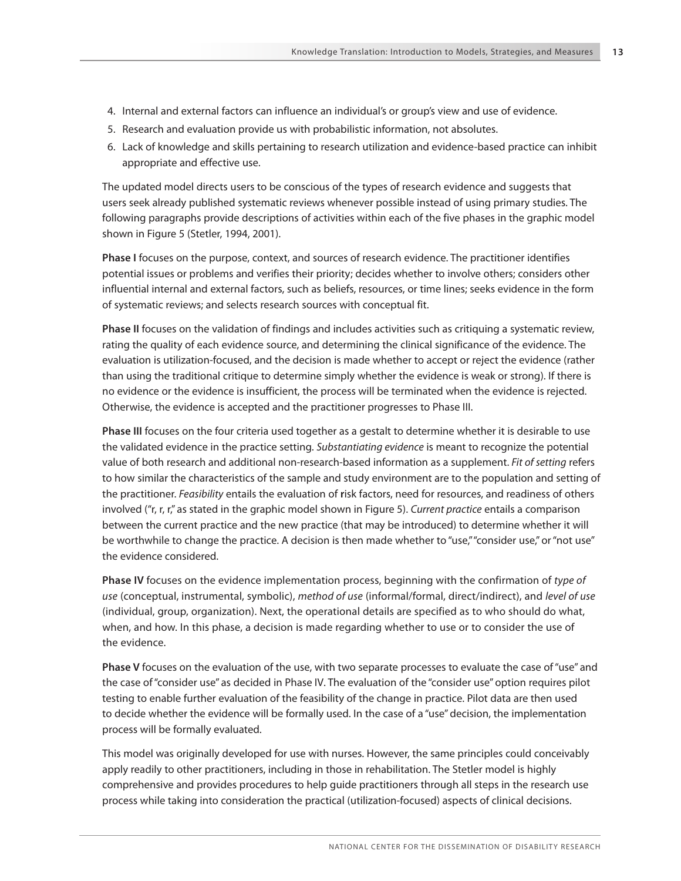4. Internal and external factors can influence an individual's or group's view and use of evidence.
5. Research and evaluation provide us with probabilistic information, not absolutes.
6. Lack of knowledge and skills pertaining to research utilization and evidence-based practice can inhibit appropriate and effective use.

The updated model directs users to be conscious of the types of research evidence and suggests that users seek already published systematic reviews whenever possible instead of using primary studies. The following paragraphs provide descriptions of activities within each of the five phases in the graphic model shown in Figure 5 (Stetler, 1994, 2001).

**Phase I** focuses on the purpose, context, and sources of research evidence. The practitioner identifies potential issues or problems and verifies their priority; decides whether to involve others; considers other influential internal and external factors, such as beliefs, resources, or time lines; seeks evidence in the form of systematic reviews; and selects research sources with conceptual fit.

**Phase II** focuses on the validation of findings and includes activities such as critiquing a systematic review, rating the quality of each evidence source, and determining the clinical significance of the evidence. The evaluation is utilization-focused, and the decision is made whether to accept or reject the evidence (rather than using the traditional critique to determine simply whether the evidence is weak or strong). If there is no evidence or the evidence is insufficient, the process will be terminated when the evidence is rejected. Otherwise, the evidence is accepted and the practitioner progresses to Phase III.

**Phase III** focuses on the four criteria used together as a gestalt to determine whether it is desirable to use the validated evidence in the practice setting. *Substantiating evidence* is meant to recognize the potential value of both research and additional non-research-based information as a supplement. *Fit of setting* refers to how similar the characteristics of the sample and study environment are to the population and setting of the practitioner. *Feasibility* entails the evaluation of **r**isk factors, need for resources, and readiness of others involved ("r, r, r," as stated in the graphic model shown in Figure 5). *Current practice* entails a comparison between the current practice and the new practice (that may be introduced) to determine whether it will be worthwhile to change the practice. A decision is then made whether to "use," "consider use," or "not use" the evidence considered.

**Phase IV** focuses on the evidence implementation process, beginning with the confirmation of *type of use* (conceptual, instrumental, symbolic), *method of use* (informal/formal, direct/indirect), and *level of use* (individual, group, organization). Next, the operational details are specified as to who should do what, when, and how. In this phase, a decision is made regarding whether to use or to consider the use of the evidence.

**Phase V** focuses on the evaluation of the use, with two separate processes to evaluate the case of "use" and the case of "consider use" as decided in Phase IV. The evaluation of the "consider use" option requires pilot testing to enable further evaluation of the feasibility of the change in practice. Pilot data are then used to decide whether the evidence will be formally used. In the case of a "use" decision, the implementation process will be formally evaluated.

This model was originally developed for use with nurses. However, the same principles could conceivably apply readily to other practitioners, including in those in rehabilitation. The Stetler model is highly comprehensive and provides procedures to help guide practitioners through all steps in the research use process while taking into consideration the practical (utilization-focused) aspects of clinical decisions.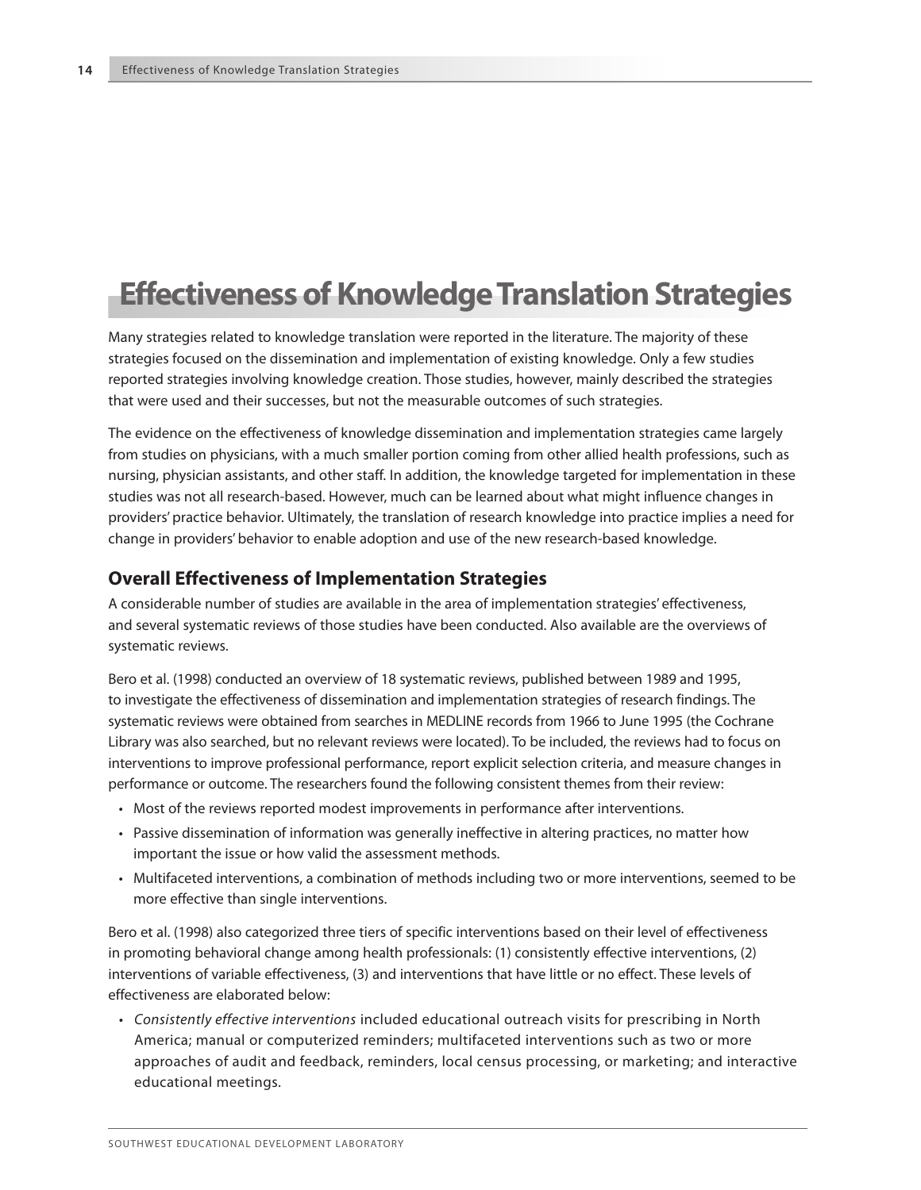# Effectiveness of Knowledge Translation Strategies

Many strategies related to knowledge translation were reported in the literature. The majority of these strategies focused on the dissemination and implementation of existing knowledge. Only a few studies reported strategies involving knowledge creation. Those studies, however, mainly described the strategies that were used and their successes, but not the measurable outcomes of such strategies.

The evidence on the effectiveness of knowledge dissemination and implementation strategies came largely from studies on physicians, with a much smaller portion coming from other allied health professions, such as nursing, physician assistants, and other staff. In addition, the knowledge targeted for implementation in these studies was not all research-based. However, much can be learned about what might influence changes in providers' practice behavior. Ultimately, the translation of research knowledge into practice implies a need for change in providers' behavior to enable adoption and use of the new research-based knowledge.

## Overall Effectiveness of Implementation Strategies

A considerable number of studies are available in the area of implementation strategies' effectiveness, and several systematic reviews of those studies have been conducted. Also available are the overviews of systematic reviews.

Bero et al. (1998) conducted an overview of 18 systematic reviews, published between 1989 and 1995, to investigate the effectiveness of dissemination and implementation strategies of research findings. The systematic reviews were obtained from searches in MEDLINE records from 1966 to June 1995 (the Cochrane Library was also searched, but no relevant reviews were located). To be included, the reviews had to focus on interventions to improve professional performance, report explicit selection criteria, and measure changes in performance or outcome. The researchers found the following consistent themes from their review:

- Most of the reviews reported modest improvements in performance after interventions.
- Passive dissemination of information was generally ineffective in altering practices, no matter how important the issue or how valid the assessment methods.
- Multifaceted interventions, a combination of methods including two or more interventions, seemed to be more effective than single interventions.

Bero et al. (1998) also categorized three tiers of specific interventions based on their level of effectiveness in promoting behavioral change among health professionals: (1) consistently effective interventions, (2) interventions of variable effectiveness, (3) and interventions that have little or no effect. These levels of effectiveness are elaborated below:

- *Consistently effective interventions* included educational outreach visits for prescribing in North America; manual or computerized reminders; multifaceted interventions such as two or more approaches of audit and feedback, reminders, local census processing, or marketing; and interactive educational meetings.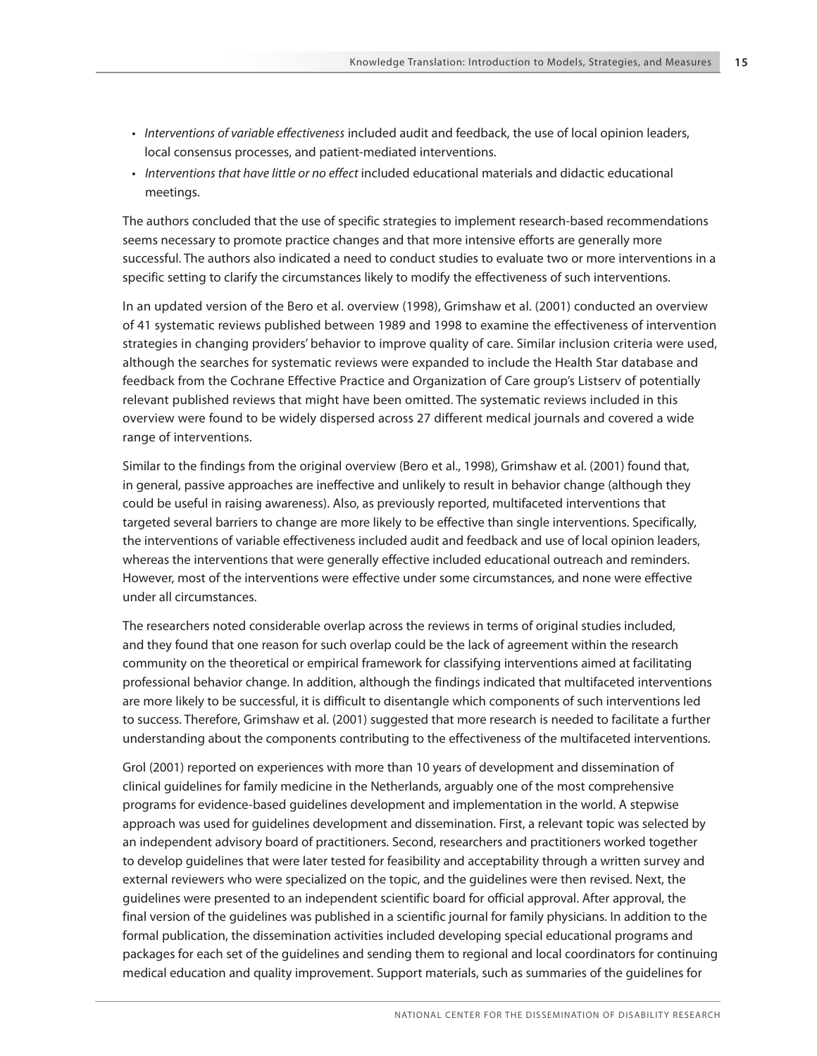- *Interventions of variable effectiveness* included audit and feedback, the use of local opinion leaders, local consensus processes, and patient-mediated interventions.
- *Interventions that have little or no effect* included educational materials and didactic educational meetings.

The authors concluded that the use of specific strategies to implement research-based recommendations seems necessary to promote practice changes and that more intensive efforts are generally more successful. The authors also indicated a need to conduct studies to evaluate two or more interventions in a specific setting to clarify the circumstances likely to modify the effectiveness of such interventions.

In an updated version of the Bero et al. overview (1998), Grimshaw et al. (2001) conducted an overview of 41 systematic reviews published between 1989 and 1998 to examine the effectiveness of intervention strategies in changing providers' behavior to improve quality of care. Similar inclusion criteria were used, although the searches for systematic reviews were expanded to include the Health Star database and feedback from the Cochrane Effective Practice and Organization of Care group's Listserv of potentially relevant published reviews that might have been omitted. The systematic reviews included in this overview were found to be widely dispersed across 27 different medical journals and covered a wide range of interventions.

Similar to the findings from the original overview (Bero et al., 1998), Grimshaw et al. (2001) found that, in general, passive approaches are ineffective and unlikely to result in behavior change (although they could be useful in raising awareness). Also, as previously reported, multifaceted interventions that targeted several barriers to change are more likely to be effective than single interventions. Specifically, the interventions of variable effectiveness included audit and feedback and use of local opinion leaders, whereas the interventions that were generally effective included educational outreach and reminders. However, most of the interventions were effective under some circumstances, and none were effective under all circumstances.

The researchers noted considerable overlap across the reviews in terms of original studies included, and they found that one reason for such overlap could be the lack of agreement within the research community on the theoretical or empirical framework for classifying interventions aimed at facilitating professional behavior change. In addition, although the findings indicated that multifaceted interventions are more likely to be successful, it is difficult to disentangle which components of such interventions led to success. Therefore, Grimshaw et al. (2001) suggested that more research is needed to facilitate a further understanding about the components contributing to the effectiveness of the multifaceted interventions.

Grol (2001) reported on experiences with more than 10 years of development and dissemination of clinical guidelines for family medicine in the Netherlands, arguably one of the most comprehensive programs for evidence-based guidelines development and implementation in the world. A stepwise approach was used for guidelines development and dissemination. First, a relevant topic was selected by an independent advisory board of practitioners. Second, researchers and practitioners worked together to develop guidelines that were later tested for feasibility and acceptability through a written survey and external reviewers who were specialized on the topic, and the guidelines were then revised. Next, the guidelines were presented to an independent scientific board for official approval. After approval, the final version of the guidelines was published in a scientific journal for family physicians. In addition to the formal publication, the dissemination activities included developing special educational programs and packages for each set of the guidelines and sending them to regional and local coordinators for continuing medical education and quality improvement. Support materials, such as summaries of the guidelines for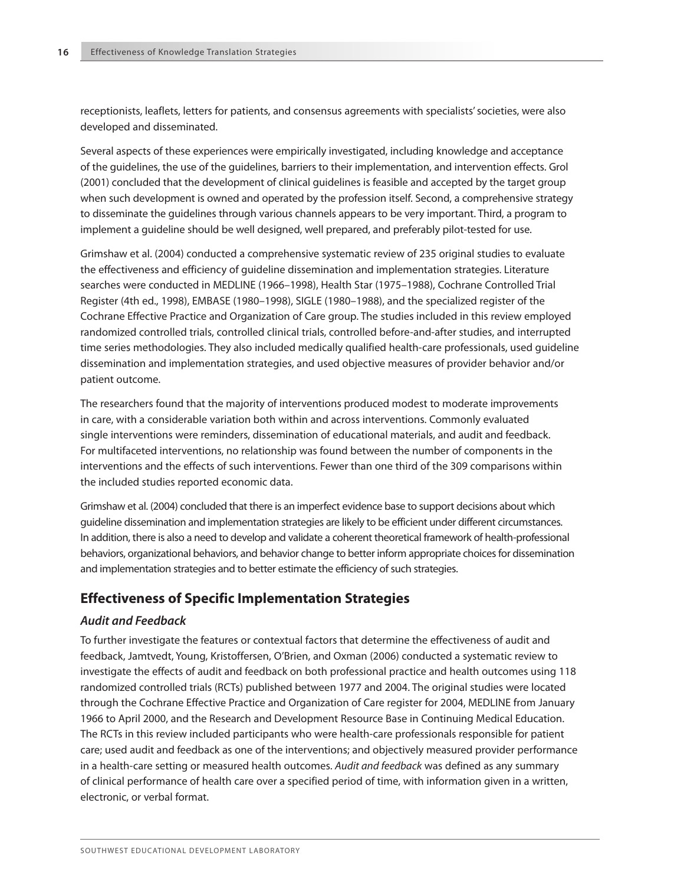receptionists, leaflets, letters for patients, and consensus agreements with specialists' societies, were also developed and disseminated.

Several aspects of these experiences were empirically investigated, including knowledge and acceptance of the guidelines, the use of the guidelines, barriers to their implementation, and intervention effects. Grol (2001) concluded that the development of clinical guidelines is feasible and accepted by the target group when such development is owned and operated by the profession itself. Second, a comprehensive strategy to disseminate the guidelines through various channels appears to be very important. Third, a program to implement a guideline should be well designed, well prepared, and preferably pilot-tested for use.

Grimshaw et al. (2004) conducted a comprehensive systematic review of 235 original studies to evaluate the effectiveness and efficiency of guideline dissemination and implementation strategies. Literature searches were conducted in MEDLINE (1966–1998), Health Star (1975–1988), Cochrane Controlled Trial Register (4th ed., 1998), EMBASE (1980–1998), SIGLE (1980–1988), and the specialized register of the Cochrane Effective Practice and Organization of Care group. The studies included in this review employed randomized controlled trials, controlled clinical trials, controlled before-and-after studies, and interrupted time series methodologies. They also included medically qualified health-care professionals, used guideline dissemination and implementation strategies, and used objective measures of provider behavior and/or patient outcome.

The researchers found that the majority of interventions produced modest to moderate improvements in care, with a considerable variation both within and across interventions. Commonly evaluated single interventions were reminders, dissemination of educational materials, and audit and feedback. For multifaceted interventions, no relationship was found between the number of components in the interventions and the effects of such interventions. Fewer than one third of the 309 comparisons within the included studies reported economic data.

Grimshaw et al. (2004) concluded that there is an imperfect evidence base to support decisions about which guideline dissemination and implementation strategies are likely to be efficient under different circumstances. In addition, there is also a need to develop and validate a coherent theoretical framework of health-professional behaviors, organizational behaviors, and behavior change to better inform appropriate choices for dissemination and implementation strategies and to better estimate the efficiency of such strategies.

## Effectiveness of Specific Implementation Strategies

### *Audit and Feedback*

To further investigate the features or contextual factors that determine the effectiveness of audit and feedback, Jamtvedt, Young, Kristoffersen, O'Brien, and Oxman (2006) conducted a systematic review to investigate the effects of audit and feedback on both professional practice and health outcomes using 118 randomized controlled trials (RCTs) published between 1977 and 2004. The original studies were located through the Cochrane Effective Practice and Organization of Care register for 2004, MEDLINE from January 1966 to April 2000, and the Research and Development Resource Base in Continuing Medical Education. The RCTs in this review included participants who were health-care professionals responsible for patient care; used audit and feedback as one of the interventions; and objectively measured provider performance in a health-care setting or measured health outcomes. *Audit and feedback* was defined as any summary of clinical performance of health care over a specified period of time, with information given in a written, electronic, or verbal format.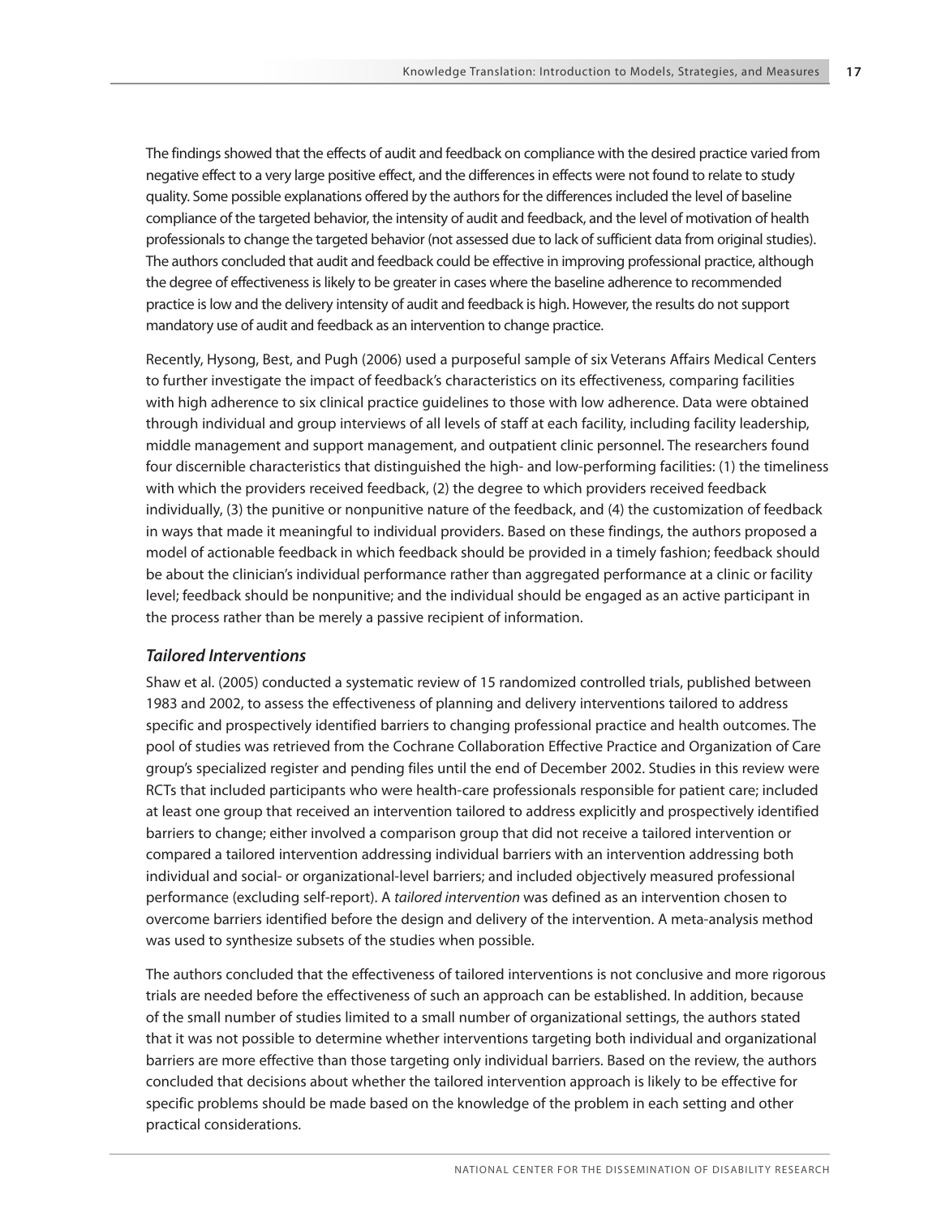The findings showed that the effects of audit and feedback on compliance with the desired practice varied from negative effect to a very large positive effect, and the differences in effects were not found to relate to study quality. Some possible explanations offered by the authors for the differences included the level of baseline compliance of the targeted behavior, the intensity of audit and feedback, and the level of motivation of health professionals to change the targeted behavior (not assessed due to lack of sufficient data from original studies). The authors concluded that audit and feedback could be effective in improving professional practice, although the degree of effectiveness is likely to be greater in cases where the baseline adherence to recommended practice is low and the delivery intensity of audit and feedback is high. However, the results do not support mandatory use of audit and feedback as an intervention to change practice.

Recently, Hysong, Best, and Pugh (2006) used a purposeful sample of six Veterans Affairs Medical Centers to further investigate the impact of feedback's characteristics on its effectiveness, comparing facilities with high adherence to six clinical practice guidelines to those with low adherence. Data were obtained through individual and group interviews of all levels of staff at each facility, including facility leadership, middle management and support management, and outpatient clinic personnel. The researchers found four discernible characteristics that distinguished the high- and low-performing facilities: (1) the timeliness with which the providers received feedback, (2) the degree to which providers received feedback individually, (3) the punitive or nonpunitive nature of the feedback, and (4) the customization of feedback in ways that made it meaningful to individual providers. Based on these findings, the authors proposed a model of actionable feedback in which feedback should be provided in a timely fashion; feedback should be about the clinician's individual performance rather than aggregated performance at a clinic or facility level; feedback should be nonpunitive; and the individual should be engaged as an active participant in the process rather than be merely a passive recipient of information.

### *Tailored Interventions*

Shaw et al. (2005) conducted a systematic review of 15 randomized controlled trials, published between 1983 and 2002, to assess the effectiveness of planning and delivery interventions tailored to address specific and prospectively identified barriers to changing professional practice and health outcomes. The pool of studies was retrieved from the Cochrane Collaboration Effective Practice and Organization of Care group's specialized register and pending files until the end of December 2002. Studies in this review were RCTs that included participants who were health-care professionals responsible for patient care; included at least one group that received an intervention tailored to address explicitly and prospectively identified barriers to change; either involved a comparison group that did not receive a tailored intervention or compared a tailored intervention addressing individual barriers with an intervention addressing both individual and social- or organizational-level barriers; and included objectively measured professional performance (excluding self-report). A *tailored intervention* was defined as an intervention chosen to overcome barriers identified before the design and delivery of the intervention. A meta-analysis method was used to synthesize subsets of the studies when possible.

The authors concluded that the effectiveness of tailored interventions is not conclusive and more rigorous trials are needed before the effectiveness of such an approach can be established. In addition, because of the small number of studies limited to a small number of organizational settings, the authors stated that it was not possible to determine whether interventions targeting both individual and organizational barriers are more effective than those targeting only individual barriers. Based on the review, the authors concluded that decisions about whether the tailored intervention approach is likely to be effective for specific problems should be made based on the knowledge of the problem in each setting and other practical considerations.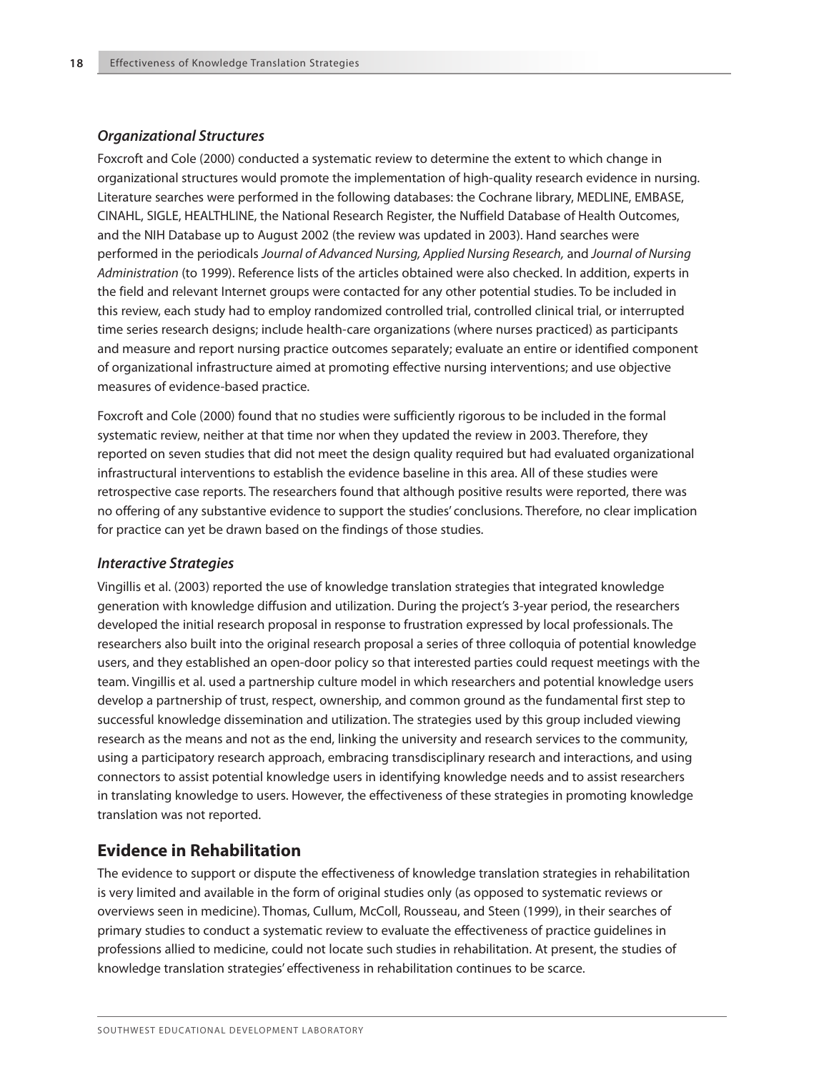### *Organizational Structures*

Foxcroft and Cole (2000) conducted a systematic review to determine the extent to which change in organizational structures would promote the implementation of high-quality research evidence in nursing. Literature searches were performed in the following databases: the Cochrane library, MEDLINE, EMBASE, CINAHL, SIGLE, HEALTHLINE, the National Research Register, the Nuffield Database of Health Outcomes, and the NIH Database up to August 2002 (the review was updated in 2003). Hand searches were performed in the periodicals *Journal of Advanced Nursing, Applied Nursing Research,* and *Journal of Nursing Administration* (to 1999). Reference lists of the articles obtained were also checked. In addition, experts in the field and relevant Internet groups were contacted for any other potential studies. To be included in this review, each study had to employ randomized controlled trial, controlled clinical trial, or interrupted time series research designs; include health-care organizations (where nurses practiced) as participants and measure and report nursing practice outcomes separately; evaluate an entire or identified component of organizational infrastructure aimed at promoting effective nursing interventions; and use objective measures of evidence-based practice.

Foxcroft and Cole (2000) found that no studies were sufficiently rigorous to be included in the formal systematic review, neither at that time nor when they updated the review in 2003. Therefore, they reported on seven studies that did not meet the design quality required but had evaluated organizational infrastructural interventions to establish the evidence baseline in this area. All of these studies were retrospective case reports. The researchers found that although positive results were reported, there was no offering of any substantive evidence to support the studies' conclusions. Therefore, no clear implication for practice can yet be drawn based on the findings of those studies.

### *Interactive Strategies*

Vingillis et al. (2003) reported the use of knowledge translation strategies that integrated knowledge generation with knowledge diffusion and utilization. During the project's 3-year period, the researchers developed the initial research proposal in response to frustration expressed by local professionals. The researchers also built into the original research proposal a series of three colloquia of potential knowledge users, and they established an open-door policy so that interested parties could request meetings with the team. Vingillis et al. used a partnership culture model in which researchers and potential knowledge users develop a partnership of trust, respect, ownership, and common ground as the fundamental first step to successful knowledge dissemination and utilization. The strategies used by this group included viewing research as the means and not as the end, linking the university and research services to the community, using a participatory research approach, embracing transdisciplinary research and interactions, and using connectors to assist potential knowledge users in identifying knowledge needs and to assist researchers in translating knowledge to users. However, the effectiveness of these strategies in promoting knowledge translation was not reported.

## Evidence in Rehabilitation

The evidence to support or dispute the effectiveness of knowledge translation strategies in rehabilitation is very limited and available in the form of original studies only (as opposed to systematic reviews or overviews seen in medicine). Thomas, Cullum, McColl, Rousseau, and Steen (1999), in their searches of primary studies to conduct a systematic review to evaluate the effectiveness of practice guidelines in professions allied to medicine, could not locate such studies in rehabilitation. At present, the studies of knowledge translation strategies' effectiveness in rehabilitation continues to be scarce.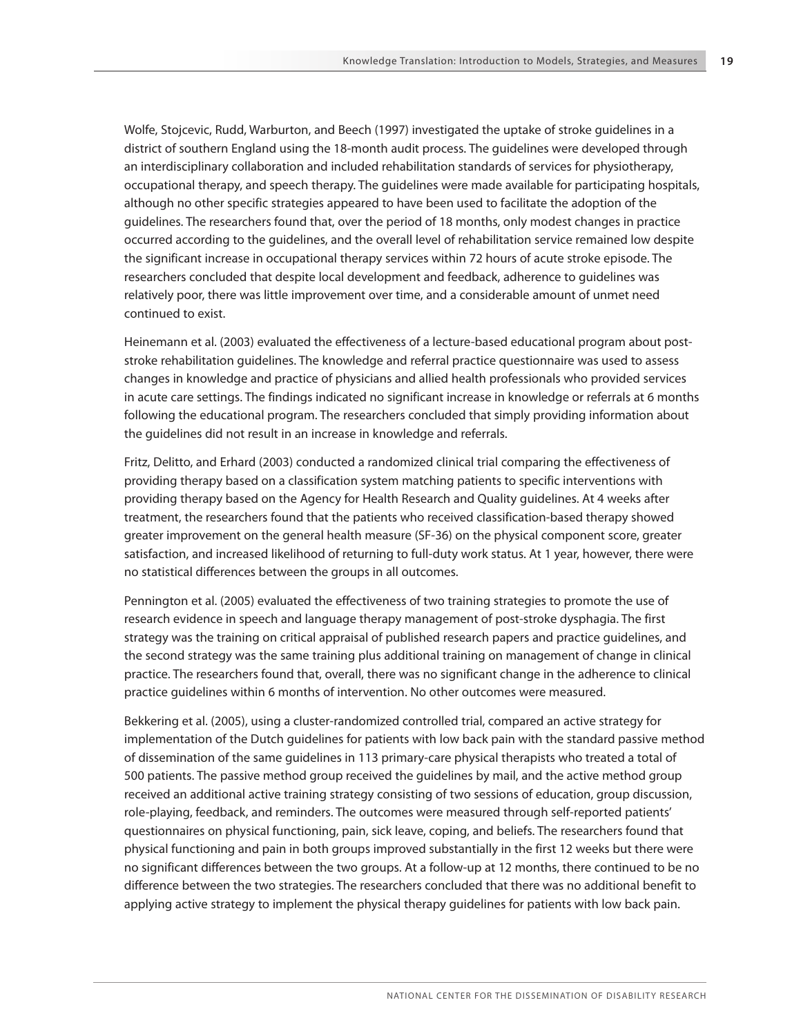Wolfe, Stojcevic, Rudd, Warburton, and Beech (1997) investigated the uptake of stroke guidelines in a district of southern England using the 18-month audit process. The guidelines were developed through an interdisciplinary collaboration and included rehabilitation standards of services for physiotherapy, occupational therapy, and speech therapy. The guidelines were made available for participating hospitals, although no other specific strategies appeared to have been used to facilitate the adoption of the guidelines. The researchers found that, over the period of 18 months, only modest changes in practice occurred according to the guidelines, and the overall level of rehabilitation service remained low despite the significant increase in occupational therapy services within 72 hours of acute stroke episode. The researchers concluded that despite local development and feedback, adherence to guidelines was relatively poor, there was little improvement over time, and a considerable amount of unmet need continued to exist.

Heinemann et al. (2003) evaluated the effectiveness of a lecture-based educational program about post-stroke rehabilitation guidelines. The knowledge and referral practice questionnaire was used to assess changes in knowledge and practice of physicians and allied health professionals who provided services in acute care settings. The findings indicated no significant increase in knowledge or referrals at 6 months following the educational program. The researchers concluded that simply providing information about the guidelines did not result in an increase in knowledge and referrals.

Fritz, Delitto, and Erhard (2003) conducted a randomized clinical trial comparing the effectiveness of providing therapy based on a classification system matching patients to specific interventions with providing therapy based on the Agency for Health Research and Quality guidelines. At 4 weeks after treatment, the researchers found that the patients who received classification-based therapy showed greater improvement on the general health measure (SF-36) on the physical component score, greater satisfaction, and increased likelihood of returning to full-duty work status. At 1 year, however, there were no statistical differences between the groups in all outcomes.

Pennington et al. (2005) evaluated the effectiveness of two training strategies to promote the use of research evidence in speech and language therapy management of post-stroke dysphagia. The first strategy was the training on critical appraisal of published research papers and practice guidelines, and the second strategy was the same training plus additional training on management of change in clinical practice. The researchers found that, overall, there was no significant change in the adherence to clinical practice guidelines within 6 months of intervention. No other outcomes were measured.

Bekkering et al. (2005), using a cluster-randomized controlled trial, compared an active strategy for implementation of the Dutch guidelines for patients with low back pain with the standard passive method of dissemination of the same guidelines in 113 primary-care physical therapists who treated a total of 500 patients. The passive method group received the guidelines by mail, and the active method group received an additional active training strategy consisting of two sessions of education, group discussion, role-playing, feedback, and reminders. The outcomes were measured through self-reported patients' questionnaires on physical functioning, pain, sick leave, coping, and beliefs. The researchers found that physical functioning and pain in both groups improved substantially in the first 12 weeks but there were no significant differences between the two groups. At a follow-up at 12 months, there continued to be no difference between the two strategies. The researchers concluded that there was no additional benefit to applying active strategy to implement the physical therapy guidelines for patients with low back pain.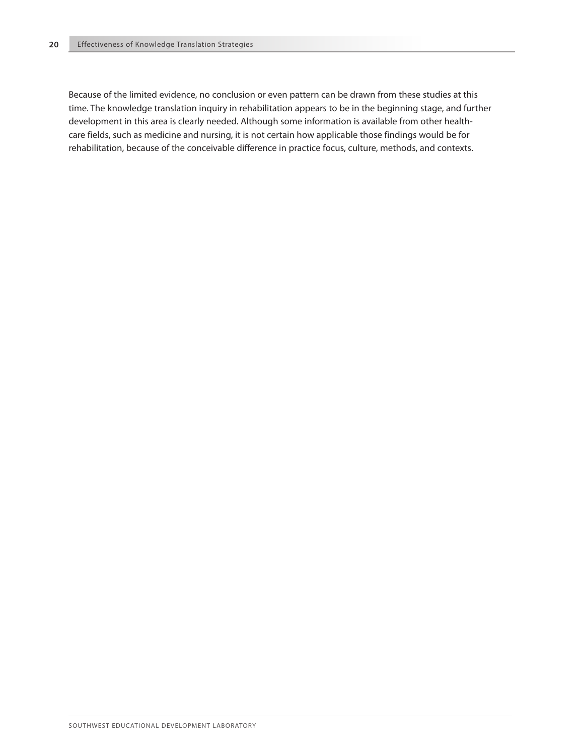Because of the limited evidence, no conclusion or even pattern can be drawn from these studies at this time. The knowledge translation inquiry in rehabilitation appears to be in the beginning stage, and further development in this area is clearly needed. Although some information is available from other health-care fields, such as medicine and nursing, it is not certain how applicable those findings would be for rehabilitation, because of the conceivable difference in practice focus, culture, methods, and contexts.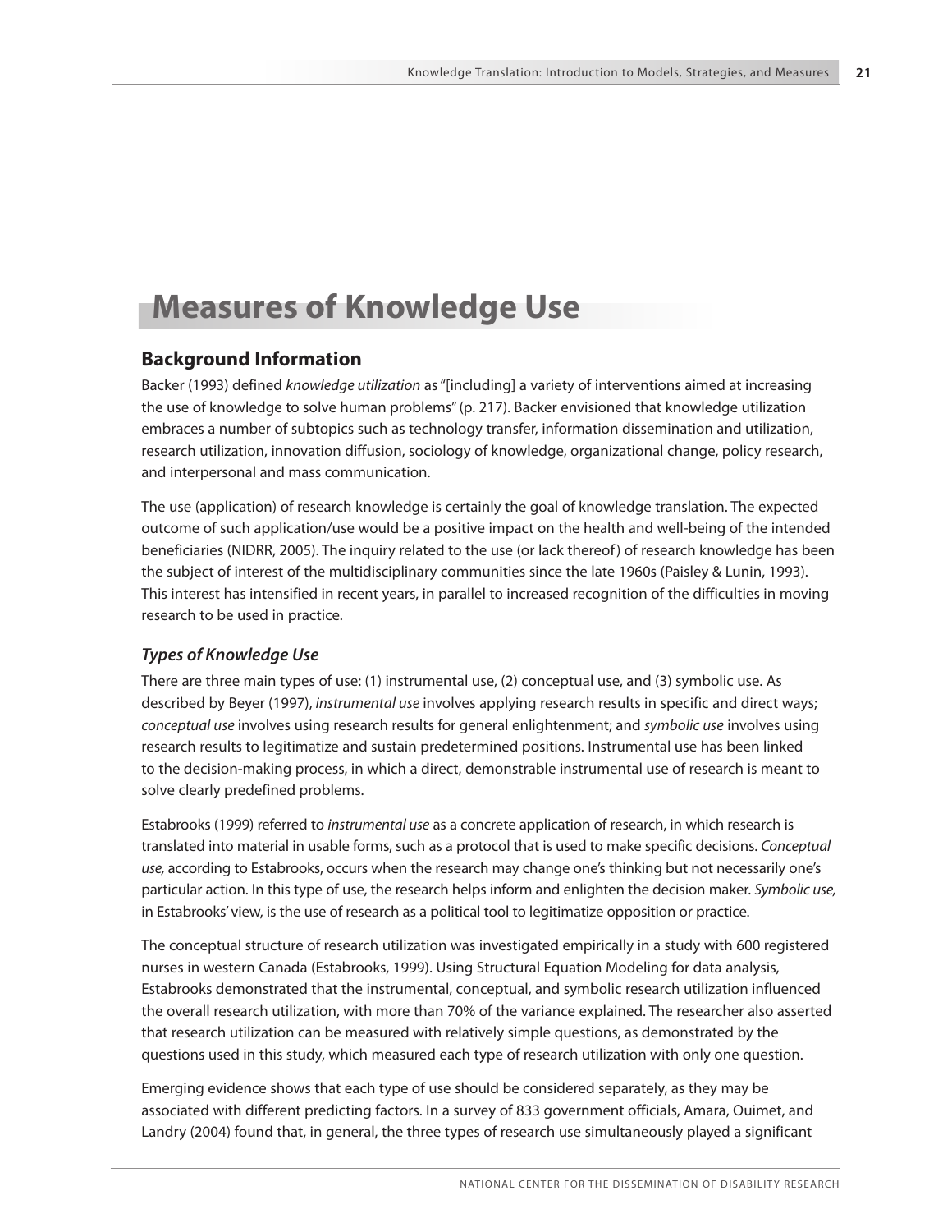# Measures of Knowledge Use

## Background Information

Backer (1993) defined *knowledge utilization* as "[including] a variety of interventions aimed at increasing the use of knowledge to solve human problems" (p. 217). Backer envisioned that knowledge utilization embraces a number of subtopics such as technology transfer, information dissemination and utilization, research utilization, innovation diffusion, sociology of knowledge, organizational change, policy research, and interpersonal and mass communication.

The use (application) of research knowledge is certainly the goal of knowledge translation. The expected outcome of such application/use would be a positive impact on the health and well-being of the intended beneficiaries (NIDRR, 2005). The inquiry related to the use (or lack thereof) of research knowledge has been the subject of interest of the multidisciplinary communities since the late 1960s (Paisley & Lunin, 1993). This interest has intensified in recent years, in parallel to increased recognition of the difficulties in moving research to be used in practice.

### *Types of Knowledge Use*

There are three main types of use: (1) instrumental use, (2) conceptual use, and (3) symbolic use. As described by Beyer (1997), *instrumental use* involves applying research results in specific and direct ways; *conceptual use* involves using research results for general enlightenment; and *symbolic use* involves using research results to legitimatize and sustain predetermined positions. Instrumental use has been linked to the decision-making process, in which a direct, demonstrable instrumental use of research is meant to solve clearly predefined problems.

Estabrooks (1999) referred to *instrumental use* as a concrete application of research, in which research is translated into material in usable forms, such as a protocol that is used to make specific decisions. *Conceptual use,* according to Estabrooks, occurs when the research may change one's thinking but not necessarily one's particular action. In this type of use, the research helps inform and enlighten the decision maker. *Symbolic use,* in Estabrooks' view, is the use of research as a political tool to legitimatize opposition or practice.

The conceptual structure of research utilization was investigated empirically in a study with 600 registered nurses in western Canada (Estabrooks, 1999). Using Structural Equation Modeling for data analysis, Estabrooks demonstrated that the instrumental, conceptual, and symbolic research utilization influenced the overall research utilization, with more than 70% of the variance explained. The researcher also asserted that research utilization can be measured with relatively simple questions, as demonstrated by the questions used in this study, which measured each type of research utilization with only one question.

Emerging evidence shows that each type of use should be considered separately, as they may be associated with different predicting factors. In a survey of 833 government officials, Amara, Ouimet, and Landry (2004) found that, in general, the three types of research use simultaneously played a significant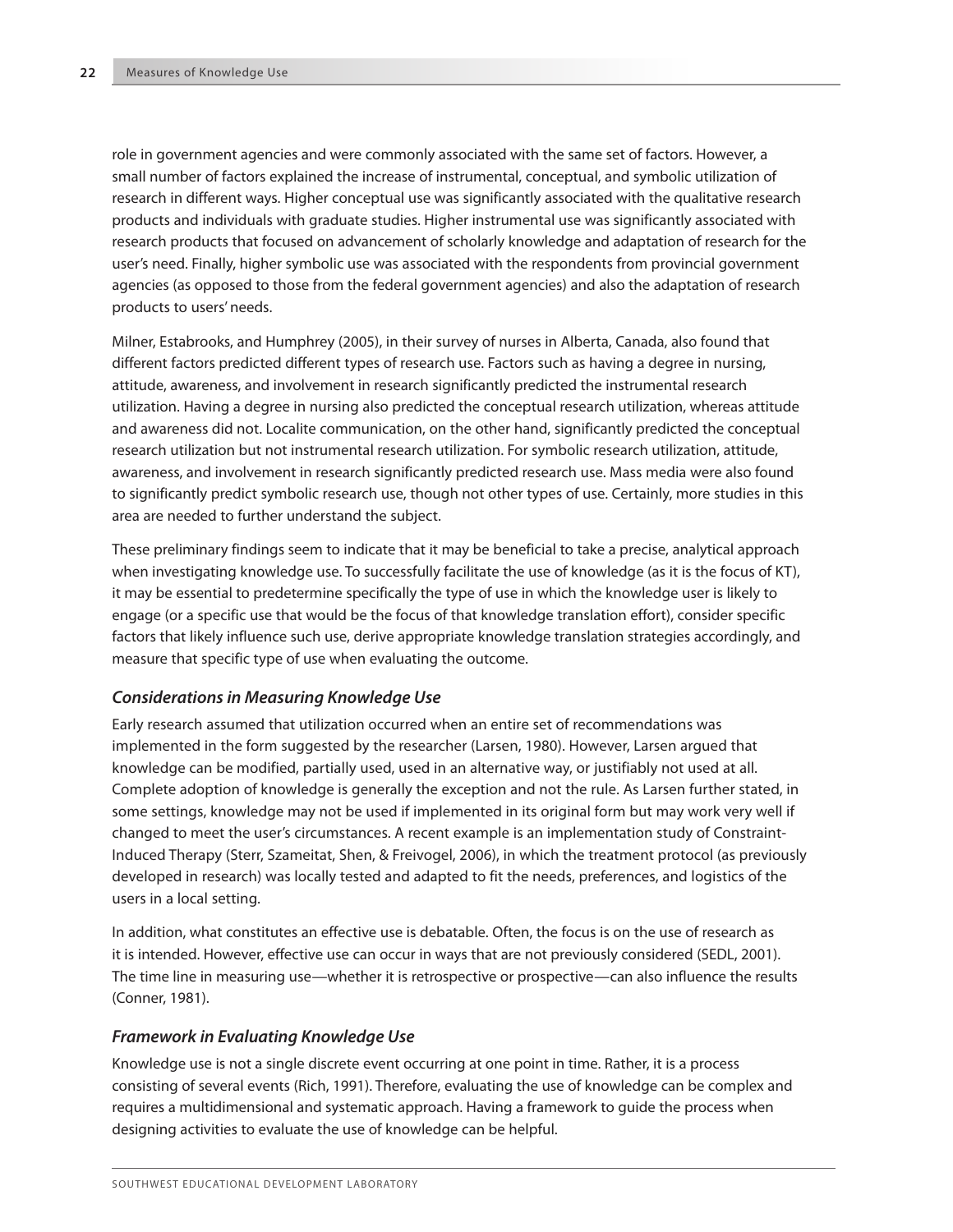role in government agencies and were commonly associated with the same set of factors. However, a small number of factors explained the increase of instrumental, conceptual, and symbolic utilization of research in different ways. Higher conceptual use was significantly associated with the qualitative research products and individuals with graduate studies. Higher instrumental use was significantly associated with research products that focused on advancement of scholarly knowledge and adaptation of research for the user's need. Finally, higher symbolic use was associated with the respondents from provincial government agencies (as opposed to those from the federal government agencies) and also the adaptation of research products to users' needs.

Milner, Estabrooks, and Humphrey (2005), in their survey of nurses in Alberta, Canada, also found that different factors predicted different types of research use. Factors such as having a degree in nursing, attitude, awareness, and involvement in research significantly predicted the instrumental research utilization. Having a degree in nursing also predicted the conceptual research utilization, whereas attitude and awareness did not. Localite communication, on the other hand, significantly predicted the conceptual research utilization but not instrumental research utilization. For symbolic research utilization, attitude, awareness, and involvement in research significantly predicted research use. Mass media were also found to significantly predict symbolic research use, though not other types of use. Certainly, more studies in this area are needed to further understand the subject.

These preliminary findings seem to indicate that it may be beneficial to take a precise, analytical approach when investigating knowledge use. To successfully facilitate the use of knowledge (as it is the focus of KT), it may be essential to predetermine specifically the type of use in which the knowledge user is likely to engage (or a specific use that would be the focus of that knowledge translation effort), consider specific factors that likely influence such use, derive appropriate knowledge translation strategies accordingly, and measure that specific type of use when evaluating the outcome.

### *Considerations in Measuring Knowledge Use*

Early research assumed that utilization occurred when an entire set of recommendations was implemented in the form suggested by the researcher (Larsen, 1980). However, Larsen argued that knowledge can be modified, partially used, used in an alternative way, or justifiably not used at all. Complete adoption of knowledge is generally the exception and not the rule. As Larsen further stated, in some settings, knowledge may not be used if implemented in its original form but may work very well if changed to meet the user's circumstances. A recent example is an implementation study of Constraint-Induced Therapy (Sterr, Szameitat, Shen, & Freivogel, 2006), in which the treatment protocol (as previously developed in research) was locally tested and adapted to fit the needs, preferences, and logistics of the users in a local setting.

In addition, what constitutes an effective use is debatable. Often, the focus is on the use of research as it is intended. However, effective use can occur in ways that are not previously considered (SEDL, 2001). The time line in measuring use—whether it is retrospective or prospective—can also influence the results (Conner, 1981).

### *Framework in Evaluating Knowledge Use*

Knowledge use is not a single discrete event occurring at one point in time. Rather, it is a process consisting of several events (Rich, 1991). Therefore, evaluating the use of knowledge can be complex and requires a multidimensional and systematic approach. Having a framework to guide the process when designing activities to evaluate the use of knowledge can be helpful.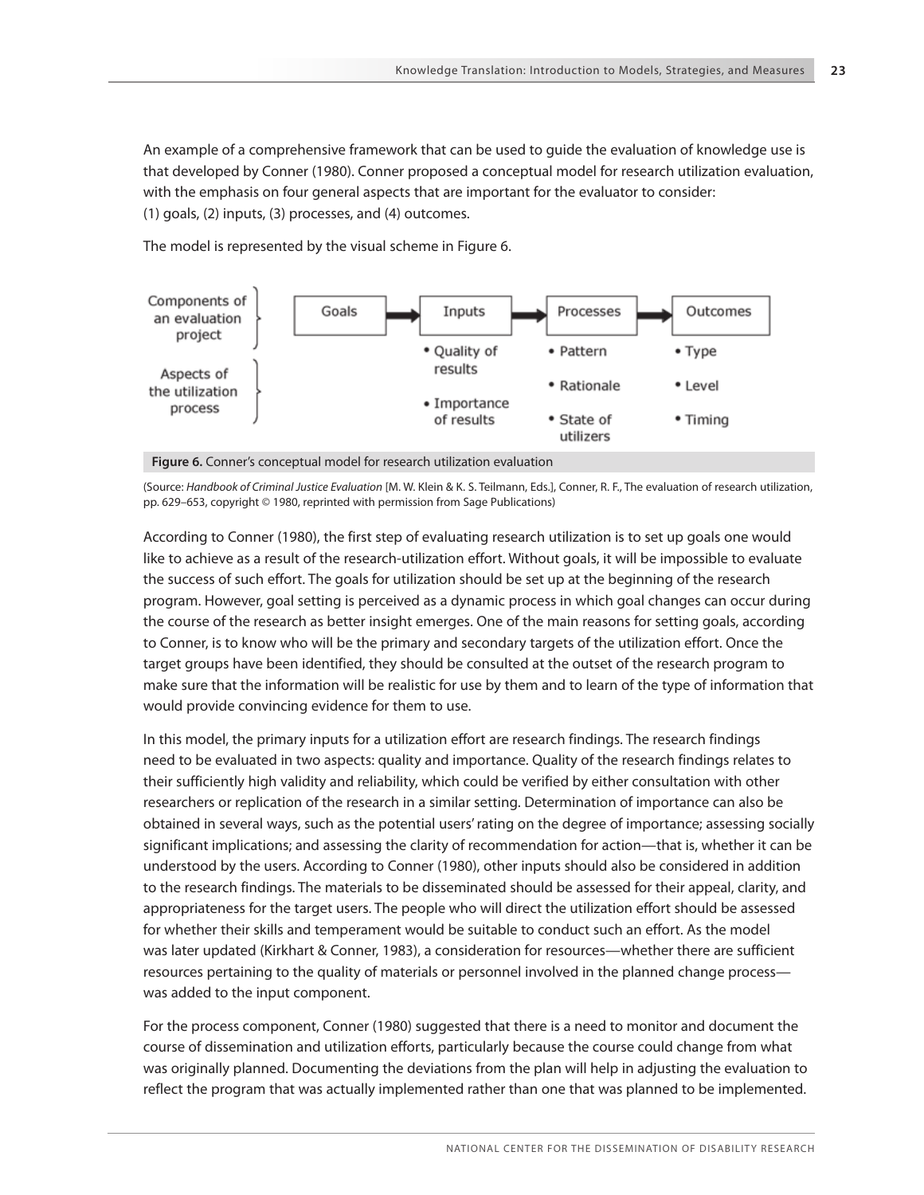An example of a comprehensive framework that can be used to guide the evaluation of knowledge use is that developed by Conner (1980). Conner proposed a conceptual model for research utilization evaluation, with the emphasis on four general aspects that are important for the evaluator to consider: (1) goals, (2) inputs, (3) processes, and (4) outcomes.

The model is represented by the visual scheme in Figure 6.

| Components of an evaluation project | Goals → | Inputs → | Processes → | Outcomes |
| --- | --- | --- | --- | --- |
| Aspects of the utilization process | | • Quality of results<br>• Importance of results | • Pattern<br>• Rationale<br>• State of utilizers | • Type<br>• Level<br>• Timing |

**Figure 6.** Conner's conceptual model for research utilization evaluation

(Source: *Handbook of Criminal Justice Evaluation* [M. W. Klein & K. S. Teilmann, Eds.], Conner, R. F., The evaluation of research utilization, pp. 629–653, copyright © 1980, reprinted with permission from Sage Publications)

According to Conner (1980), the first step of evaluating research utilization is to set up goals one would like to achieve as a result of the research-utilization effort. Without goals, it will be impossible to evaluate the success of such effort. The goals for utilization should be set up at the beginning of the research program. However, goal setting is perceived as a dynamic process in which goal changes can occur during the course of the research as better insight emerges. One of the main reasons for setting goals, according to Conner, is to know who will be the primary and secondary targets of the utilization effort. Once the target groups have been identified, they should be consulted at the outset of the research program to make sure that the information will be realistic for use by them and to learn of the type of information that would provide convincing evidence for them to use.

In this model, the primary inputs for a utilization effort are research findings. The research findings need to be evaluated in two aspects: quality and importance. Quality of the research findings relates to their sufficiently high validity and reliability, which could be verified by either consultation with other researchers or replication of the research in a similar setting. Determination of importance can also be obtained in several ways, such as the potential users' rating on the degree of importance; assessing socially significant implications; and assessing the clarity of recommendation for action—that is, whether it can be understood by the users. According to Conner (1980), other inputs should also be considered in addition to the research findings. The materials to be disseminated should be assessed for their appeal, clarity, and appropriateness for the target users. The people who will direct the utilization effort should be assessed for whether their skills and temperament would be suitable to conduct such an effort. As the model was later updated (Kirkhart & Conner, 1983), a consideration for resources—whether there are sufficient resources pertaining to the quality of materials or personnel involved in the planned change process—was added to the input component.

For the process component, Conner (1980) suggested that there is a need to monitor and document the course of dissemination and utilization efforts, particularly because the course could change from what was originally planned. Documenting the deviations from the plan will help in adjusting the evaluation to reflect the program that was actually implemented rather than one that was planned to be implemented.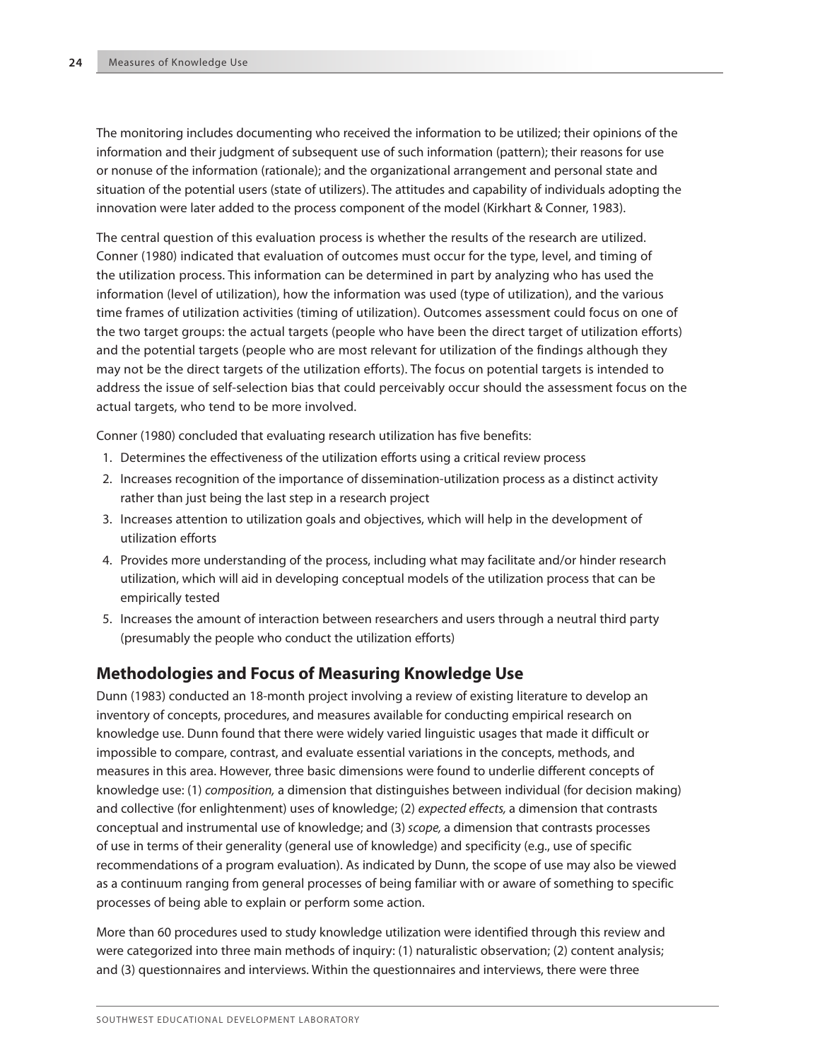The monitoring includes documenting who received the information to be utilized; their opinions of the information and their judgment of subsequent use of such information (pattern); their reasons for use or nonuse of the information (rationale); and the organizational arrangement and personal state and situation of the potential users (state of utilizers). The attitudes and capability of individuals adopting the innovation were later added to the process component of the model (Kirkhart & Conner, 1983).

The central question of this evaluation process is whether the results of the research are utilized. Conner (1980) indicated that evaluation of outcomes must occur for the type, level, and timing of the utilization process. This information can be determined in part by analyzing who has used the information (level of utilization), how the information was used (type of utilization), and the various time frames of utilization activities (timing of utilization). Outcomes assessment could focus on one of the two target groups: the actual targets (people who have been the direct target of utilization efforts) and the potential targets (people who are most relevant for utilization of the findings although they may not be the direct targets of the utilization efforts). The focus on potential targets is intended to address the issue of self-selection bias that could perceivably occur should the assessment focus on the actual targets, who tend to be more involved.

Conner (1980) concluded that evaluating research utilization has five benefits:

1. Determines the effectiveness of the utilization efforts using a critical review process
2. Increases recognition of the importance of dissemination-utilization process as a distinct activity rather than just being the last step in a research project
3. Increases attention to utilization goals and objectives, which will help in the development of utilization efforts
4. Provides more understanding of the process, including what may facilitate and/or hinder research utilization, which will aid in developing conceptual models of the utilization process that can be empirically tested
5. Increases the amount of interaction between researchers and users through a neutral third party (presumably the people who conduct the utilization efforts)

## Methodologies and Focus of Measuring Knowledge Use

Dunn (1983) conducted an 18-month project involving a review of existing literature to develop an inventory of concepts, procedures, and measures available for conducting empirical research on knowledge use. Dunn found that there were widely varied linguistic usages that made it difficult or impossible to compare, contrast, and evaluate essential variations in the concepts, methods, and measures in this area. However, three basic dimensions were found to underlie different concepts of knowledge use: (1) *composition,* a dimension that distinguishes between individual (for decision making) and collective (for enlightenment) uses of knowledge; (2) *expected effects,* a dimension that contrasts conceptual and instrumental use of knowledge; and (3) *scope,* a dimension that contrasts processes of use in terms of their generality (general use of knowledge) and specificity (e.g., use of specific recommendations of a program evaluation). As indicated by Dunn, the scope of use may also be viewed as a continuum ranging from general processes of being familiar with or aware of something to specific processes of being able to explain or perform some action.

More than 60 procedures used to study knowledge utilization were identified through this review and were categorized into three main methods of inquiry: (1) naturalistic observation; (2) content analysis; and (3) questionnaires and interviews. Within the questionnaires and interviews, there were three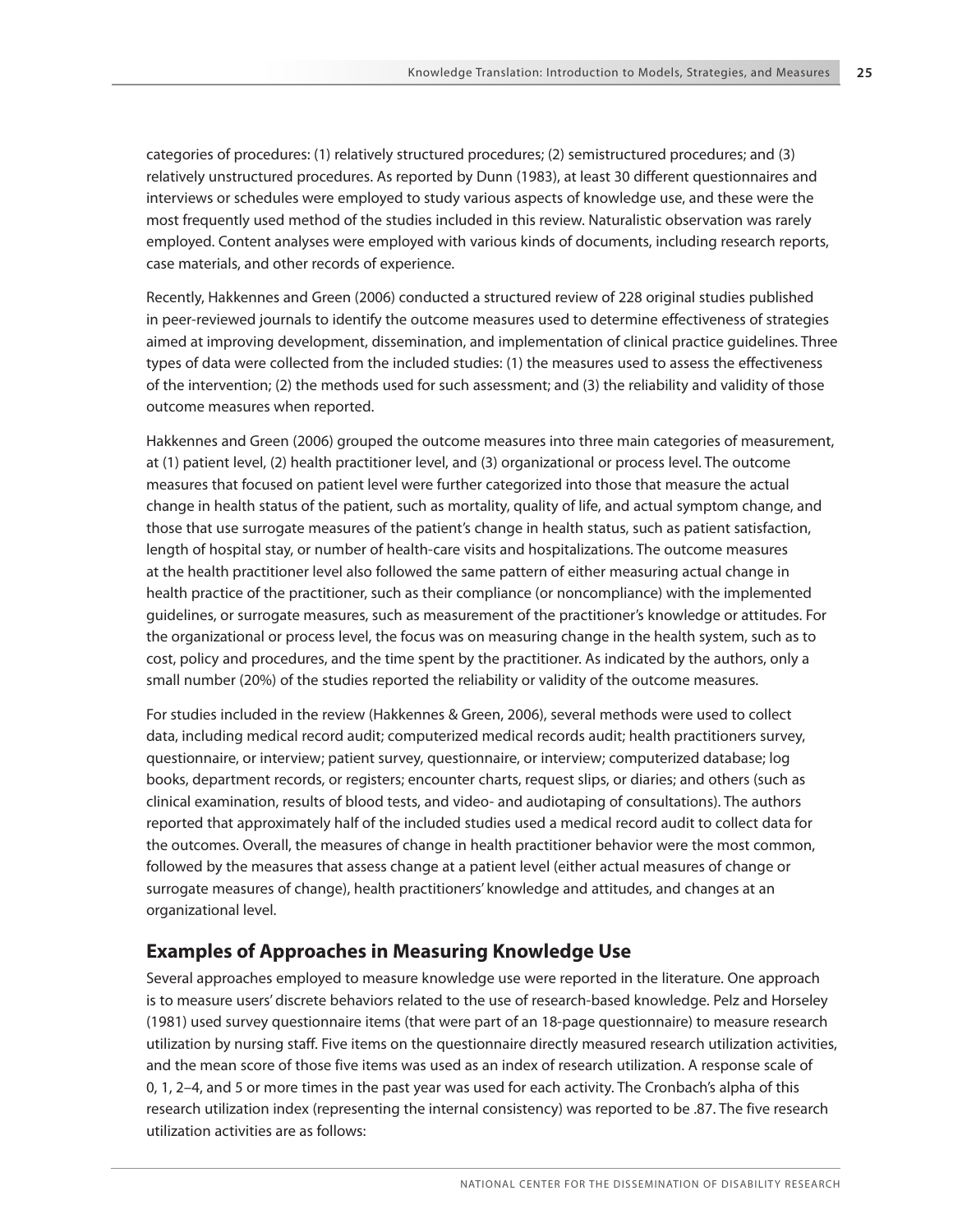categories of procedures: (1) relatively structured procedures; (2) semistructured procedures; and (3) relatively unstructured procedures. As reported by Dunn (1983), at least 30 different questionnaires and interviews or schedules were employed to study various aspects of knowledge use, and these were the most frequently used method of the studies included in this review. Naturalistic observation was rarely employed. Content analyses were employed with various kinds of documents, including research reports, case materials, and other records of experience.

Recently, Hakkennes and Green (2006) conducted a structured review of 228 original studies published in peer-reviewed journals to identify the outcome measures used to determine effectiveness of strategies aimed at improving development, dissemination, and implementation of clinical practice guidelines. Three types of data were collected from the included studies: (1) the measures used to assess the effectiveness of the intervention; (2) the methods used for such assessment; and (3) the reliability and validity of those outcome measures when reported.

Hakkennes and Green (2006) grouped the outcome measures into three main categories of measurement, at (1) patient level, (2) health practitioner level, and (3) organizational or process level. The outcome measures that focused on patient level were further categorized into those that measure the actual change in health status of the patient, such as mortality, quality of life, and actual symptom change, and those that use surrogate measures of the patient's change in health status, such as patient satisfaction, length of hospital stay, or number of health-care visits and hospitalizations. The outcome measures at the health practitioner level also followed the same pattern of either measuring actual change in health practice of the practitioner, such as their compliance (or noncompliance) with the implemented guidelines, or surrogate measures, such as measurement of the practitioner's knowledge or attitudes. For the organizational or process level, the focus was on measuring change in the health system, such as to cost, policy and procedures, and the time spent by the practitioner. As indicated by the authors, only a small number (20%) of the studies reported the reliability or validity of the outcome measures.

For studies included in the review (Hakkennes & Green, 2006), several methods were used to collect data, including medical record audit; computerized medical records audit; health practitioners survey, questionnaire, or interview; patient survey, questionnaire, or interview; computerized database; log books, department records, or registers; encounter charts, request slips, or diaries; and others (such as clinical examination, results of blood tests, and video- and audiotaping of consultations). The authors reported that approximately half of the included studies used a medical record audit to collect data for the outcomes. Overall, the measures of change in health practitioner behavior were the most common, followed by the measures that assess change at a patient level (either actual measures of change or surrogate measures of change), health practitioners' knowledge and attitudes, and changes at an organizational level.

## Examples of Approaches in Measuring Knowledge Use

Several approaches employed to measure knowledge use were reported in the literature. One approach is to measure users' discrete behaviors related to the use of research-based knowledge. Pelz and Horseley (1981) used survey questionnaire items (that were part of an 18-page questionnaire) to measure research utilization by nursing staff. Five items on the questionnaire directly measured research utilization activities, and the mean score of those five items was used as an index of research utilization. A response scale of 0, 1, 2–4, and 5 or more times in the past year was used for each activity. The Cronbach's alpha of this research utilization index (representing the internal consistency) was reported to be .87. The five research utilization activities are as follows: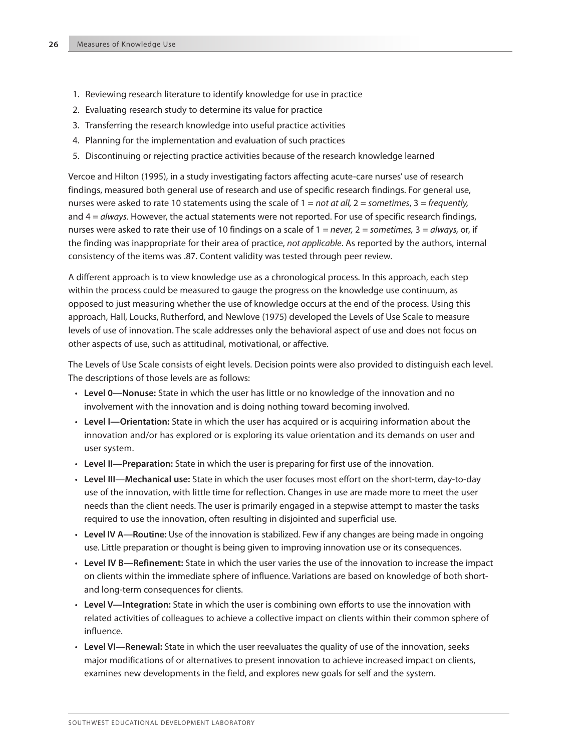1. Reviewing research literature to identify knowledge for use in practice
2. Evaluating research study to determine its value for practice
3. Transferring the research knowledge into useful practice activities
4. Planning for the implementation and evaluation of such practices
5. Discontinuing or rejecting practice activities because of the research knowledge learned

Vercoe and Hilton (1995), in a study investigating factors affecting acute-care nurses' use of research findings, measured both general use of research and use of specific research findings. For general use, nurses were asked to rate 10 statements using the scale of 1 = *not at all,* 2 = *sometimes*, 3 = *frequently,* and 4 = *always*. However, the actual statements were not reported. For use of specific research findings, nurses were asked to rate their use of 10 findings on a scale of 1 = *never,* 2 = *sometimes,* 3 = *always,* or, if the finding was inappropriate for their area of practice, *not applicable*. As reported by the authors, internal consistency of the items was .87. Content validity was tested through peer review.

A different approach is to view knowledge use as a chronological process. In this approach, each step within the process could be measured to gauge the progress on the knowledge use continuum, as opposed to just measuring whether the use of knowledge occurs at the end of the process. Using this approach, Hall, Loucks, Rutherford, and Newlove (1975) developed the Levels of Use Scale to measure levels of use of innovation. The scale addresses only the behavioral aspect of use and does not focus on other aspects of use, such as attitudinal, motivational, or affective.

The Levels of Use Scale consists of eight levels. Decision points were also provided to distinguish each level. The descriptions of those levels are as follows:

- **Level 0—Nonuse:** State in which the user has little or no knowledge of the innovation and no involvement with the innovation and is doing nothing toward becoming involved.
- **Level I—Orientation:** State in which the user has acquired or is acquiring information about the innovation and/or has explored or is exploring its value orientation and its demands on user and user system.
- **Level II—Preparation:** State in which the user is preparing for first use of the innovation.
- **Level III—Mechanical use:** State in which the user focuses most effort on the short-term, day-to-day use of the innovation, with little time for reflection. Changes in use are made more to meet the user needs than the client needs. The user is primarily engaged in a stepwise attempt to master the tasks required to use the innovation, often resulting in disjointed and superficial use.
- **Level IV A—Routine:** Use of the innovation is stabilized. Few if any changes are being made in ongoing use. Little preparation or thought is being given to improving innovation use or its consequences.
- **Level IV B—Refinement:** State in which the user varies the use of the innovation to increase the impact on clients within the immediate sphere of influence. Variations are based on knowledge of both short- and long-term consequences for clients.
- **Level V—Integration:** State in which the user is combining own efforts to use the innovation with related activities of colleagues to achieve a collective impact on clients within their common sphere of influence.
- **Level VI—Renewal:** State in which the user reevaluates the quality of use of the innovation, seeks major modifications of or alternatives to present innovation to achieve increased impact on clients, examines new developments in the field, and explores new goals for self and the system.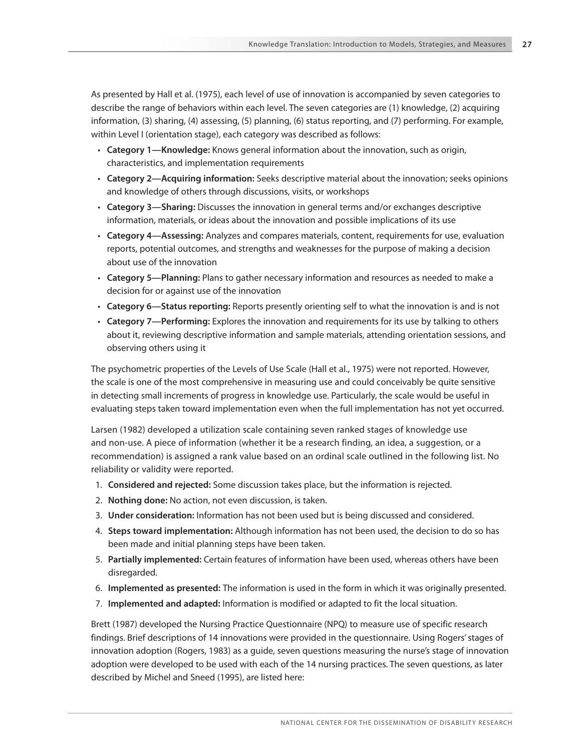As presented by Hall et al. (1975), each level of use of innovation is accompanied by seven categories to describe the range of behaviors within each level. The seven categories are (1) knowledge, (2) acquiring information, (3) sharing, (4) assessing, (5) planning, (6) status reporting, and (7) performing. For example, within Level I (orientation stage), each category was described as follows:

- **Category 1—Knowledge:** Knows general information about the innovation, such as origin, characteristics, and implementation requirements
- **Category 2—Acquiring information:** Seeks descriptive material about the innovation; seeks opinions and knowledge of others through discussions, visits, or workshops
- **Category 3—Sharing:** Discusses the innovation in general terms and/or exchanges descriptive information, materials, or ideas about the innovation and possible implications of its use
- **Category 4—Assessing:** Analyzes and compares materials, content, requirements for use, evaluation reports, potential outcomes, and strengths and weaknesses for the purpose of making a decision about use of the innovation
- **Category 5—Planning:** Plans to gather necessary information and resources as needed to make a decision for or against use of the innovation
- **Category 6—Status reporting:** Reports presently orienting self to what the innovation is and is not
- **Category 7—Performing:** Explores the innovation and requirements for its use by talking to others about it, reviewing descriptive information and sample materials, attending orientation sessions, and observing others using it

The psychometric properties of the Levels of Use Scale (Hall et al., 1975) were not reported. However, the scale is one of the most comprehensive in measuring use and could conceivably be quite sensitive in detecting small increments of progress in knowledge use. Particularly, the scale would be useful in evaluating steps taken toward implementation even when the full implementation has not yet occurred.

Larsen (1982) developed a utilization scale containing seven ranked stages of knowledge use and non-use. A piece of information (whether it be a research finding, an idea, a suggestion, or a recommendation) is assigned a rank value based on an ordinal scale outlined in the following list. No reliability or validity were reported.

1. **Considered and rejected:** Some discussion takes place, but the information is rejected.
2. **Nothing done:** No action, not even discussion, is taken.
3. **Under consideration:** Information has not been used but is being discussed and considered.
4. **Steps toward implementation:** Although information has not been used, the decision to do so has been made and initial planning steps have been taken.
5. **Partially implemented:** Certain features of information have been used, whereas others have been disregarded.
6. **Implemented as presented:** The information is used in the form in which it was originally presented.
7. **Implemented and adapted:** Information is modified or adapted to fit the local situation.

Brett (1987) developed the Nursing Practice Questionnaire (NPQ) to measure use of specific research findings. Brief descriptions of 14 innovations were provided in the questionnaire. Using Rogers' stages of innovation adoption (Rogers, 1983) as a guide, seven questions measuring the nurse's stage of innovation adoption were developed to be used with each of the 14 nursing practices. The seven questions, as later described by Michel and Sneed (1995), are listed here: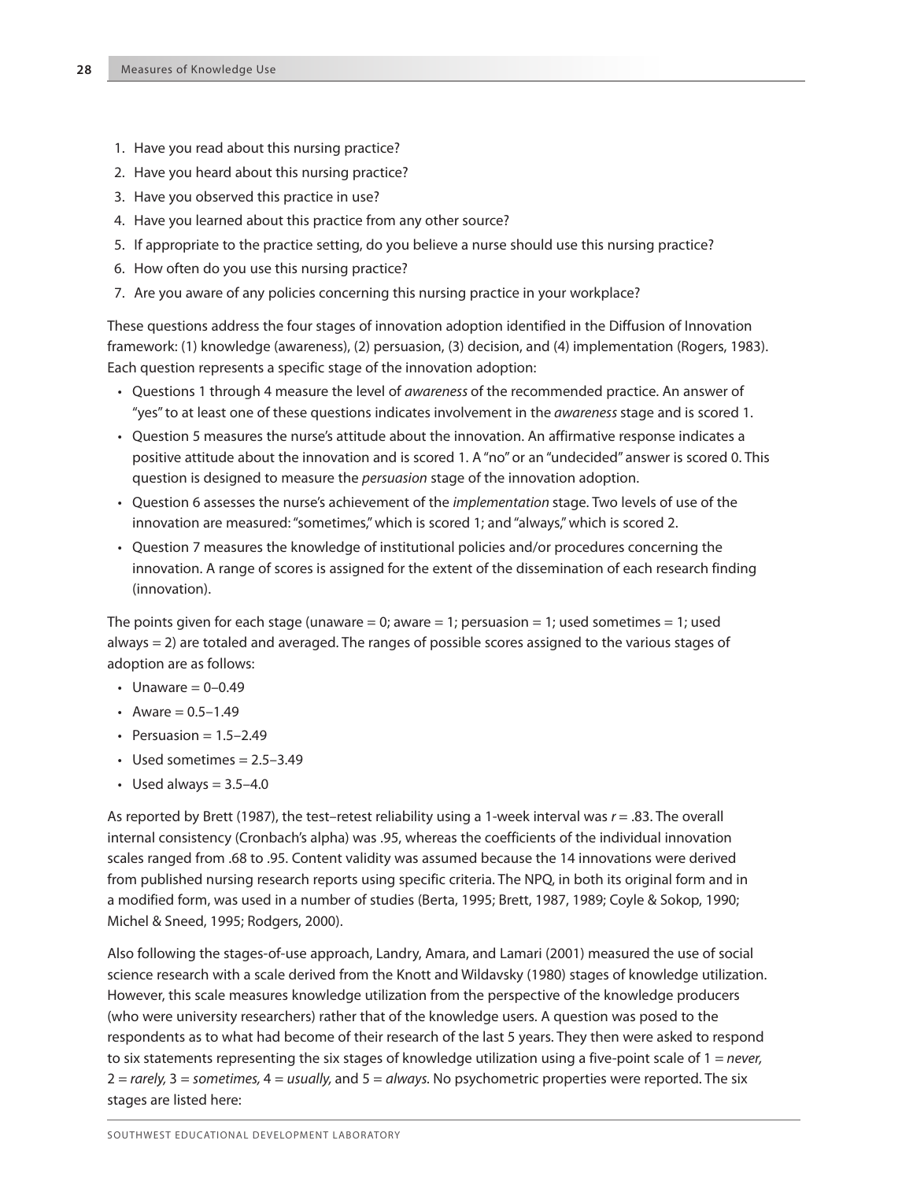1. Have you read about this nursing practice?
2. Have you heard about this nursing practice?
3. Have you observed this practice in use?
4. Have you learned about this practice from any other source?
5. If appropriate to the practice setting, do you believe a nurse should use this nursing practice?
6. How often do you use this nursing practice?
7. Are you aware of any policies concerning this nursing practice in your workplace?

These questions address the four stages of innovation adoption identified in the Diffusion of Innovation framework: (1) knowledge (awareness), (2) persuasion, (3) decision, and (4) implementation (Rogers, 1983). Each question represents a specific stage of the innovation adoption:

- Questions 1 through 4 measure the level of *awareness* of the recommended practice. An answer of "yes" to at least one of these questions indicates involvement in the *awareness* stage and is scored 1.
- Question 5 measures the nurse's attitude about the innovation. An affirmative response indicates a positive attitude about the innovation and is scored 1. A "no" or an "undecided" answer is scored 0. This question is designed to measure the *persuasion* stage of the innovation adoption.
- Question 6 assesses the nurse's achievement of the *implementation* stage. Two levels of use of the innovation are measured: "sometimes," which is scored 1; and "always," which is scored 2.
- Question 7 measures the knowledge of institutional policies and/or procedures concerning the innovation. A range of scores is assigned for the extent of the dissemination of each research finding (innovation).

The points given for each stage (unaware = 0; aware = 1; persuasion = 1; used sometimes = 1; used always = 2) are totaled and averaged. The ranges of possible scores assigned to the various stages of adoption are as follows:

- Unaware = 0–0.49
- Aware = 0.5–1.49
- Persuasion = 1.5–2.49
- Used sometimes = 2.5–3.49
- Used always = 3.5–4.0

As reported by Brett (1987), the test–retest reliability using a 1-week interval was $r = .83$. The overall internal consistency (Cronbach's alpha) was .95, whereas the coefficients of the individual innovation scales ranged from .68 to .95. Content validity was assumed because the 14 innovations were derived from published nursing research reports using specific criteria. The NPQ, in both its original form and in a modified form, was used in a number of studies (Berta, 1995; Brett, 1987, 1989; Coyle & Sokop, 1990; Michel & Sneed, 1995; Rodgers, 2000).

Also following the stages-of-use approach, Landry, Amara, and Lamari (2001) measured the use of social science research with a scale derived from the Knott and Wildavsky (1980) stages of knowledge utilization. However, this scale measures knowledge utilization from the perspective of the knowledge producers (who were university researchers) rather that of the knowledge users. A question was posed to the respondents as to what had become of their research of the last 5 years. They then were asked to respond to six statements representing the six stages of knowledge utilization using a five-point scale of 1 = *never,* 2 = *rarely,* 3 = *sometimes,* 4 = *usually,* and 5 = *always.* No psychometric properties were reported. The six stages are listed here: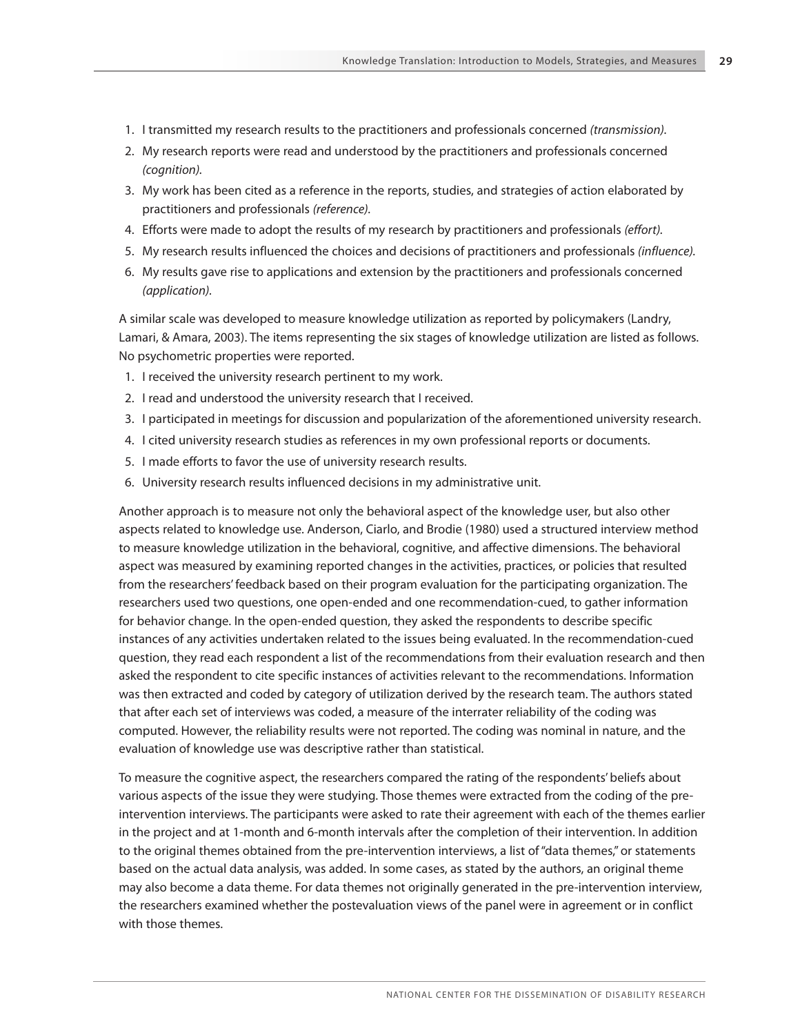1. I transmitted my research results to the practitioners and professionals concerned *(transmission)*.
2. My research reports were read and understood by the practitioners and professionals concerned *(cognition)*.
3. My work has been cited as a reference in the reports, studies, and strategies of action elaborated by practitioners and professionals *(reference)*.
4. Efforts were made to adopt the results of my research by practitioners and professionals *(effort)*.
5. My research results influenced the choices and decisions of practitioners and professionals *(influence)*.
6. My results gave rise to applications and extension by the practitioners and professionals concerned *(application)*.

A similar scale was developed to measure knowledge utilization as reported by policymakers (Landry, Lamari, & Amara, 2003). The items representing the six stages of knowledge utilization are listed as follows. No psychometric properties were reported.

1. I received the university research pertinent to my work.
2. I read and understood the university research that I received.
3. I participated in meetings for discussion and popularization of the aforementioned university research.
4. I cited university research studies as references in my own professional reports or documents.
5. I made efforts to favor the use of university research results.
6. University research results influenced decisions in my administrative unit.

Another approach is to measure not only the behavioral aspect of the knowledge user, but also other aspects related to knowledge use. Anderson, Ciarlo, and Brodie (1980) used a structured interview method to measure knowledge utilization in the behavioral, cognitive, and affective dimensions. The behavioral aspect was measured by examining reported changes in the activities, practices, or policies that resulted from the researchers' feedback based on their program evaluation for the participating organization. The researchers used two questions, one open-ended and one recommendation-cued, to gather information for behavior change. In the open-ended question, they asked the respondents to describe specific instances of any activities undertaken related to the issues being evaluated. In the recommendation-cued question, they read each respondent a list of the recommendations from their evaluation research and then asked the respondent to cite specific instances of activities relevant to the recommendations. Information was then extracted and coded by category of utilization derived by the research team. The authors stated that after each set of interviews was coded, a measure of the interrater reliability of the coding was computed. However, the reliability results were not reported. The coding was nominal in nature, and the evaluation of knowledge use was descriptive rather than statistical.

To measure the cognitive aspect, the researchers compared the rating of the respondents' beliefs about various aspects of the issue they were studying. Those themes were extracted from the coding of the pre-intervention interviews. The participants were asked to rate their agreement with each of the themes earlier in the project and at 1-month and 6-month intervals after the completion of their intervention. In addition to the original themes obtained from the pre-intervention interviews, a list of "data themes," or statements based on the actual data analysis, was added. In some cases, as stated by the authors, an original theme may also become a data theme. For data themes not originally generated in the pre-intervention interview, the researchers examined whether the postevaluation views of the panel were in agreement or in conflict with those themes.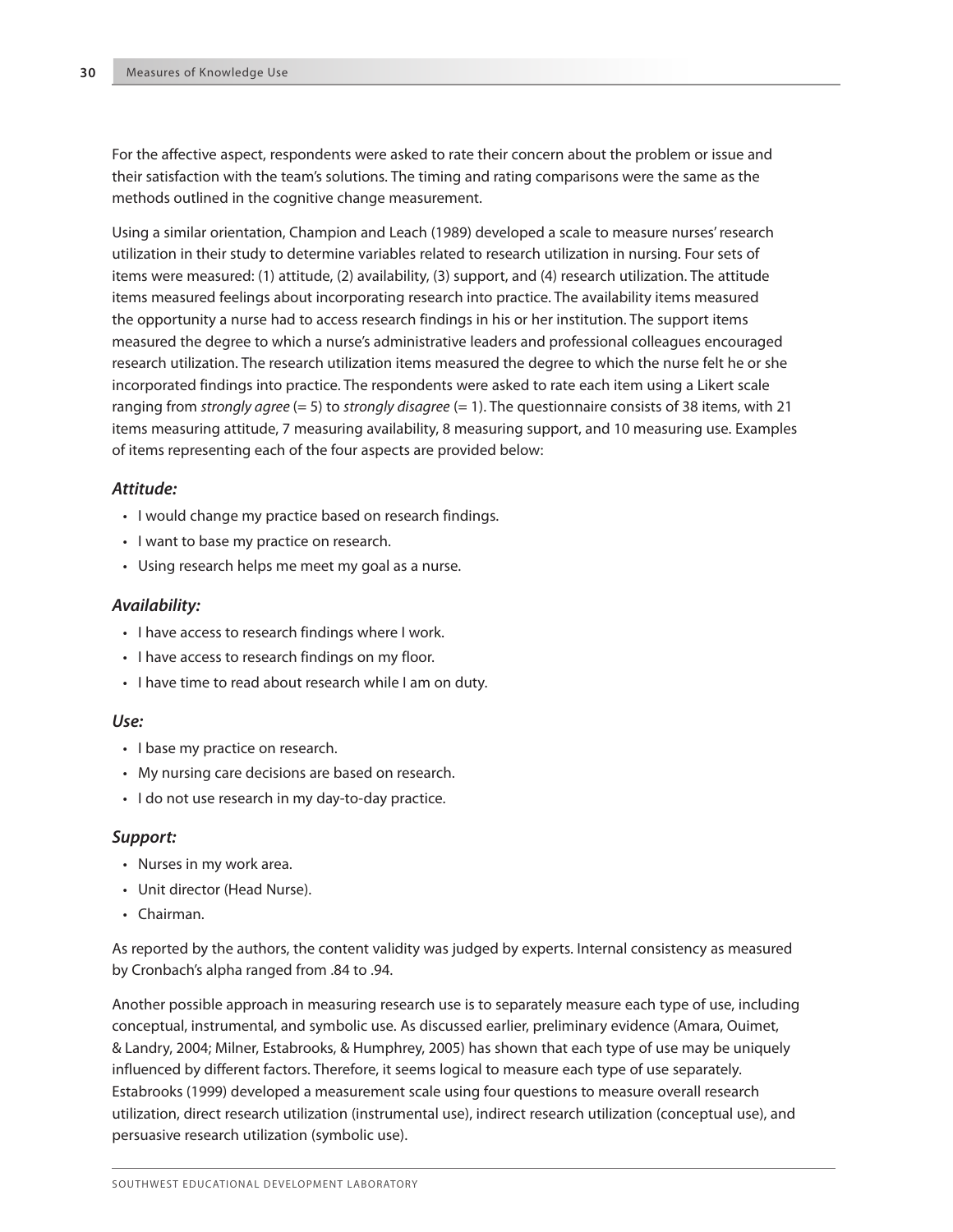For the affective aspect, respondents were asked to rate their concern about the problem or issue and their satisfaction with the team's solutions. The timing and rating comparisons were the same as the methods outlined in the cognitive change measurement.

Using a similar orientation, Champion and Leach (1989) developed a scale to measure nurses' research utilization in their study to determine variables related to research utilization in nursing. Four sets of items were measured: (1) attitude, (2) availability, (3) support, and (4) research utilization. The attitude items measured feelings about incorporating research into practice. The availability items measured the opportunity a nurse had to access research findings in his or her institution. The support items measured the degree to which a nurse's administrative leaders and professional colleagues encouraged research utilization. The research utilization items measured the degree to which the nurse felt he or she incorporated findings into practice. The respondents were asked to rate each item using a Likert scale ranging from *strongly agree* (= 5) to *strongly disagree* (= 1). The questionnaire consists of 38 items, with 21 items measuring attitude, 7 measuring availability, 8 measuring support, and 10 measuring use. Examples of items representing each of the four aspects are provided below:

***Attitude:***

- I would change my practice based on research findings.
- I want to base my practice on research.
- Using research helps me meet my goal as a nurse.

***Availability:***

- I have access to research findings where I work.
- I have access to research findings on my floor.
- I have time to read about research while I am on duty.

***Use:***

- I base my practice on research.
- My nursing care decisions are based on research.
- I do not use research in my day-to-day practice.

***Support:***

- Nurses in my work area.
- Unit director (Head Nurse).
- Chairman.

As reported by the authors, the content validity was judged by experts. Internal consistency as measured by Cronbach's alpha ranged from .84 to .94.

Another possible approach in measuring research use is to separately measure each type of use, including conceptual, instrumental, and symbolic use. As discussed earlier, preliminary evidence (Amara, Ouimet, & Landry, 2004; Milner, Estabrooks, & Humphrey, 2005) has shown that each type of use may be uniquely influenced by different factors. Therefore, it seems logical to measure each type of use separately. Estabrooks (1999) developed a measurement scale using four questions to measure overall research utilization, direct research utilization (instrumental use), indirect research utilization (conceptual use), and persuasive research utilization (symbolic use).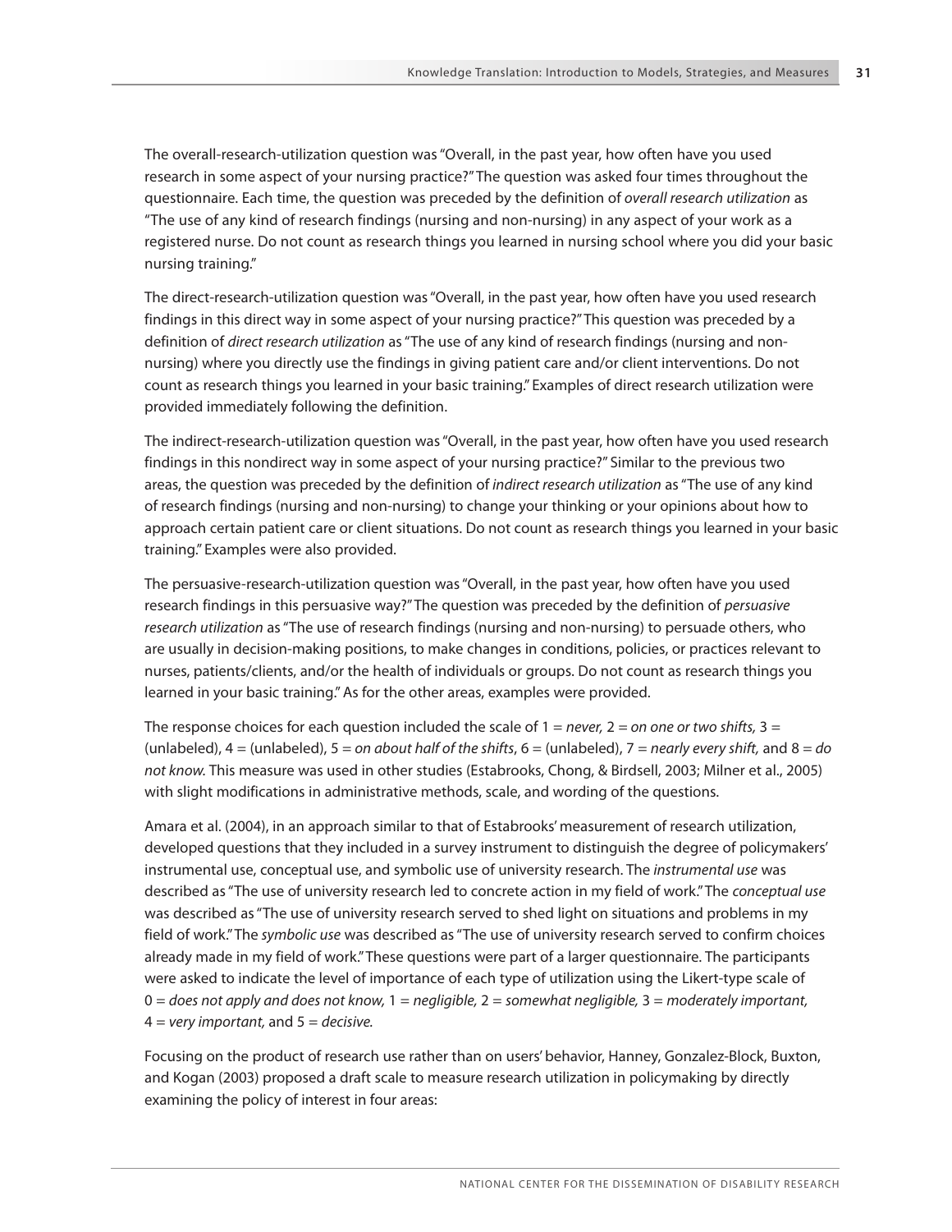The overall-research-utilization question was "Overall, in the past year, how often have you used research in some aspect of your nursing practice?" The question was asked four times throughout the questionnaire. Each time, the question was preceded by the definition of *overall research utilization* as "The use of any kind of research findings (nursing and non-nursing) in any aspect of your work as a registered nurse. Do not count as research things you learned in nursing school where you did your basic nursing training."

The direct-research-utilization question was "Overall, in the past year, how often have you used research findings in this direct way in some aspect of your nursing practice?" This question was preceded by a definition of *direct research utilization* as "The use of any kind of research findings (nursing and non-nursing) where you directly use the findings in giving patient care and/or client interventions. Do not count as research things you learned in your basic training." Examples of direct research utilization were provided immediately following the definition.

The indirect-research-utilization question was "Overall, in the past year, how often have you used research findings in this nondirect way in some aspect of your nursing practice?" Similar to the previous two areas, the question was preceded by the definition of *indirect research utilization* as "The use of any kind of research findings (nursing and non-nursing) to change your thinking or your opinions about how to approach certain patient care or client situations. Do not count as research things you learned in your basic training." Examples were also provided.

The persuasive-research-utilization question was "Overall, in the past year, how often have you used research findings in this persuasive way?" The question was preceded by the definition of *persuasive research utilization* as "The use of research findings (nursing and non-nursing) to persuade others, who are usually in decision-making positions, to make changes in conditions, policies, or practices relevant to nurses, patients/clients, and/or the health of individuals or groups. Do not count as research things you learned in your basic training." As for the other areas, examples were provided.

The response choices for each question included the scale of 1 = *never,* 2 = *on one or two shifts,* 3 = (unlabeled), 4 = (unlabeled), 5 = *on about half of the shifts*, 6 = (unlabeled), 7 = *nearly every shift,* and 8 = *do not know*. This measure was used in other studies (Estabrooks, Chong, & Birdsell, 2003; Milner et al., 2005) with slight modifications in administrative methods, scale, and wording of the questions.

Amara et al. (2004), in an approach similar to that of Estabrooks' measurement of research utilization, developed questions that they included in a survey instrument to distinguish the degree of policymakers' instrumental use, conceptual use, and symbolic use of university research. The *instrumental use* was described as "The use of university research led to concrete action in my field of work." The *conceptual use* was described as "The use of university research served to shed light on situations and problems in my field of work." The *symbolic use* was described as "The use of university research served to confirm choices already made in my field of work." These questions were part of a larger questionnaire. The participants were asked to indicate the level of importance of each type of utilization using the Likert-type scale of 0 = *does not apply and does not know,* 1 = *negligible,* 2 = *somewhat negligible,* 3 = *moderately important,* 4 = *very important,* and 5 = *decisive.*

Focusing on the product of research use rather than on users' behavior, Hanney, Gonzalez-Block, Buxton, and Kogan (2003) proposed a draft scale to measure research utilization in policymaking by directly examining the policy of interest in four areas: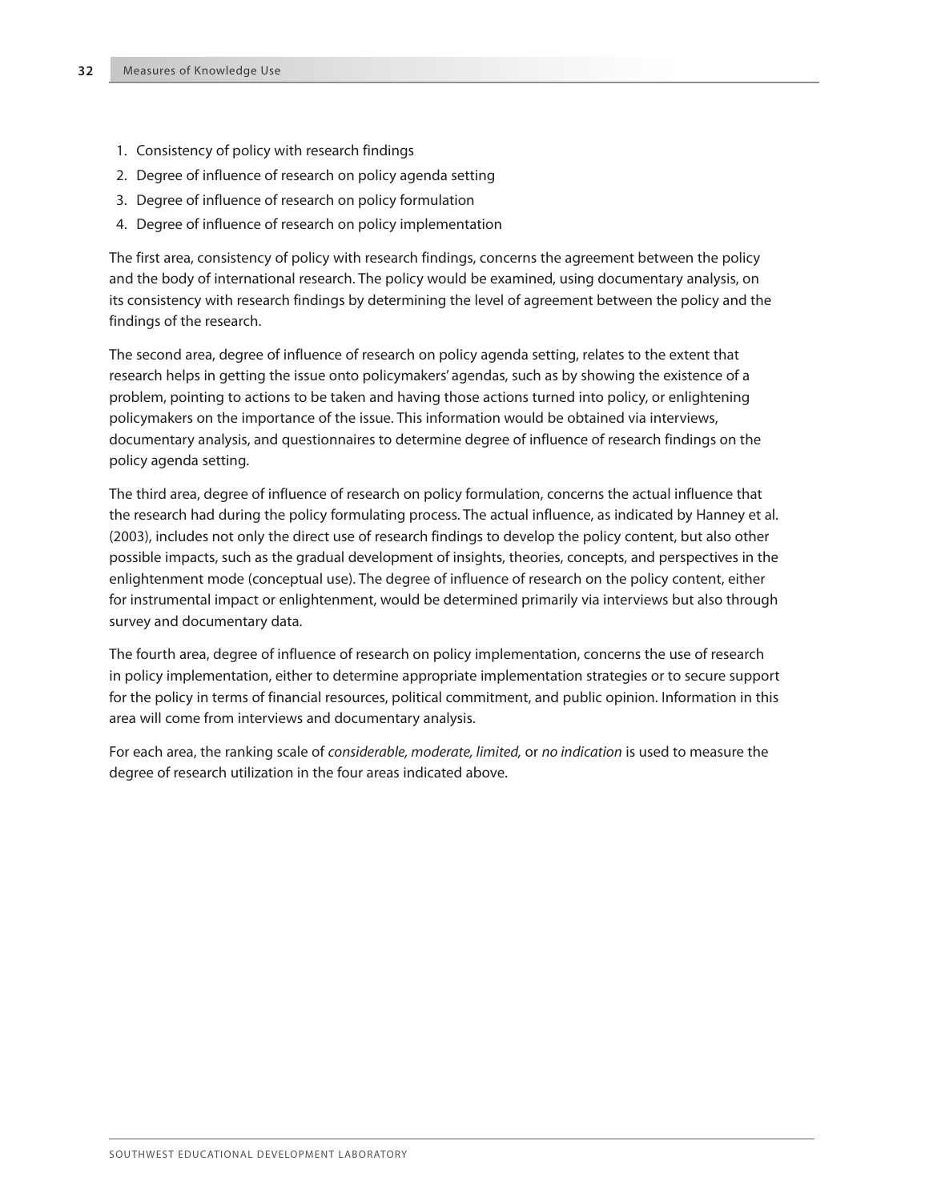1. Consistency of policy with research findings
2. Degree of influence of research on policy agenda setting
3. Degree of influence of research on policy formulation
4. Degree of influence of research on policy implementation

The first area, consistency of policy with research findings, concerns the agreement between the policy and the body of international research. The policy would be examined, using documentary analysis, on its consistency with research findings by determining the level of agreement between the policy and the findings of the research.

The second area, degree of influence of research on policy agenda setting, relates to the extent that research helps in getting the issue onto policymakers' agendas, such as by showing the existence of a problem, pointing to actions to be taken and having those actions turned into policy, or enlightening policymakers on the importance of the issue. This information would be obtained via interviews, documentary analysis, and questionnaires to determine degree of influence of research findings on the policy agenda setting.

The third area, degree of influence of research on policy formulation, concerns the actual influence that the research had during the policy formulating process. The actual influence, as indicated by Hanney et al. (2003), includes not only the direct use of research findings to develop the policy content, but also other possible impacts, such as the gradual development of insights, theories, concepts, and perspectives in the enlightenment mode (conceptual use). The degree of influence of research on the policy content, either for instrumental impact or enlightenment, would be determined primarily via interviews but also through survey and documentary data.

The fourth area, degree of influence of research on policy implementation, concerns the use of research in policy implementation, either to determine appropriate implementation strategies or to secure support for the policy in terms of financial resources, political commitment, and public opinion. Information in this area will come from interviews and documentary analysis.

For each area, the ranking scale of *considerable, moderate, limited,* or *no indication* is used to measure the degree of research utilization in the four areas indicated above.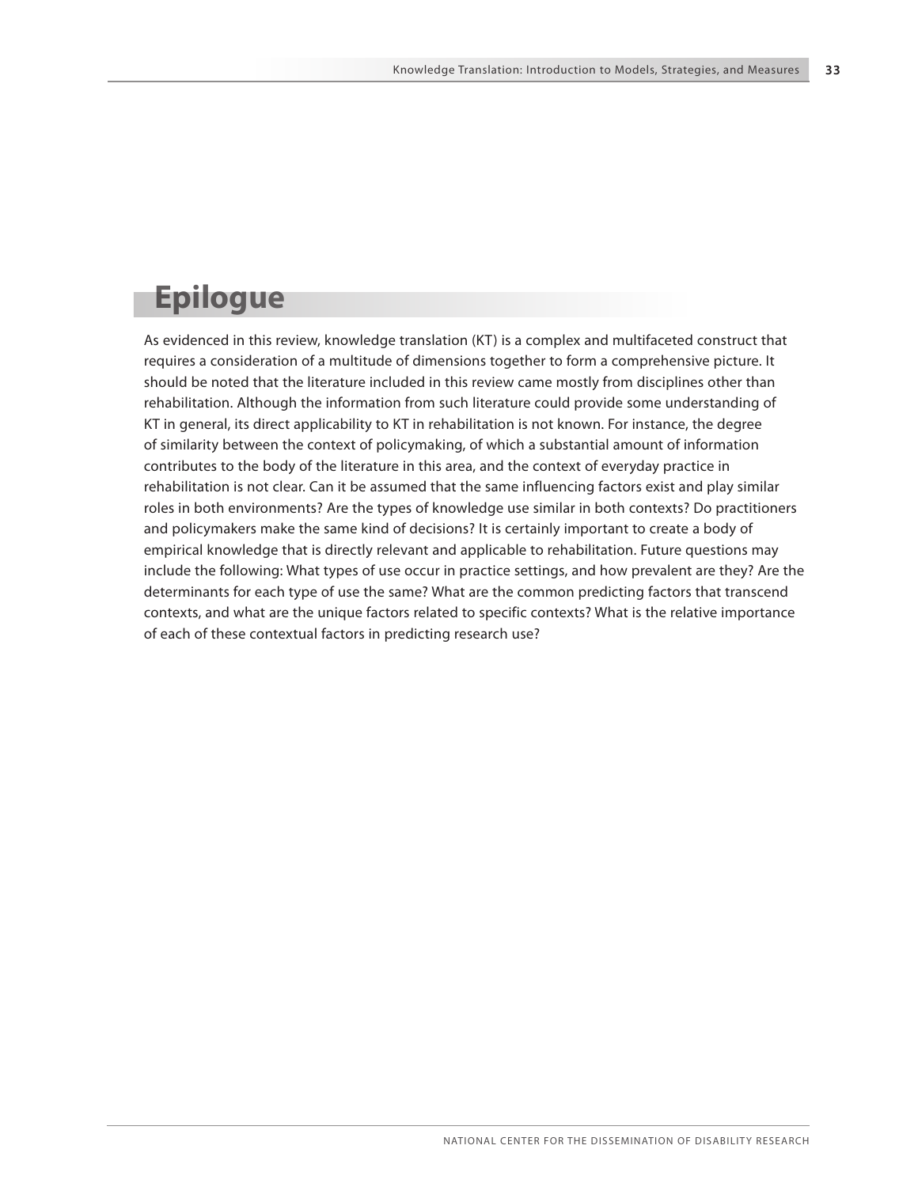# Epilogue

As evidenced in this review, knowledge translation (KT) is a complex and multifaceted construct that requires a consideration of a multitude of dimensions together to form a comprehensive picture. It should be noted that the literature included in this review came mostly from disciplines other than rehabilitation. Although the information from such literature could provide some understanding of KT in general, its direct applicability to KT in rehabilitation is not known. For instance, the degree of similarity between the context of policymaking, of which a substantial amount of information contributes to the body of the literature in this area, and the context of everyday practice in rehabilitation is not clear. Can it be assumed that the same influencing factors exist and play similar roles in both environments? Are the types of knowledge use similar in both contexts? Do practitioners and policymakers make the same kind of decisions? It is certainly important to create a body of empirical knowledge that is directly relevant and applicable to rehabilitation. Future questions may include the following: What types of use occur in practice settings, and how prevalent are they? Are the determinants for each type of use the same? What are the common predicting factors that transcend contexts, and what are the unique factors related to specific contexts? What is the relative importance of each of these contextual factors in predicting research use?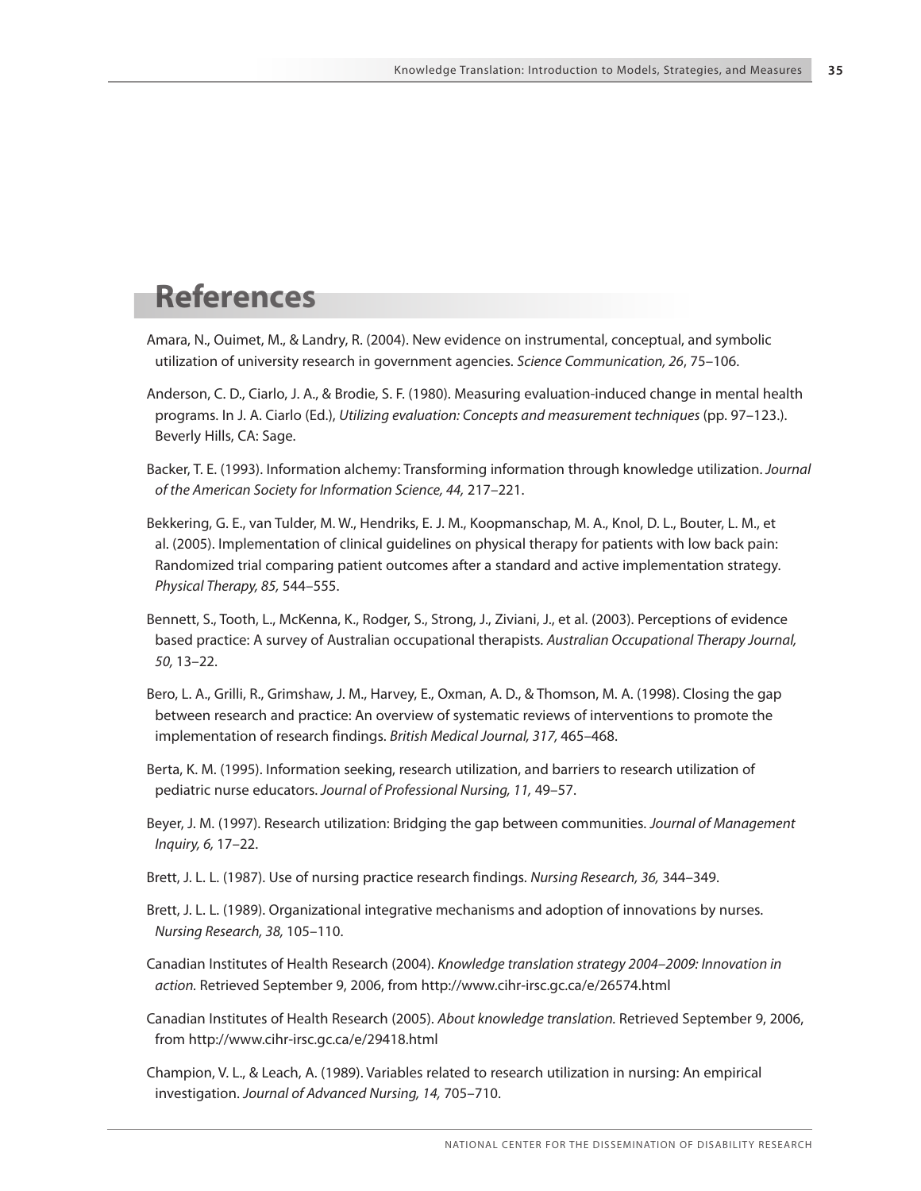# References

Amara, N., Ouimet, M., & Landry, R. (2004). New evidence on instrumental, conceptual, and symbolic utilization of university research in government agencies. *Science Communication, 26*, 75–106.

Anderson, C. D., Ciarlo, J. A., & Brodie, S. F. (1980). Measuring evaluation-induced change in mental health programs. In J. A. Ciarlo (Ed.), *Utilizing evaluation: Concepts and measurement techniques* (pp. 97–123.). Beverly Hills, CA: Sage.

Backer, T. E. (1993). Information alchemy: Transforming information through knowledge utilization. *Journal of the American Society for Information Science, 44,* 217–221.

Bekkering, G. E., van Tulder, M. W., Hendriks, E. J. M., Koopmanschap, M. A., Knol, D. L., Bouter, L. M., et al. (2005). Implementation of clinical guidelines on physical therapy for patients with low back pain: Randomized trial comparing patient outcomes after a standard and active implementation strategy. *Physical Therapy, 85,* 544–555.

Bennett, S., Tooth, L., McKenna, K., Rodger, S., Strong, J., Ziviani, J., et al. (2003). Perceptions of evidence based practice: A survey of Australian occupational therapists. *Australian Occupational Therapy Journal, 50,* 13–22.

Bero, L. A., Grilli, R., Grimshaw, J. M., Harvey, E., Oxman, A. D., & Thomson, M. A. (1998). Closing the gap between research and practice: An overview of systematic reviews of interventions to promote the implementation of research findings. *British Medical Journal, 317,* 465–468.

Berta, K. M. (1995). Information seeking, research utilization, and barriers to research utilization of pediatric nurse educators. *Journal of Professional Nursing, 11,* 49–57.

Beyer, J. M. (1997). Research utilization: Bridging the gap between communities. *Journal of Management Inquiry, 6,* 17–22.

Brett, J. L. L. (1987). Use of nursing practice research findings. *Nursing Research, 36,* 344–349.

Brett, J. L. L. (1989). Organizational integrative mechanisms and adoption of innovations by nurses. *Nursing Research, 38,* 105–110.

Canadian Institutes of Health Research (2004). *Knowledge translation strategy 2004–2009: Innovation in action.* Retrieved September 9, 2006, from http://www.cihr-irsc.gc.ca/e/26574.html

Canadian Institutes of Health Research (2005). *About knowledge translation.* Retrieved September 9, 2006, from http://www.cihr-irsc.gc.ca/e/29418.html

Champion, V. L., & Leach, A. (1989). Variables related to research utilization in nursing: An empirical investigation. *Journal of Advanced Nursing, 14,* 705–710.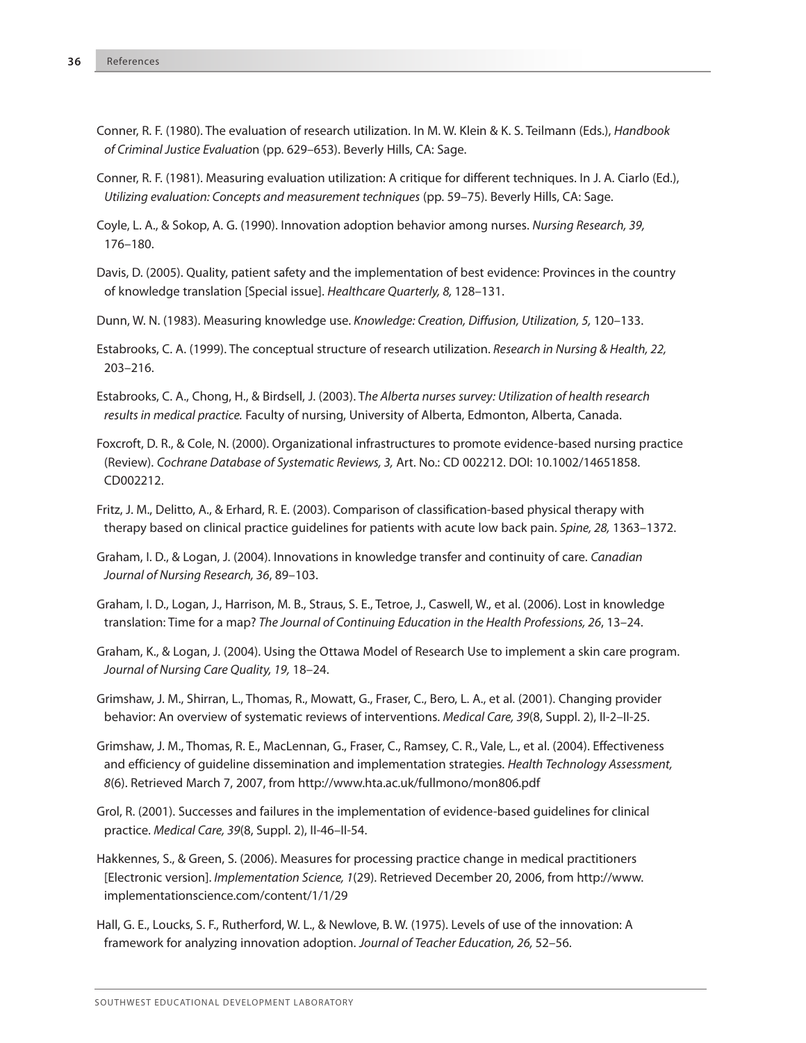Conner, R. F. (1980). The evaluation of research utilization. In M. W. Klein & K. S. Teilmann (Eds.), *Handbook of Criminal Justice Evaluation* (pp. 629–653). Beverly Hills, CA: Sage.

Conner, R. F. (1981). Measuring evaluation utilization: A critique for different techniques. In J. A. Ciarlo (Ed.), *Utilizing evaluation: Concepts and measurement techniques* (pp. 59–75). Beverly Hills, CA: Sage.

Coyle, L. A., & Sokop, A. G. (1990). Innovation adoption behavior among nurses. *Nursing Research, 39,* 176–180.

Davis, D. (2005). Quality, patient safety and the implementation of best evidence: Provinces in the country of knowledge translation [Special issue]. *Healthcare Quarterly, 8,* 128–131.

Dunn, W. N. (1983). Measuring knowledge use. *Knowledge: Creation, Diffusion, Utilization, 5,* 120–133.

Estabrooks, C. A. (1999). The conceptual structure of research utilization. *Research in Nursing & Health, 22,* 203–216.

Estabrooks, C. A., Chong, H., & Birdsell, J. (2003). T*he Alberta nurses survey: Utilization of health research results in medical practice.* Faculty of nursing, University of Alberta, Edmonton, Alberta, Canada.

Foxcroft, D. R., & Cole, N. (2000). Organizational infrastructures to promote evidence-based nursing practice (Review). *Cochrane Database of Systematic Reviews, 3,* Art. No.: CD 002212. DOI: 10.1002/14651858. CD002212.

Fritz, J. M., Delitto, A., & Erhard, R. E. (2003). Comparison of classification-based physical therapy with therapy based on clinical practice guidelines for patients with acute low back pain. *Spine, 28,* 1363–1372.

Graham, I. D., & Logan, J. (2004). Innovations in knowledge transfer and continuity of care. *Canadian Journal of Nursing Research, 36*, 89–103.

Graham, I. D., Logan, J., Harrison, M. B., Straus, S. E., Tetroe, J., Caswell, W., et al. (2006). Lost in knowledge translation: Time for a map? *The Journal of Continuing Education in the Health Professions, 26*, 13–24.

Graham, K., & Logan, J. (2004). Using the Ottawa Model of Research Use to implement a skin care program. *Journal of Nursing Care Quality, 19,* 18–24.

Grimshaw, J. M., Shirran, L., Thomas, R., Mowatt, G., Fraser, C., Bero, L. A., et al. (2001). Changing provider behavior: An overview of systematic reviews of interventions. *Medical Care, 39*(8, Suppl. 2), II-2–II-25.

Grimshaw, J. M., Thomas, R. E., MacLennan, G., Fraser, C., Ramsey, C. R., Vale, L., et al. (2004). Effectiveness and efficiency of guideline dissemination and implementation strategies. *Health Technology Assessment, 8*(6). Retrieved March 7, 2007, from http://www.hta.ac.uk/fullmono/mon806.pdf

Grol, R. (2001). Successes and failures in the implementation of evidence-based guidelines for clinical practice. *Medical Care, 39*(8, Suppl. 2), II-46–II-54.

Hakkennes, S., & Green, S. (2006). Measures for processing practice change in medical practitioners [Electronic version]. *Implementation Science, 1*(29). Retrieved December 20, 2006, from http://www.implementationscience.com/content/1/1/29

Hall, G. E., Loucks, S. F., Rutherford, W. L., & Newlove, B. W. (1975). Levels of use of the innovation: A framework for analyzing innovation adoption. *Journal of Teacher Education, 26,* 52–56.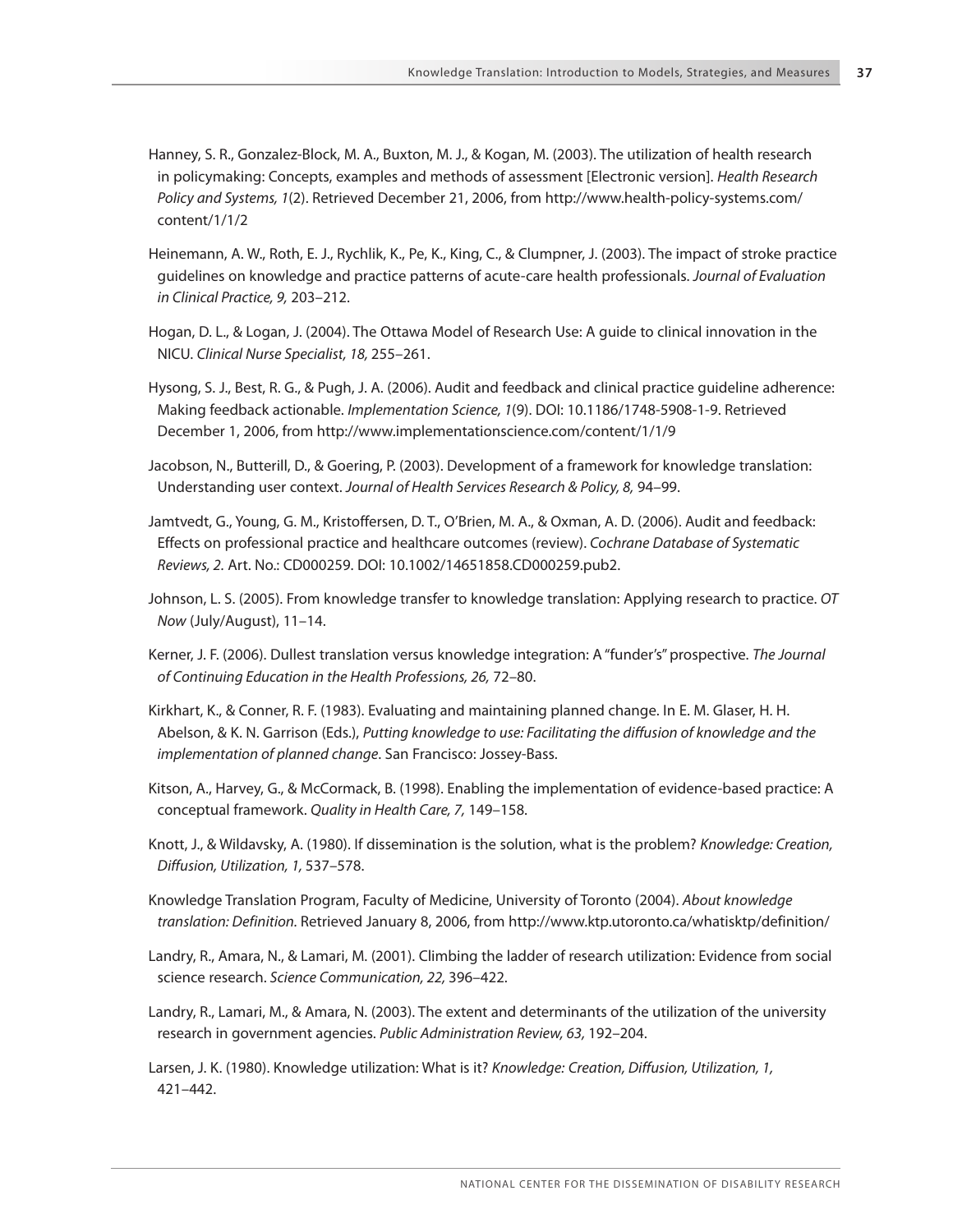Hanney, S. R., Gonzalez-Block, M. A., Buxton, M. J., & Kogan, M. (2003). The utilization of health research in policymaking: Concepts, examples and methods of assessment [Electronic version]. *Health Research Policy and Systems, 1*(2). Retrieved December 21, 2006, from http://www.health-policy-systems.com/content/1/1/2

Heinemann, A. W., Roth, E. J., Rychlik, K., Pe, K., King, C., & Clumpner, J. (2003). The impact of stroke practice guidelines on knowledge and practice patterns of acute-care health professionals. *Journal of Evaluation in Clinical Practice, 9,* 203–212.

Hogan, D. L., & Logan, J. (2004). The Ottawa Model of Research Use: A guide to clinical innovation in the NICU. *Clinical Nurse Specialist, 18,* 255–261.

Hysong, S. J., Best, R. G., & Pugh, J. A. (2006). Audit and feedback and clinical practice guideline adherence: Making feedback actionable. *Implementation Science, 1*(9). DOI: 10.1186/1748-5908-1-9. Retrieved December 1, 2006, from http://www.implementationscience.com/content/1/1/9

Jacobson, N., Butterill, D., & Goering, P. (2003). Development of a framework for knowledge translation: Understanding user context. *Journal of Health Services Research & Policy, 8,* 94–99.

Jamtvedt, G., Young, G. M., Kristoffersen, D. T., O'Brien, M. A., & Oxman, A. D. (2006). Audit and feedback: Effects on professional practice and healthcare outcomes (review). *Cochrane Database of Systematic Reviews, 2.* Art. No.: CD000259. DOI: 10.1002/14651858.CD000259.pub2.

Johnson, L. S. (2005). From knowledge transfer to knowledge translation: Applying research to practice. *OT Now* (July/August), 11–14.

Kerner, J. F. (2006). Dullest translation versus knowledge integration: A "funder's" prospective. *The Journal of Continuing Education in the Health Professions, 26,* 72–80.

Kirkhart, K., & Conner, R. F. (1983). Evaluating and maintaining planned change. In E. M. Glaser, H. H. Abelson, & K. N. Garrison (Eds.), *Putting knowledge to use: Facilitating the diffusion of knowledge and the implementation of planned change*. San Francisco: Jossey-Bass.

Kitson, A., Harvey, G., & McCormack, B. (1998). Enabling the implementation of evidence-based practice: A conceptual framework. *Quality in Health Care, 7,* 149–158.

Knott, J., & Wildavsky, A. (1980). If dissemination is the solution, what is the problem? *Knowledge: Creation, Diffusion, Utilization, 1,* 537–578.

Knowledge Translation Program, Faculty of Medicine, University of Toronto (2004). *About knowledge translation: Definition.* Retrieved January 8, 2006, from http://www.ktp.utoronto.ca/whatisktp/definition/

Landry, R., Amara, N., & Lamari, M. (2001). Climbing the ladder of research utilization: Evidence from social science research. *Science Communication, 22,* 396–422.

Landry, R., Lamari, M., & Amara, N. (2003). The extent and determinants of the utilization of the university research in government agencies. *Public Administration Review, 63,* 192–204.

Larsen, J. K. (1980). Knowledge utilization: What is it? *Knowledge: Creation, Diffusion, Utilization, 1,* 421–442.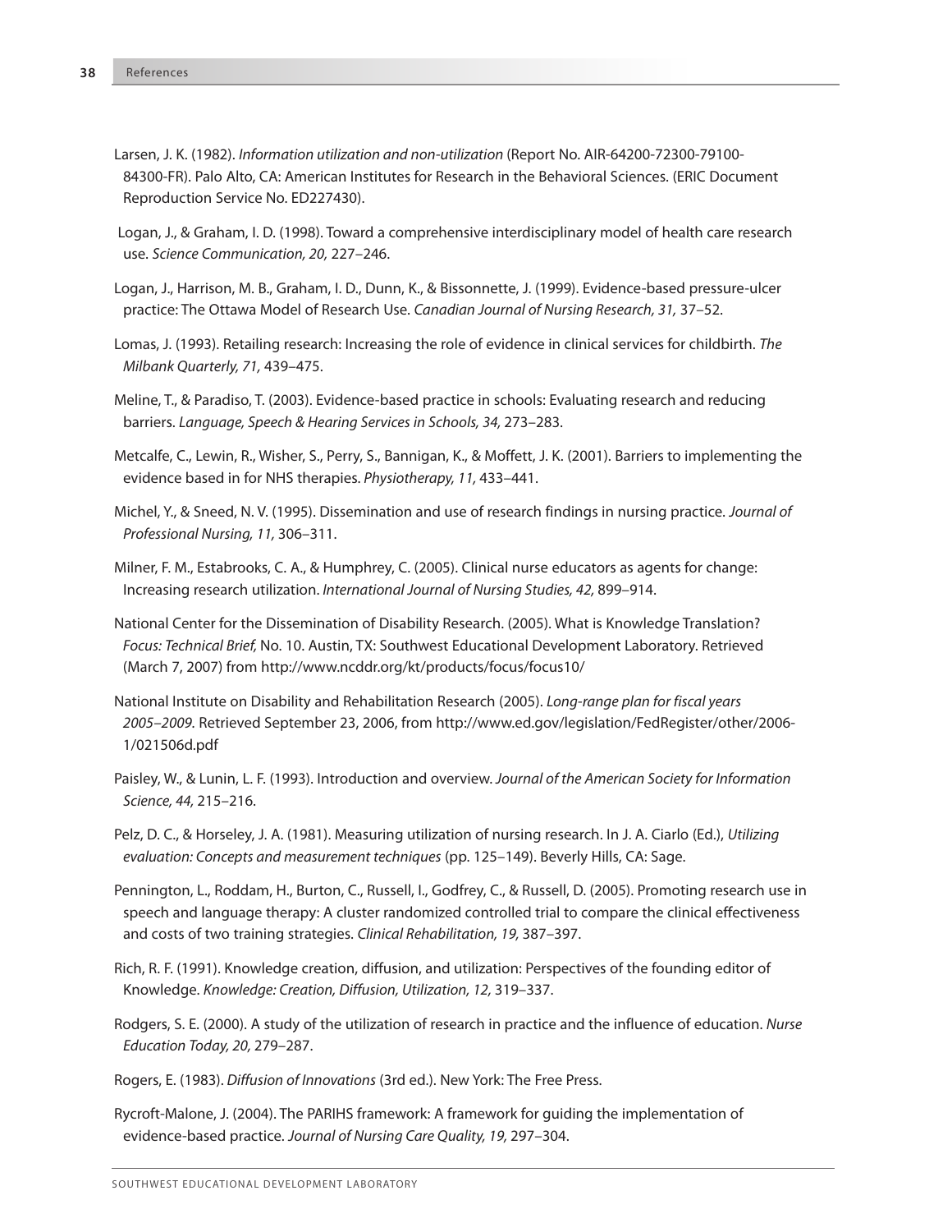Larsen, J. K. (1982). *Information utilization and non-utilization* (Report No. AIR-64200-72300-79100-84300-FR). Palo Alto, CA: American Institutes for Research in the Behavioral Sciences. (ERIC Document Reproduction Service No. ED227430).

Logan, J., & Graham, I. D. (1998). Toward a comprehensive interdisciplinary model of health care research use. *Science Communication, 20,* 227–246.

Logan, J., Harrison, M. B., Graham, I. D., Dunn, K., & Bissonnette, J. (1999). Evidence-based pressure-ulcer practice: The Ottawa Model of Research Use. *Canadian Journal of Nursing Research, 31,* 37–52.

Lomas, J. (1993). Retailing research: Increasing the role of evidence in clinical services for childbirth. *The Milbank Quarterly, 71,* 439–475.

Meline, T., & Paradiso, T. (2003). Evidence-based practice in schools: Evaluating research and reducing barriers. *Language, Speech & Hearing Services in Schools, 34,* 273–283.

Metcalfe, C., Lewin, R., Wisher, S., Perry, S., Bannigan, K., & Moffett, J. K. (2001). Barriers to implementing the evidence based in for NHS therapies. *Physiotherapy, 11,* 433–441.

Michel, Y., & Sneed, N. V. (1995). Dissemination and use of research findings in nursing practice. *Journal of Professional Nursing, 11,* 306–311.

Milner, F. M., Estabrooks, C. A., & Humphrey, C. (2005). Clinical nurse educators as agents for change: Increasing research utilization. *International Journal of Nursing Studies, 42,* 899–914.

National Center for the Dissemination of Disability Research. (2005). What is Knowledge Translation? *Focus: Technical Brief,* No. 10. Austin, TX: Southwest Educational Development Laboratory. Retrieved (March 7, 2007) from http://www.ncddr.org/kt/products/focus/focus10/

National Institute on Disability and Rehabilitation Research (2005). *Long-range plan for fiscal years 2005–2009.* Retrieved September 23, 2006, from http://www.ed.gov/legislation/FedRegister/other/2006-1/021506d.pdf

Paisley, W., & Lunin, L. F. (1993). Introduction and overview. *Journal of the American Society for Information Science, 44,* 215–216.

Pelz, D. C., & Horseley, J. A. (1981). Measuring utilization of nursing research. In J. A. Ciarlo (Ed.), *Utilizing evaluation: Concepts and measurement techniques* (pp. 125–149). Beverly Hills, CA: Sage.

Pennington, L., Roddam, H., Burton, C., Russell, I., Godfrey, C., & Russell, D. (2005). Promoting research use in speech and language therapy: A cluster randomized controlled trial to compare the clinical effectiveness and costs of two training strategies. *Clinical Rehabilitation, 19,* 387–397.

Rich, R. F. (1991). Knowledge creation, diffusion, and utilization: Perspectives of the founding editor of Knowledge. *Knowledge: Creation, Diffusion, Utilization, 12,* 319–337.

Rodgers, S. E. (2000). A study of the utilization of research in practice and the influence of education. *Nurse Education Today, 20,* 279–287.

Rogers, E. (1983). *Diffusion of Innovations* (3rd ed.). New York: The Free Press.

Rycroft-Malone, J. (2004). The PARIHS framework: A framework for guiding the implementation of evidence-based practice. *Journal of Nursing Care Quality, 19,* 297–304.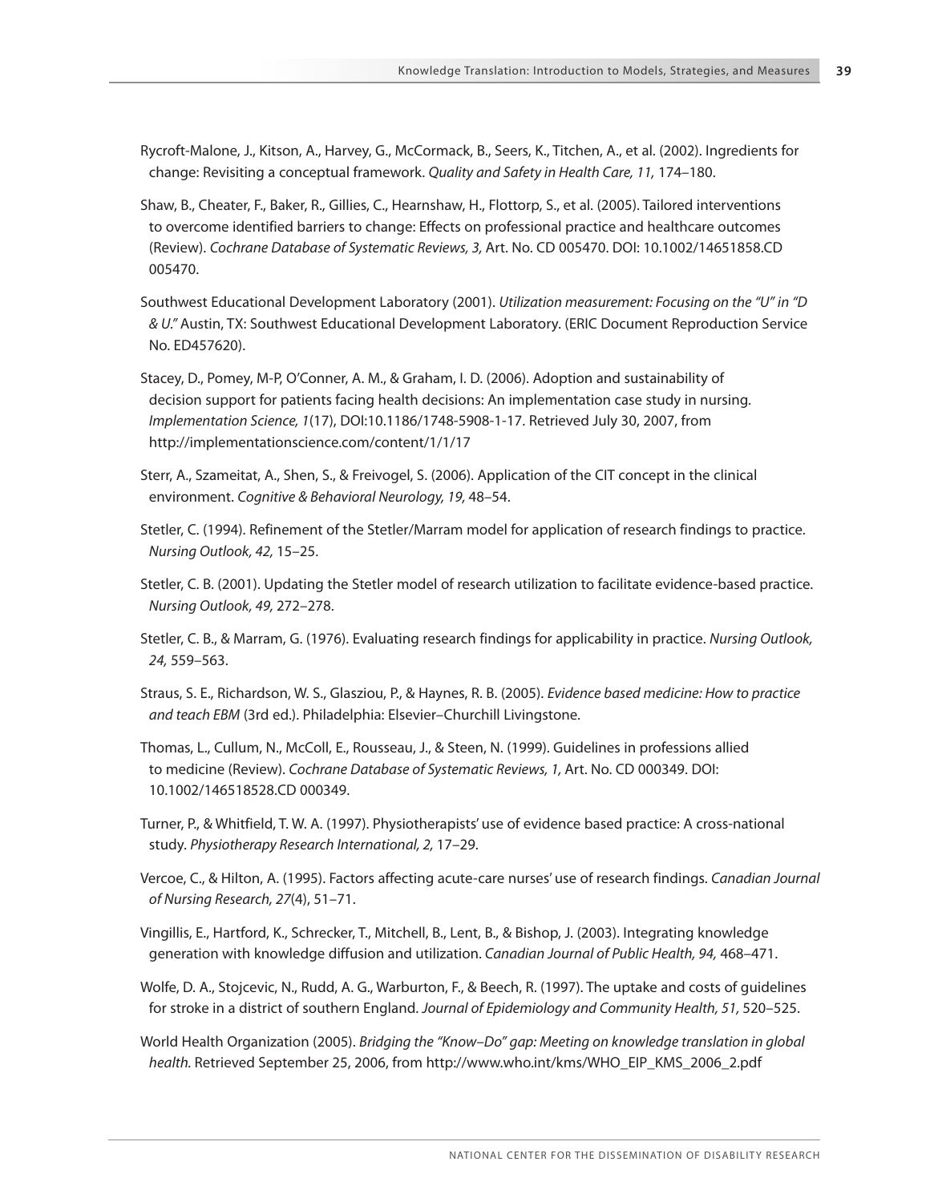Rycroft-Malone, J., Kitson, A., Harvey, G., McCormack, B., Seers, K., Titchen, A., et al. (2002). Ingredients for change: Revisiting a conceptual framework. *Quality and Safety in Health Care, 11,* 174–180.

Shaw, B., Cheater, F., Baker, R., Gillies, C., Hearnshaw, H., Flottorp, S., et al. (2005). Tailored interventions to overcome identified barriers to change: Effects on professional practice and healthcare outcomes (Review). *Cochrane Database of Systematic Reviews, 3,* Art. No. CD 005470. DOI: 10.1002/14651858.CD 005470.

Southwest Educational Development Laboratory (2001). *Utilization measurement: Focusing on the "U" in "D & U."* Austin, TX: Southwest Educational Development Laboratory. (ERIC Document Reproduction Service No. ED457620).

Stacey, D., Pomey, M-P, O'Conner, A. M., & Graham, I. D. (2006). Adoption and sustainability of decision support for patients facing health decisions: An implementation case study in nursing. *Implementation Science, 1*(17), DOI:10.1186/1748-5908-1-17. Retrieved July 30, 2007, from http://implementationscience.com/content/1/1/17

Sterr, A., Szameitat, A., Shen, S., & Freivogel, S. (2006). Application of the CIT concept in the clinical environment. *Cognitive & Behavioral Neurology, 19,* 48–54.

Stetler, C. (1994). Refinement of the Stetler/Marram model for application of research findings to practice. *Nursing Outlook, 42,* 15–25.

Stetler, C. B. (2001). Updating the Stetler model of research utilization to facilitate evidence-based practice. *Nursing Outlook, 49,* 272–278.

Stetler, C. B., & Marram, G. (1976). Evaluating research findings for applicability in practice. *Nursing Outlook, 24,* 559–563.

Straus, S. E., Richardson, W. S., Glasziou, P., & Haynes, R. B. (2005). *Evidence based medicine: How to practice and teach EBM* (3rd ed.). Philadelphia: Elsevier–Churchill Livingstone.

Thomas, L., Cullum, N., McColl, E., Rousseau, J., & Steen, N. (1999). Guidelines in professions allied to medicine (Review). *Cochrane Database of Systematic Reviews, 1,* Art. No. CD 000349. DOI: 10.1002/146518528.CD 000349.

Turner, P., & Whitfield, T. W. A. (1997). Physiotherapists' use of evidence based practice: A cross-national study. *Physiotherapy Research International, 2,* 17–29.

Vercoe, C., & Hilton, A. (1995). Factors affecting acute-care nurses' use of research findings. *Canadian Journal of Nursing Research, 27*(4), 51–71.

Vingillis, E., Hartford, K., Schrecker, T., Mitchell, B., Lent, B., & Bishop, J. (2003). Integrating knowledge generation with knowledge diffusion and utilization. *Canadian Journal of Public Health, 94,* 468–471.

Wolfe, D. A., Stojcevic, N., Rudd, A. G., Warburton, F., & Beech, R. (1997). The uptake and costs of guidelines for stroke in a district of southern England. *Journal of Epidemiology and Community Health, 51,* 520–525.

World Health Organization (2005). *Bridging the "Know–Do" gap: Meeting on knowledge translation in global health.* Retrieved September 25, 2006, from http://www.who.int/kms/WHO_EIP_KMS_2006_2.pdf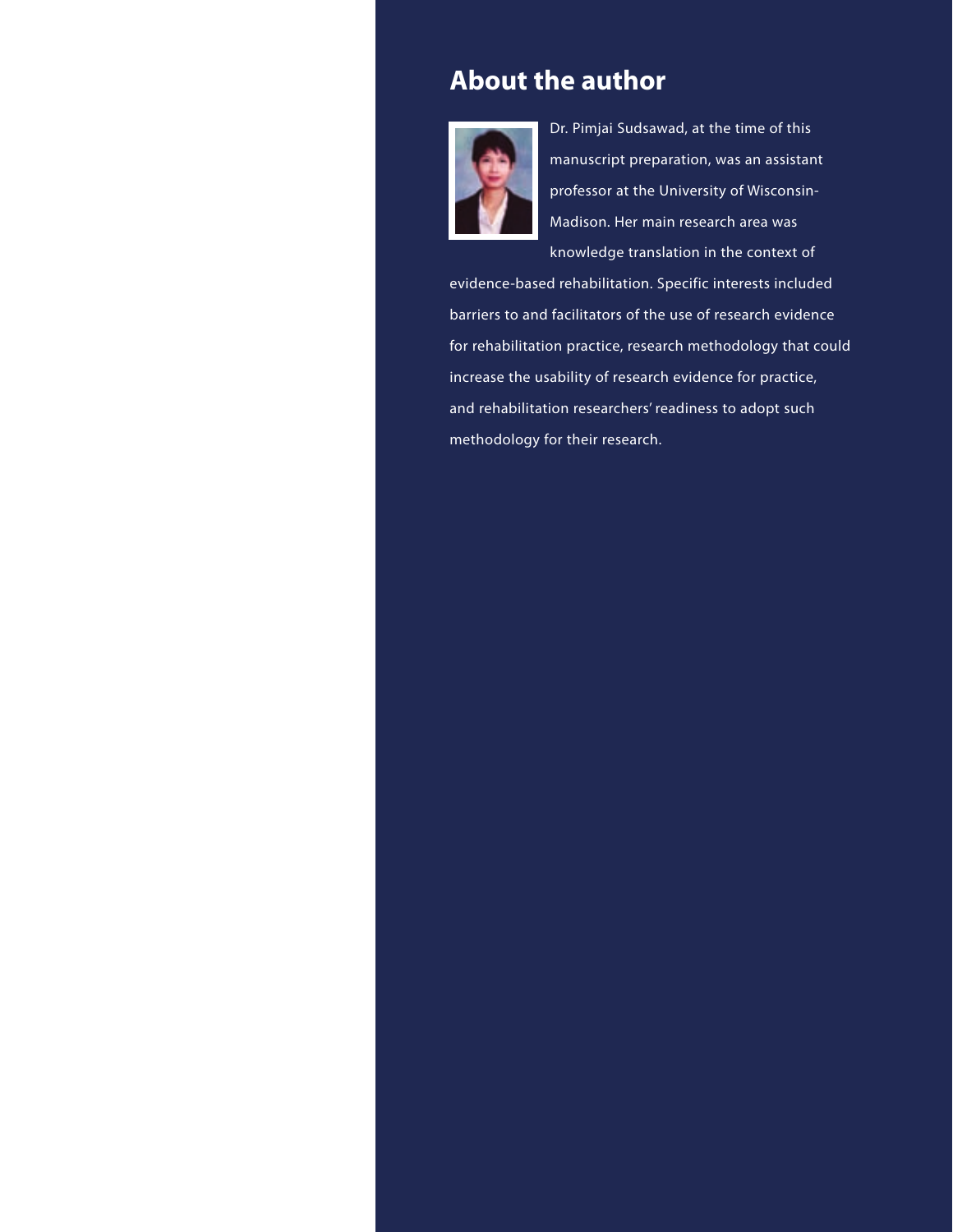## About the author

Dr. Pimjai Sudsawad, at the time of this manuscript preparation, was an assistant professor at the University of Wisconsin-Madison. Her main research area was knowledge translation in the context of evidence-based rehabilitation. Specific interests included barriers to and facilitators of the use of research evidence for rehabilitation practice, research methodology that could increase the usability of research evidence for practice, and rehabilitation researchers' readiness to adopt such methodology for their research.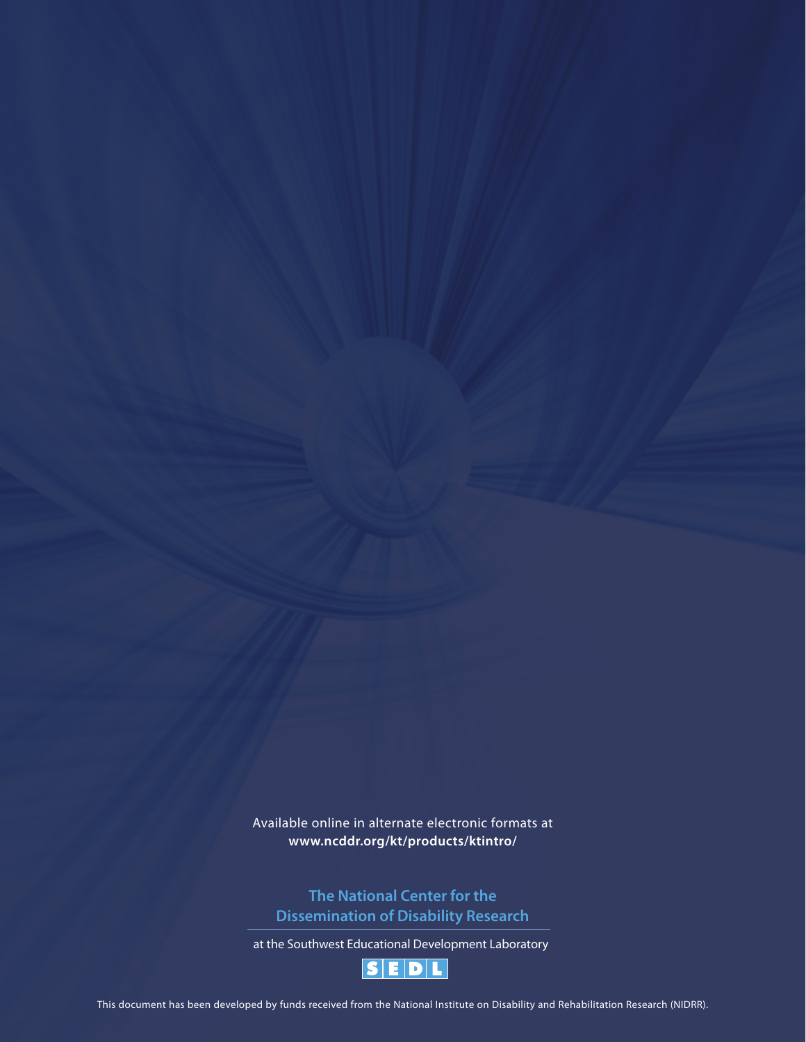Available online in alternate electronic formats at
**www.ncddr.org/kt/products/ktintro/**

**The National Center for the Dissemination of Disability Research**

at the Southwest Educational Development Laboratory

SEDL

This document has been developed by funds received from the National Institute on Disability and Rehabilitation Research (NIDRR).